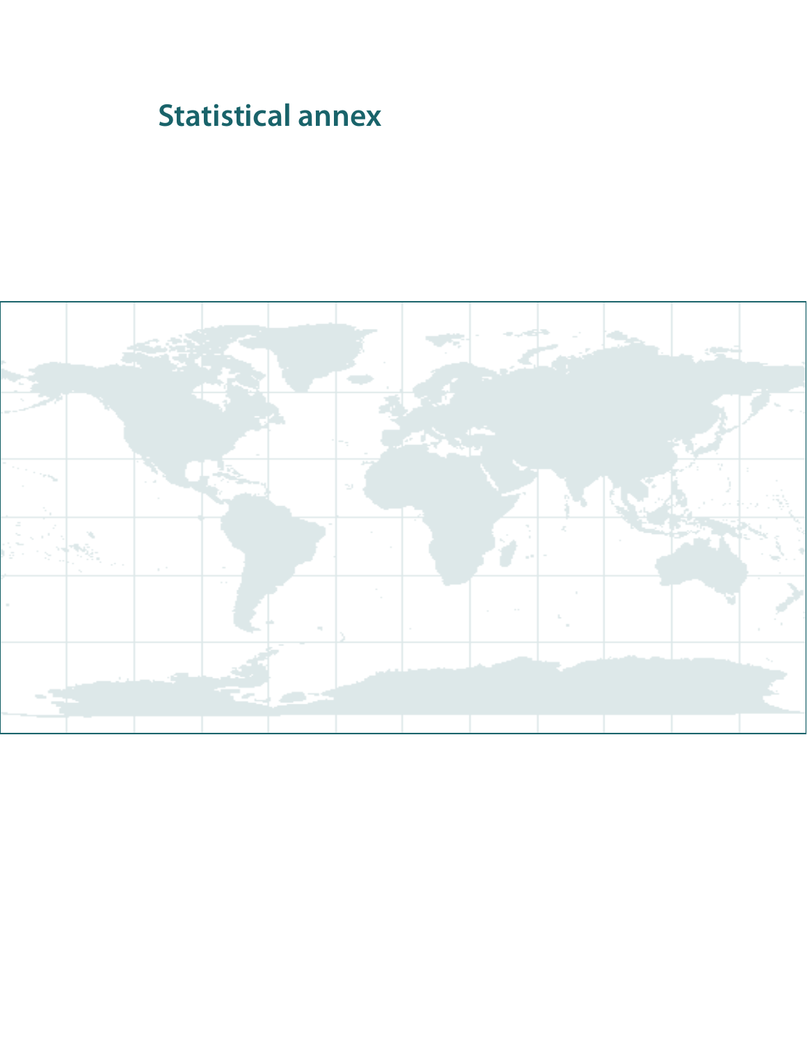# Statistical annex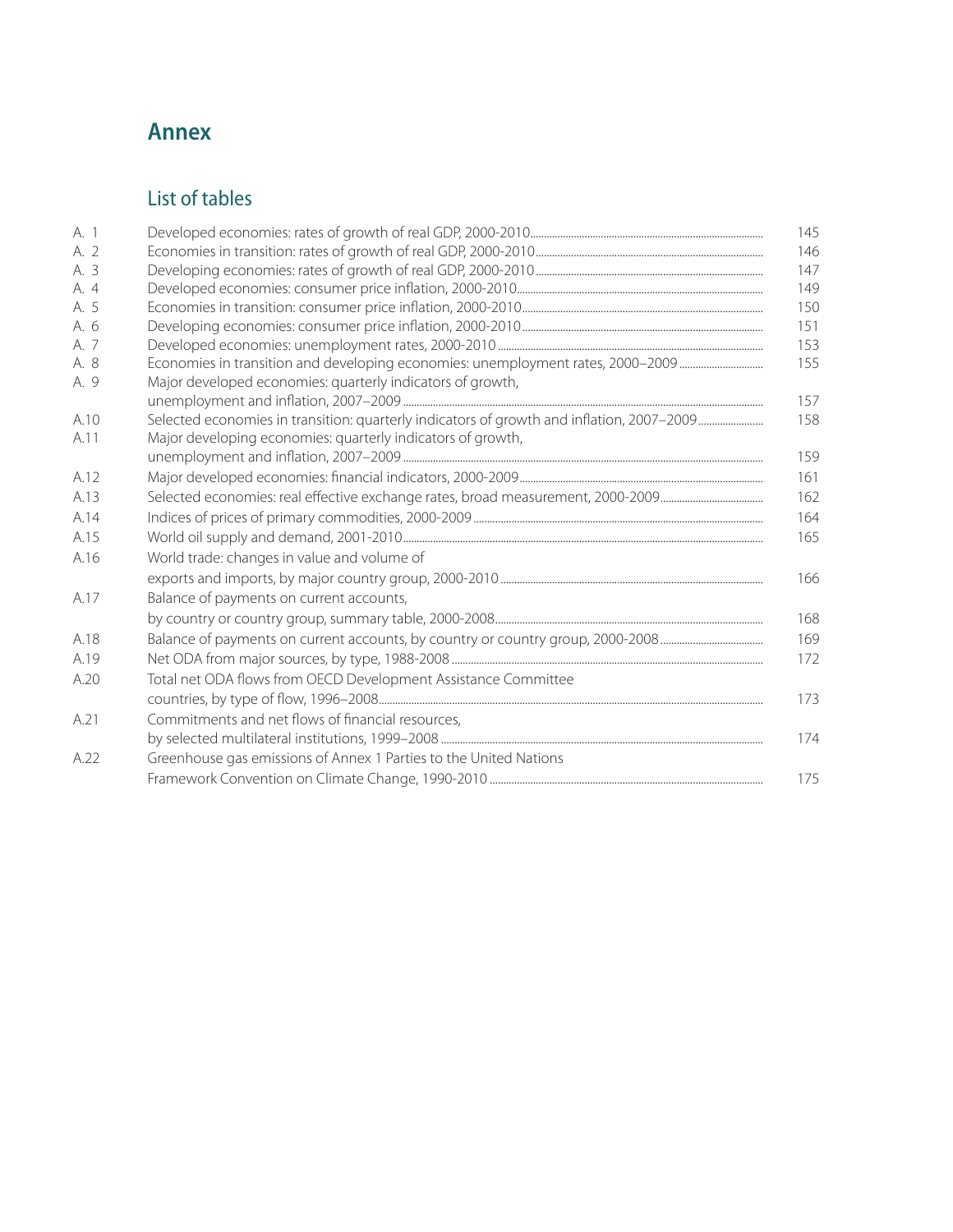# Annex

## List of tables

| | | |
|---|---|---|
| A. 1 | Developed economies: rates of growth of real GDP, 2000-2010 | 145 |
| A. 2 | Economies in transition: rates of growth of real GDP, 2000-2010 | 146 |
| A. 3 | Developing economies: rates of growth of real GDP, 2000-2010 | 147 |
| A. 4 | Developed economies: consumer price inflation, 2000-2010 | 149 |
| A. 5 | Economies in transition: consumer price inflation, 2000-2010 | 150 |
| A. 6 | Developing economies: consumer price inflation, 2000-2010 | 151 |
| A. 7 | Developed economies: unemployment rates, 2000-2010 | 153 |
| A. 8 | Economies in transition and developing economies: unemployment rates, 2000–2009 | 155 |
| A. 9 | Major developed economies: quarterly indicators of growth, unemployment and inflation, 2007–2009 | 157 |
| A.10 | Selected economies in transition: quarterly indicators of growth and inflation, 2007–2009 | 158 |
| A.11 | Major developing economies: quarterly indicators of growth, unemployment and inflation, 2007–2009 | 159 |
| A.12 | Major developed economies: financial indicators, 2000-2009 | 161 |
| A.13 | Selected economies: real effective exchange rates, broad measurement, 2000-2009 | 162 |
| A.14 | Indices of prices of primary commodities, 2000-2009 | 164 |
| A.15 | World oil supply and demand, 2001-2010 | 165 |
| A.16 | World trade: changes in value and volume of exports and imports, by major country group, 2000-2010 | 166 |
| A.17 | Balance of payments on current accounts, by country or country group, summary table, 2000-2008 | 168 |
| A.18 | Balance of payments on current accounts, by country or country group, 2000-2008 | 169 |
| A.19 | Net ODA from major sources, by type, 1988-2008 | 172 |
| A.20 | Total net ODA flows from OECD Development Assistance Committee countries, by type of flow, 1996–2008 | 173 |
| A.21 | Commitments and net flows of financial resources, by selected multilateral institutions, 1999–2008 | 174 |
| A.22 | Greenhouse gas emissions of Annex 1 Parties to the United Nations Framework Convention on Climate Change, 1990-2010 | 175 |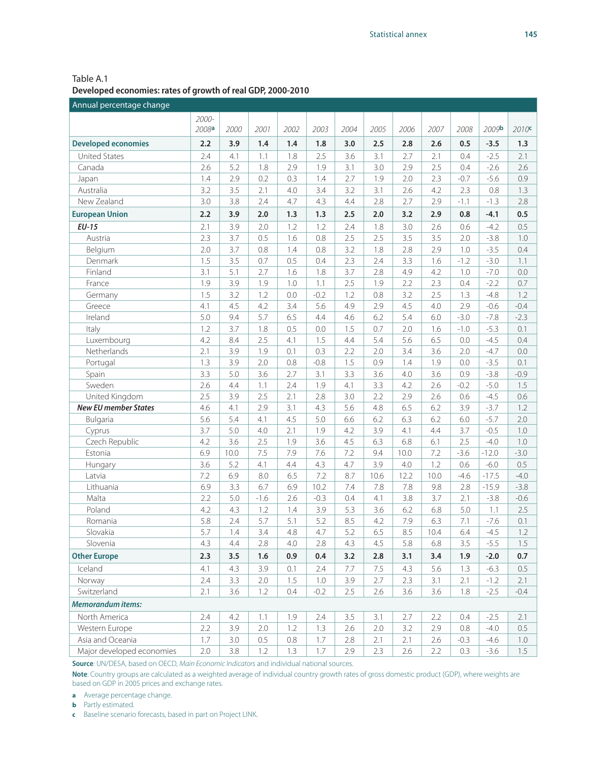Table A.1
**Developed economies: rates of growth of real GDP, 2000-2010**

| Annual percentage change | 2000-2008[a] | 2000 | 2001 | 2002 | 2003 | 2004 | 2005 | 2006 | 2007 | 2008 | 2009[b] | 2010[c] |
|---|---|---|---|---|---|---|---|---|---|---|---|---|
| **Developed economies** | **2.2** | **3.9** | **1.4** | **1.4** | **1.8** | **3.0** | **2.5** | **2.8** | **2.6** | **0.5** | **-3.5** | **1.3** |
| United States | 2.4 | 4.1 | 1.1 | 1.8 | 2.5 | 3.6 | 3.1 | 2.7 | 2.1 | 0.4 | -2.5 | 2.1 |
| Canada | 2.6 | 5.2 | 1.8 | 2.9 | 1.9 | 3.1 | 3.0 | 2.9 | 2.5 | 0.4 | -2.6 | 2.6 |
| Japan | 1.4 | 2.9 | 0.2 | 0.3 | 1.4 | 2.7 | 1.9 | 2.0 | 2.3 | -0.7 | -5.6 | 0.9 |
| Australia | 3.2 | 3.5 | 2.1 | 4.0 | 3.4 | 3.2 | 3.1 | 2.6 | 4.2 | 2.3 | 0.8 | 1.3 |
| New Zealand | 3.0 | 3.8 | 2.4 | 4.7 | 4.3 | 4.4 | 2.8 | 2.7 | 2.9 | -1.1 | -1.3 | 2.8 |
| **European Union** | **2.2** | **3.9** | **2.0** | **1.3** | **1.3** | **2.5** | **2.0** | **3.2** | **2.9** | **0.8** | **-4.1** | **0.5** |
| ***EU-15*** | 2.1 | 3.9 | 2.0 | 1.2 | 1.2 | 2.4 | 1.8 | 3.0 | 2.6 | 0.6 | -4.2 | 0.5 |
| Austria | 2.3 | 3.7 | 0.5 | 1.6 | 0.8 | 2.5 | 2.5 | 3.5 | 3.5 | 2.0 | -3.8 | 1.0 |
| Belgium | 2.0 | 3.7 | 0.8 | 1.4 | 0.8 | 3.2 | 1.8 | 2.8 | 2.9 | 1.0 | -3.5 | 0.4 |
| Denmark | 1.5 | 3.5 | 0.7 | 0.5 | 0.4 | 2.3 | 2.4 | 3.3 | 1.6 | -1.2 | -3.0 | 1.1 |
| Finland | 3.1 | 5.1 | 2.7 | 1.6 | 1.8 | 3.7 | 2.8 | 4.9 | 4.2 | 1.0 | -7.0 | 0.0 |
| France | 1.9 | 3.9 | 1.9 | 1.0 | 1.1 | 2.5 | 1.9 | 2.2 | 2.3 | 0.4 | -2.2 | 0.7 |
| Germany | 1.5 | 3.2 | 1.2 | 0.0 | -0.2 | 1.2 | 0.8 | 3.2 | 2.5 | 1.3 | -4.8 | 1.2 |
| Greece | 4.1 | 4.5 | 4.2 | 3.4 | 5.6 | 4.9 | 2.9 | 4.5 | 4.0 | 2.9 | -0.6 | -0.4 |
| Ireland | 5.0 | 9.4 | 5.7 | 6.5 | 4.4 | 4.6 | 6.2 | 5.4 | 6.0 | -3.0 | -7.8 | -2.3 |
| Italy | 1.2 | 3.7 | 1.8 | 0.5 | 0.0 | 1.5 | 0.7 | 2.0 | 1.6 | -1.0 | -5.3 | 0.1 |
| Luxembourg | 4.2 | 8.4 | 2.5 | 4.1 | 1.5 | 4.4 | 5.4 | 5.6 | 6.5 | 0.0 | -4.5 | 0.4 |
| Netherlands | 2.1 | 3.9 | 1.9 | 0.1 | 0.3 | 2.2 | 2.0 | 3.4 | 3.6 | 2.0 | -4.7 | 0.0 |
| Portugal | 1.3 | 3.9 | 2.0 | 0.8 | -0.8 | 1.5 | 0.9 | 1.4 | 1.9 | 0.0 | -3.5 | 0.1 |
| Spain | 3.3 | 5.0 | 3.6 | 2.7 | 3.1 | 3.3 | 3.6 | 4.0 | 3.6 | 0.9 | -3.8 | -0.9 |
| Sweden | 2.6 | 4.4 | 1.1 | 2.4 | 1.9 | 4.1 | 3.3 | 4.2 | 2.6 | -0.2 | -5.0 | 1.5 |
| United Kingdom | 2.5 | 3.9 | 2.5 | 2.1 | 2.8 | 3.0 | 2.2 | 2.9 | 2.6 | 0.6 | -4.5 | 0.6 |
| ***New EU member States*** | 4.6 | 4.1 | 2.9 | 3.1 | 4.3 | 5.6 | 4.8 | 6.5 | 6.2 | 3.9 | -3.7 | 1.2 |
| Bulgaria | 5.6 | 5.4 | 4.1 | 4.5 | 5.0 | 6.6 | 6.2 | 6.3 | 6.2 | 6.0 | -5.7 | 2.0 |
| Cyprus | 3.7 | 5.0 | 4.0 | 2.1 | 1.9 | 4.2 | 3.9 | 4.1 | 4.4 | 3.7 | -0.5 | 1.0 |
| Czech Republic | 4.2 | 3.6 | 2.5 | 1.9 | 3.6 | 4.5 | 6.3 | 6.8 | 6.1 | 2.5 | -4.0 | 1.0 |
| Estonia | 6.9 | 10.0 | 7.5 | 7.9 | 7.6 | 7.2 | 9.4 | 10.0 | 7.2 | -3.6 | -12.0 | -3.0 |
| Hungary | 3.6 | 5.2 | 4.1 | 4.4 | 4.3 | 4.7 | 3.9 | 4.0 | 1.2 | 0.6 | -6.0 | 0.5 |
| Latvia | 7.2 | 6.9 | 8.0 | 6.5 | 7.2 | 8.7 | 10.6 | 12.2 | 10.0 | -4.6 | -17.5 | -4.0 |
| Lithuania | 6.9 | 3.3 | 6.7 | 6.9 | 10.2 | 7.4 | 7.8 | 7.8 | 9.8 | 2.8 | -15.9 | -3.8 |
| Malta | 2.2 | 5.0 | -1.6 | 2.6 | -0.3 | 0.4 | 4.1 | 3.8 | 3.7 | 2.1 | -3.8 | -0.6 |
| Poland | 4.2 | 4.3 | 1.2 | 1.4 | 3.9 | 5.3 | 3.6 | 6.2 | 6.8 | 5.0 | 1.1 | 2.5 |
| Romania | 5.8 | 2.4 | 5.7 | 5.1 | 5.2 | 8.5 | 4.2 | 7.9 | 6.3 | 7.1 | -7.6 | 0.1 |
| Slovakia | 5.7 | 1.4 | 3.4 | 4.8 | 4.7 | 5.2 | 6.5 | 8.5 | 10.4 | 6.4 | -4.5 | 1.2 |
| Slovenia | 4.3 | 4.4 | 2.8 | 4.0 | 2.8 | 4.3 | 4.5 | 5.8 | 6.8 | 3.5 | -5.5 | 1.5 |
| **Other Europe** | **2.3** | **3.5** | **1.6** | **0.9** | **0.4** | **3.2** | **2.8** | **3.1** | **3.4** | **1.9** | **-2.0** | **0.7** |
| Iceland | 4.1 | 4.3 | 3.9 | 0.1 | 2.4 | 7.7 | 7.5 | 4.3 | 5.6 | 1.3 | -6.3 | 0.5 |
| Norway | 2.4 | 3.3 | 2.0 | 1.5 | 1.0 | 3.9 | 2.7 | 2.3 | 3.1 | 2.1 | -1.2 | 2.1 |
| Switzerland | 2.1 | 3.6 | 1.2 | 0.4 | -0.2 | 2.5 | 2.6 | 3.6 | 3.6 | 1.8 | -2.5 | -0.4 |
| ***Memorandum items:*** | | | | | | | | | | | | |
| North America | 2.4 | 4.2 | 1.1 | 1.9 | 2.4 | 3.5 | 3.1 | 2.7 | 2.2 | 0.4 | -2.5 | 2.1 |
| Western Europe | 2.2 | 3.9 | 2.0 | 1.2 | 1.3 | 2.6 | 2.0 | 3.2 | 2.9 | 0.8 | -4.0 | 0.5 |
| Asia and Oceania | 1.7 | 3.0 | 0.5 | 0.8 | 1.7 | 2.8 | 2.1 | 2.1 | 2.6 | -0.3 | -4.6 | 1.0 |
| Major developed economies | 2.0 | 3.8 | 1.2 | 1.3 | 1.7 | 2.9 | 2.3 | 2.6 | 2.2 | 0.3 | -3.6 | 1.5 |

**Source**: UN/DESA, based on OECD, *Main Economic Indicators* and individual national sources.

**Note**: Country groups are calculated as a weighted average of individual country growth rates of gross domestic product (GDP), where weights are based on GDP in 2005 prices and exchange rates.

**a** Average percentage change.
**b** Partly estimated.
**c** Baseline scenario forecasts, based in part on Project LINK.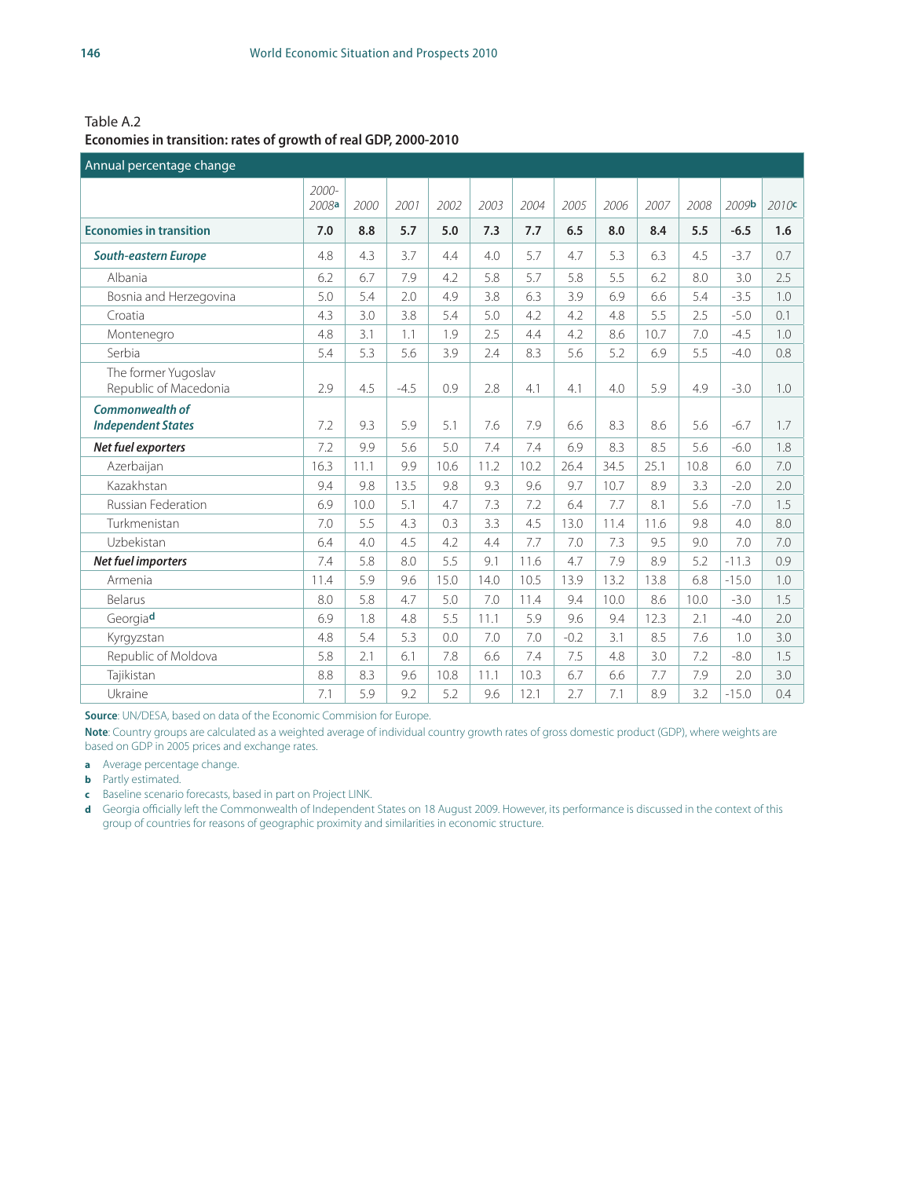Table A.2

**Economies in transition: rates of growth of real GDP, 2000-2010**

Annual percentage change

| | 2000-2008[a] | 2000 | 2001 | 2002 | 2003 | 2004 | 2005 | 2006 | 2007 | 2008 | 2009[b] | 2010[c] |
|---|---|---|---|---|---|---|---|---|---|---|---|---|
| **Economies in transition** | **7.0** | **8.8** | **5.7** | **5.0** | **7.3** | **7.7** | **6.5** | **8.0** | **8.4** | **5.5** | **-6.5** | **1.6** |
| ***South-eastern Europe*** | 4.8 | 4.3 | 3.7 | 4.4 | 4.0 | 5.7 | 4.7 | 5.3 | 6.3 | 4.5 | -3.7 | 0.7 |
| Albania | 6.2 | 6.7 | 7.9 | 4.2 | 5.8 | 5.7 | 5.8 | 5.5 | 6.2 | 8.0 | 3.0 | 2.5 |
| Bosnia and Herzegovina | 5.0 | 5.4 | 2.0 | 4.9 | 3.8 | 6.3 | 3.9 | 6.9 | 6.6 | 5.4 | -3.5 | 1.0 |
| Croatia | 4.3 | 3.0 | 3.8 | 5.4 | 5.0 | 4.2 | 4.2 | 4.8 | 5.5 | 2.5 | -5.0 | 0.1 |
| Montenegro | 4.8 | 3.1 | 1.1 | 1.9 | 2.5 | 4.4 | 4.2 | 8.6 | 10.7 | 7.0 | -4.5 | 1.0 |
| Serbia | 5.4 | 5.3 | 5.6 | 3.9 | 2.4 | 8.3 | 5.6 | 5.2 | 6.9 | 5.5 | -4.0 | 0.8 |
| The former Yugoslav Republic of Macedonia | 2.9 | 4.5 | -4.5 | 0.9 | 2.8 | 4.1 | 4.1 | 4.0 | 5.9 | 4.9 | -3.0 | 1.0 |
| ***Commonwealth of Independent States*** | 7.2 | 9.3 | 5.9 | 5.1 | 7.6 | 7.9 | 6.6 | 8.3 | 8.6 | 5.6 | -6.7 | 1.7 |
| ***Net fuel exporters*** | 7.2 | 9.9 | 5.6 | 5.0 | 7.4 | 7.4 | 6.9 | 8.3 | 8.5 | 5.6 | -6.0 | 1.8 |
| Azerbaijan | 16.3 | 11.1 | 9.9 | 10.6 | 11.2 | 10.2 | 26.4 | 34.5 | 25.1 | 10.8 | 6.0 | 7.0 |
| Kazakhstan | 9.4 | 9.8 | 13.5 | 9.8 | 9.3 | 9.6 | 9.7 | 10.7 | 8.9 | 3.3 | -2.0 | 2.0 |
| Russian Federation | 6.9 | 10.0 | 5.1 | 4.7 | 7.3 | 7.2 | 6.4 | 7.7 | 8.1 | 5.6 | -7.0 | 1.5 |
| Turkmenistan | 7.0 | 5.5 | 4.3 | 0.3 | 3.3 | 4.5 | 13.0 | 11.4 | 11.6 | 9.8 | 4.0 | 8.0 |
| Uzbekistan | 6.4 | 4.0 | 4.5 | 4.2 | 4.4 | 7.7 | 7.0 | 7.3 | 9.5 | 9.0 | 7.0 | 7.0 |
| ***Net fuel importers*** | 7.4 | 5.8 | 8.0 | 5.5 | 9.1 | 11.6 | 4.7 | 7.9 | 8.9 | 5.2 | -11.3 | 0.9 |
| Armenia | 11.4 | 5.9 | 9.6 | 15.0 | 14.0 | 10.5 | 13.9 | 13.2 | 13.8 | 6.8 | -15.0 | 1.0 |
| Belarus | 8.0 | 5.8 | 4.7 | 5.0 | 7.0 | 11.4 | 9.4 | 10.0 | 8.6 | 10.0 | -3.0 | 1.5 |
| Georgia[d] | 6.9 | 1.8 | 4.8 | 5.5 | 11.1 | 5.9 | 9.6 | 9.4 | 12.3 | 2.1 | -4.0 | 2.0 |
| Kyrgyzstan | 4.8 | 5.4 | 5.3 | 0.0 | 7.0 | 7.0 | -0.2 | 3.1 | 8.5 | 7.6 | 1.0 | 3.0 |
| Republic of Moldova | 5.8 | 2.1 | 6.1 | 7.8 | 6.6 | 7.4 | 7.5 | 4.8 | 3.0 | 7.2 | -8.0 | 1.5 |
| Tajikistan | 8.8 | 8.3 | 9.6 | 10.8 | 11.1 | 10.3 | 6.7 | 6.6 | 7.7 | 7.9 | 2.0 | 3.0 |
| Ukraine | 7.1 | 5.9 | 9.2 | 5.2 | 9.6 | 12.1 | 2.7 | 7.1 | 8.9 | 3.2 | -15.0 | 0.4 |

**Source**: UN/DESA, based on data of the Economic Commision for Europe.

**Note**: Country groups are calculated as a weighted average of individual country growth rates of gross domestic product (GDP), where weights are based on GDP in 2005 prices and exchange rates.

**a** Average percentage change.

**b** Partly estimated.

**c** Baseline scenario forecasts, based in part on Project LINK.

**d** Georgia officially left the Commonwealth of Independent States on 18 August 2009. However, its performance is discussed in the context of this group of countries for reasons of geographic proximity and similarities in economic structure.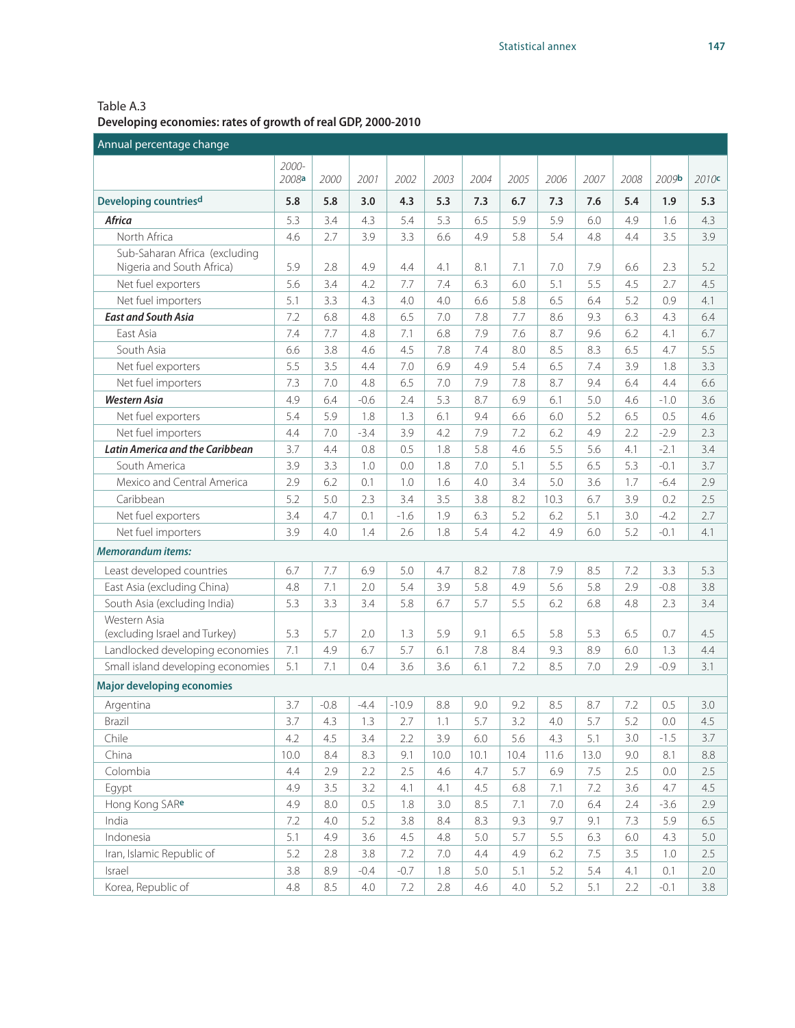Table A.3
**Developing economies: rates of growth of real GDP, 2000-2010**

| Annual percentage change | 2000-2008[a] | 2000 | 2001 | 2002 | 2003 | 2004 | 2005 | 2006 | 2007 | 2008 | 2009[b] | 2010[c] |
|---|---|---|---|---|---|---|---|---|---|---|---|---|
| **Developing countries[d]** | **5.8** | **5.8** | **3.0** | **4.3** | **5.3** | **7.3** | **6.7** | **7.3** | **7.6** | **5.4** | **1.9** | **5.3** |
| ***Africa*** | 5.3 | 3.4 | 4.3 | 5.4 | 5.3 | 6.5 | 5.9 | 5.9 | 6.0 | 4.9 | 1.6 | 4.3 |
| North Africa | 4.6 | 2.7 | 3.9 | 3.3 | 6.6 | 4.9 | 5.8 | 5.4 | 4.8 | 4.4 | 3.5 | 3.9 |
| Sub-Saharan Africa (excluding Nigeria and South Africa) | 5.9 | 2.8 | 4.9 | 4.4 | 4.1 | 8.1 | 7.1 | 7.0 | 7.9 | 6.6 | 2.3 | 5.2 |
| Net fuel exporters | 5.6 | 3.4 | 4.2 | 7.7 | 7.4 | 6.3 | 6.0 | 5.1 | 5.5 | 4.5 | 2.7 | 4.5 |
| Net fuel importers | 5.1 | 3.3 | 4.3 | 4.0 | 4.0 | 6.6 | 5.8 | 6.5 | 6.4 | 5.2 | 0.9 | 4.1 |
| ***East and South Asia*** | 7.2 | 6.8 | 4.8 | 6.5 | 7.0 | 7.8 | 7.7 | 8.6 | 9.3 | 6.3 | 4.3 | 6.4 |
| East Asia | 7.4 | 7.7 | 4.8 | 7.1 | 6.8 | 7.9 | 7.6 | 8.7 | 9.6 | 6.2 | 4.1 | 6.7 |
| South Asia | 6.6 | 3.8 | 4.6 | 4.5 | 7.8 | 7.4 | 8.0 | 8.5 | 8.3 | 6.5 | 4.7 | 5.5 |
| Net fuel exporters | 5.5 | 3.5 | 4.4 | 7.0 | 6.9 | 4.9 | 5.4 | 6.5 | 7.4 | 3.9 | 1.8 | 3.3 |
| Net fuel importers | 7.3 | 7.0 | 4.8 | 6.5 | 7.0 | 7.9 | 7.8 | 8.7 | 9.4 | 6.4 | 4.4 | 6.6 |
| ***Western Asia*** | 4.9 | 6.4 | -0.6 | 2.4 | 5.3 | 8.7 | 6.9 | 6.1 | 5.0 | 4.6 | -1.0 | 3.6 |
| Net fuel exporters | 5.4 | 5.9 | 1.8 | 1.3 | 6.1 | 9.4 | 6.6 | 6.0 | 5.2 | 6.5 | 0.5 | 4.6 |
| Net fuel importers | 4.4 | 7.0 | -3.4 | 3.9 | 4.2 | 7.9 | 7.2 | 6.2 | 4.9 | 2.2 | -2.9 | 2.3 |
| ***Latin America and the Caribbean*** | 3.7 | 4.4 | 0.8 | 0.5 | 1.8 | 5.8 | 4.6 | 5.5 | 5.6 | 4.1 | -2.1 | 3.4 |
| South America | 3.9 | 3.3 | 1.0 | 0.0 | 1.8 | 7.0 | 5.1 | 5.5 | 6.5 | 5.3 | -0.1 | 3.7 |
| Mexico and Central America | 2.9 | 6.2 | 0.1 | 1.0 | 1.6 | 4.0 | 3.4 | 5.0 | 3.6 | 1.7 | -6.4 | 2.9 |
| Caribbean | 5.2 | 5.0 | 2.3 | 3.4 | 3.5 | 3.8 | 8.2 | 10.3 | 6.7 | 3.9 | 0.2 | 2.5 |
| Net fuel exporters | 3.4 | 4.7 | 0.1 | -1.6 | 1.9 | 6.3 | 5.2 | 6.2 | 5.1 | 3.0 | -4.2 | 2.7 |
| Net fuel importers | 3.9 | 4.0 | 1.4 | 2.6 | 1.8 | 5.4 | 4.2 | 4.9 | 6.0 | 5.2 | -0.1 | 4.1 |
| ***Memorandum items:*** | | | | | | | | | | | | |
| Least developed countries | 6.7 | 7.7 | 6.9 | 5.0 | 4.7 | 8.2 | 7.8 | 7.9 | 8.5 | 7.2 | 3.3 | 5.3 |
| East Asia (excluding China) | 4.8 | 7.1 | 2.0 | 5.4 | 3.9 | 5.8 | 4.9 | 5.6 | 5.8 | 2.9 | -0.8 | 3.8 |
| South Asia (excluding India) | 5.3 | 3.3 | 3.4 | 5.8 | 6.7 | 5.7 | 5.5 | 6.2 | 6.8 | 4.8 | 2.3 | 3.4 |
| Western Asia (excluding Israel and Turkey) | 5.3 | 5.7 | 2.0 | 1.3 | 5.9 | 9.1 | 6.5 | 5.8 | 5.3 | 6.5 | 0.7 | 4.5 |
| Landlocked developing economies | 7.1 | 4.9 | 6.7 | 5.7 | 6.1 | 7.8 | 8.4 | 9.3 | 8.9 | 6.0 | 1.3 | 4.4 |
| Small island developing economies | 5.1 | 7.1 | 0.4 | 3.6 | 3.6 | 6.1 | 7.2 | 8.5 | 7.0 | 2.9 | -0.9 | 3.1 |
| **Major developing economies** | | | | | | | | | | | | |
| Argentina | 3.7 | -0.8 | -4.4 | -10.9 | 8.8 | 9.0 | 9.2 | 8.5 | 8.7 | 7.2 | 0.5 | 3.0 |
| Brazil | 3.7 | 4.3 | 1.3 | 2.7 | 1.1 | 5.7 | 3.2 | 4.0 | 5.7 | 5.2 | 0.0 | 4.5 |
| Chile | 4.2 | 4.5 | 3.4 | 2.2 | 3.9 | 6.0 | 5.6 | 4.3 | 5.1 | 3.0 | -1.5 | 3.7 |
| China | 10.0 | 8.4 | 8.3 | 9.1 | 10.0 | 10.1 | 10.4 | 11.6 | 13.0 | 9.0 | 8.1 | 8.8 |
| Colombia | 4.4 | 2.9 | 2.2 | 2.5 | 4.6 | 4.7 | 5.7 | 6.9 | 7.5 | 2.5 | 0.0 | 2.5 |
| Egypt | 4.9 | 3.5 | 3.2 | 4.1 | 4.1 | 4.5 | 6.8 | 7.1 | 7.2 | 3.6 | 4.7 | 4.5 |
| Hong Kong SAR[e] | 4.9 | 8.0 | 0.5 | 1.8 | 3.0 | 8.5 | 7.1 | 7.0 | 6.4 | 2.4 | -3.6 | 2.9 |
| India | 7.2 | 4.0 | 5.2 | 3.8 | 8.4 | 8.3 | 9.3 | 9.7 | 9.1 | 7.3 | 5.9 | 6.5 |
| Indonesia | 5.1 | 4.9 | 3.6 | 4.5 | 4.8 | 5.0 | 5.7 | 5.5 | 6.3 | 6.0 | 4.3 | 5.0 |
| Iran, Islamic Republic of | 5.2 | 2.8 | 3.8 | 7.2 | 7.0 | 4.4 | 4.9 | 6.2 | 7.5 | 3.5 | 1.0 | 2.5 |
| Israel | 3.8 | 8.9 | -0.4 | -0.7 | 1.8 | 5.0 | 5.1 | 5.2 | 5.4 | 4.1 | 0.1 | 2.0 |
| Korea, Republic of | 4.8 | 8.5 | 4.0 | 7.2 | 2.8 | 4.6 | 4.0 | 5.2 | 5.1 | 2.2 | -0.1 | 3.8 |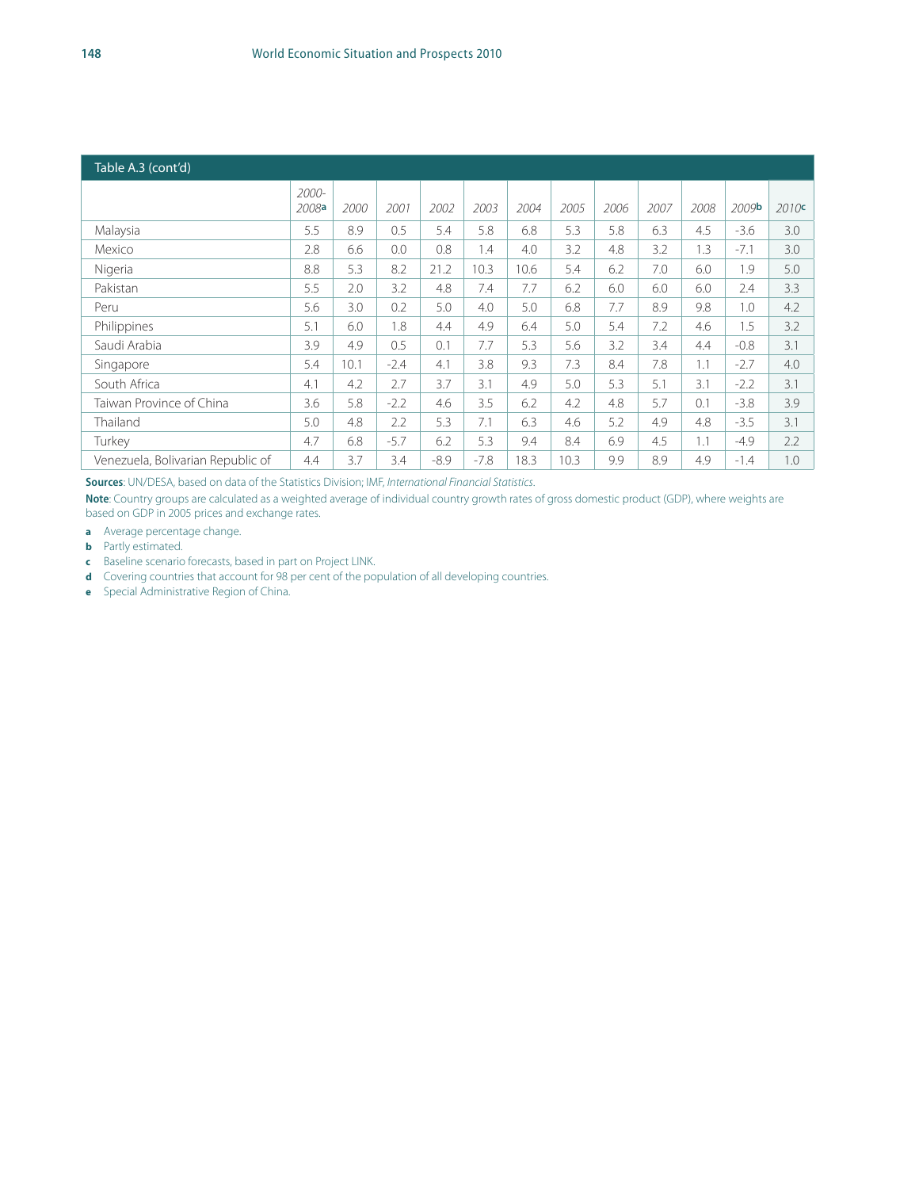Table A.3 (cont'd)

| | 2000-2008[a] | 2000 | 2001 | 2002 | 2003 | 2004 | 2005 | 2006 | 2007 | 2008 | 2009[b] | 2010[c] |
|---|---|---|---|---|---|---|---|---|---|---|---|---|
| Malaysia | 5.5 | 8.9 | 0.5 | 5.4 | 5.8 | 6.8 | 5.3 | 5.8 | 6.3 | 4.5 | -3.6 | 3.0 |
| Mexico | 2.8 | 6.6 | 0.0 | 0.8 | 1.4 | 4.0 | 3.2 | 4.8 | 3.2 | 1.3 | -7.1 | 3.0 |
| Nigeria | 8.8 | 5.3 | 8.2 | 21.2 | 10.3 | 10.6 | 5.4 | 6.2 | 7.0 | 6.0 | 1.9 | 5.0 |
| Pakistan | 5.5 | 2.0 | 3.2 | 4.8 | 7.4 | 7.7 | 6.2 | 6.0 | 6.0 | 6.0 | 2.4 | 3.3 |
| Peru | 5.6 | 3.0 | 0.2 | 5.0 | 4.0 | 5.0 | 6.8 | 7.7 | 8.9 | 9.8 | 1.0 | 4.2 |
| Philippines | 5.1 | 6.0 | 1.8 | 4.4 | 4.9 | 6.4 | 5.0 | 5.4 | 7.2 | 4.6 | 1.5 | 3.2 |
| Saudi Arabia | 3.9 | 4.9 | 0.5 | 0.1 | 7.7 | 5.3 | 5.6 | 3.2 | 3.4 | 4.4 | -0.8 | 3.1 |
| Singapore | 5.4 | 10.1 | -2.4 | 4.1 | 3.8 | 9.3 | 7.3 | 8.4 | 7.8 | 1.1 | -2.7 | 4.0 |
| South Africa | 4.1 | 4.2 | 2.7 | 3.7 | 3.1 | 4.9 | 5.0 | 5.3 | 5.1 | 3.1 | -2.2 | 3.1 |
| Taiwan Province of China | 3.6 | 5.8 | -2.2 | 4.6 | 3.5 | 6.2 | 4.2 | 4.8 | 5.7 | 0.1 | -3.8 | 3.9 |
| Thailand | 5.0 | 4.8 | 2.2 | 5.3 | 7.1 | 6.3 | 4.6 | 5.2 | 4.9 | 4.8 | -3.5 | 3.1 |
| Turkey | 4.7 | 6.8 | -5.7 | 6.2 | 5.3 | 9.4 | 8.4 | 6.9 | 4.5 | 1.1 | -4.9 | 2.2 |
| Venezuela, Bolivarian Republic of | 4.4 | 3.7 | 3.4 | -8.9 | -7.8 | 18.3 | 10.3 | 9.9 | 8.9 | 4.9 | -1.4 | 1.0 |

**Sources**: UN/DESA, based on data of the Statistics Division; IMF, *International Financial Statistics*.

**Note**: Country groups are calculated as a weighted average of individual country growth rates of gross domestic product (GDP), where weights are based on GDP in 2005 prices and exchange rates.

**a** Average percentage change.

**b** Partly estimated.

**c** Baseline scenario forecasts, based in part on Project LINK.

**d** Covering countries that account for 98 per cent of the population of all developing countries.

**e** Special Administrative Region of China.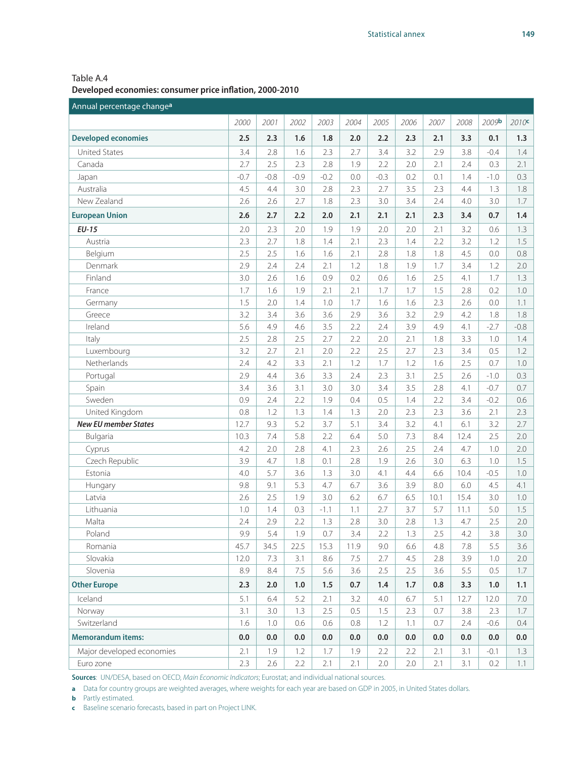Table A.4
**Developed economies: consumer price inflation, 2000-2010**

| Annual percentage change[a] | 2000 | 2001 | 2002 | 2003 | 2004 | 2005 | 2006 | 2007 | 2008 | 2009[b] | 2010[c] |
|---|---|---|---|---|---|---|---|---|---|---|---|
| **Developed economies** | **2.5** | **2.3** | **1.6** | **1.8** | **2.0** | **2.2** | **2.3** | **2.1** | **3.3** | **0.1** | **1.3** |
| United States | 3.4 | 2.8 | 1.6 | 2.3 | 2.7 | 3.4 | 3.2 | 2.9 | 3.8 | -0.4 | 1.4 |
| Canada | 2.7 | 2.5 | 2.3 | 2.8 | 1.9 | 2.2 | 2.0 | 2.1 | 2.4 | 0.3 | 2.1 |
| Japan | -0.7 | -0.8 | -0.9 | -0.2 | 0.0 | -0.3 | 0.2 | 0.1 | 1.4 | -1.0 | 0.3 |
| Australia | 4.5 | 4.4 | 3.0 | 2.8 | 2.3 | 2.7 | 3.5 | 2.3 | 4.4 | 1.3 | 1.8 |
| New Zealand | 2.6 | 2.6 | 2.7 | 1.8 | 2.3 | 3.0 | 3.4 | 2.4 | 4.0 | 3.0 | 1.7 |
| **European Union** | **2.6** | **2.7** | **2.2** | **2.0** | **2.1** | **2.1** | **2.1** | **2.3** | **3.4** | **0.7** | **1.4** |
| ***EU-15*** | 2.0 | 2.3 | 2.0 | 1.9 | 1.9 | 2.0 | 2.0 | 2.1 | 3.2 | 0.6 | 1.3 |
| Austria | 2.3 | 2.7 | 1.8 | 1.4 | 2.1 | 2.3 | 1.4 | 2.2 | 3.2 | 1.2 | 1.5 |
| Belgium | 2.5 | 2.5 | 1.6 | 1.6 | 2.1 | 2.8 | 1.8 | 1.8 | 4.5 | 0.0 | 0.8 |
| Denmark | 2.9 | 2.4 | 2.4 | 2.1 | 1.2 | 1.8 | 1.9 | 1.7 | 3.4 | 1.2 | 2.0 |
| Finland | 3.0 | 2.6 | 1.6 | 0.9 | 0.2 | 0.6 | 1.6 | 2.5 | 4.1 | 1.7 | 1.3 |
| France | 1.7 | 1.6 | 1.9 | 2.1 | 2.1 | 1.7 | 1.7 | 1.5 | 2.8 | 0.2 | 1.0 |
| Germany | 1.5 | 2.0 | 1.4 | 1.0 | 1.7 | 1.6 | 1.6 | 2.3 | 2.6 | 0.0 | 1.1 |
| Greece | 3.2 | 3.4 | 3.6 | 3.6 | 2.9 | 3.6 | 3.2 | 2.9 | 4.2 | 1.8 | 1.8 |
| Ireland | 5.6 | 4.9 | 4.6 | 3.5 | 2.2 | 2.4 | 3.9 | 4.9 | 4.1 | -2.7 | -0.8 |
| Italy | 2.5 | 2.8 | 2.5 | 2.7 | 2.2 | 2.0 | 2.1 | 1.8 | 3.3 | 1.0 | 1.4 |
| Luxembourg | 3.2 | 2.7 | 2.1 | 2.0 | 2.2 | 2.5 | 2.7 | 2.3 | 3.4 | 0.5 | 1.2 |
| Netherlands | 2.4 | 4.2 | 3.3 | 2.1 | 1.2 | 1.7 | 1.2 | 1.6 | 2.5 | 0.7 | 1.0 |
| Portugal | 2.9 | 4.4 | 3.6 | 3.3 | 2.4 | 2.3 | 3.1 | 2.5 | 2.6 | -1.0 | 0.3 |
| Spain | 3.4 | 3.6 | 3.1 | 3.0 | 3.0 | 3.4 | 3.5 | 2.8 | 4.1 | -0.7 | 0.7 |
| Sweden | 0.9 | 2.4 | 2.2 | 1.9 | 0.4 | 0.5 | 1.4 | 2.2 | 3.4 | -0.2 | 0.6 |
| United Kingdom | 0.8 | 1.2 | 1.3 | 1.4 | 1.3 | 2.0 | 2.3 | 2.3 | 3.6 | 2.1 | 2.3 |
| ***New EU member States*** | 12.7 | 9.3 | 5.2 | 3.7 | 5.1 | 3.4 | 3.2 | 4.1 | 6.1 | 3.2 | 2.7 |
| Bulgaria | 10.3 | 7.4 | 5.8 | 2.2 | 6.4 | 5.0 | 7.3 | 8.4 | 12.4 | 2.5 | 2.0 |
| Cyprus | 4.2 | 2.0 | 2.8 | 4.1 | 2.3 | 2.6 | 2.5 | 2.4 | 4.7 | 1.0 | 2.0 |
| Czech Republic | 3.9 | 4.7 | 1.8 | 0.1 | 2.8 | 1.9 | 2.6 | 3.0 | 6.3 | 1.0 | 1.5 |
| Estonia | 4.0 | 5.7 | 3.6 | 1.3 | 3.0 | 4.1 | 4.4 | 6.6 | 10.4 | -0.5 | 1.0 |
| Hungary | 9.8 | 9.1 | 5.3 | 4.7 | 6.7 | 3.6 | 3.9 | 8.0 | 6.0 | 4.5 | 4.1 |
| Latvia | 2.6 | 2.5 | 1.9 | 3.0 | 6.2 | 6.7 | 6.5 | 10.1 | 15.4 | 3.0 | 1.0 |
| Lithuania | 1.0 | 1.4 | 0.3 | -1.1 | 1.1 | 2.7 | 3.7 | 5.7 | 11.1 | 5.0 | 1.5 |
| Malta | 2.4 | 2.9 | 2.2 | 1.3 | 2.8 | 3.0 | 2.8 | 1.3 | 4.7 | 2.5 | 2.0 |
| Poland | 9.9 | 5.4 | 1.9 | 0.7 | 3.4 | 2.2 | 1.3 | 2.5 | 4.2 | 3.8 | 3.0 |
| Romania | 45.7 | 34.5 | 22.5 | 15.3 | 11.9 | 9.0 | 6.6 | 4.8 | 7.8 | 5.5 | 3.6 |
| Slovakia | 12.0 | 7.3 | 3.1 | 8.6 | 7.5 | 2.7 | 4.5 | 2.8 | 3.9 | 1.0 | 2.0 |
| Slovenia | 8.9 | 8.4 | 7.5 | 5.6 | 3.6 | 2.5 | 2.5 | 3.6 | 5.5 | 0.5 | 1.7 |
| **Other Europe** | **2.3** | **2.0** | **1.0** | **1.5** | **0.7** | **1.4** | **1.7** | **0.8** | **3.3** | **1.0** | **1.1** |
| Iceland | 5.1 | 6.4 | 5.2 | 2.1 | 3.2 | 4.0 | 6.7 | 5.1 | 12.7 | 12.0 | 7.0 |
| Norway | 3.1 | 3.0 | 1.3 | 2.5 | 0.5 | 1.5 | 2.3 | 0.7 | 3.8 | 2.3 | 1.7 |
| Switzerland | 1.6 | 1.0 | 0.6 | 0.6 | 0.8 | 1.2 | 1.1 | 0.7 | 2.4 | -0.6 | 0.4 |
| **Memorandum items:** | **0.0** | **0.0** | **0.0** | **0.0** | **0.0** | **0.0** | **0.0** | **0.0** | **0.0** | **0.0** | **0.0** |
| Major developed economies | 2.1 | 1.9 | 1.2 | 1.7 | 1.9 | 2.2 | 2.2 | 2.1 | 3.1 | -0.1 | 1.3 |
| Euro zone | 2.3 | 2.6 | 2.2 | 2.1 | 2.1 | 2.0 | 2.0 | 2.1 | 3.1 | 0.2 | 1.1 |

**Sources**: UN/DESA, based on OECD, *Main Economic Indicators*; Eurostat; and individual national sources.

**a** Data for country groups are weighted averages, where weights for each year are based on GDP in 2005, in United States dollars.

**b** Partly estimated.

**c** Baseline scenario forecasts, based in part on Project LINK.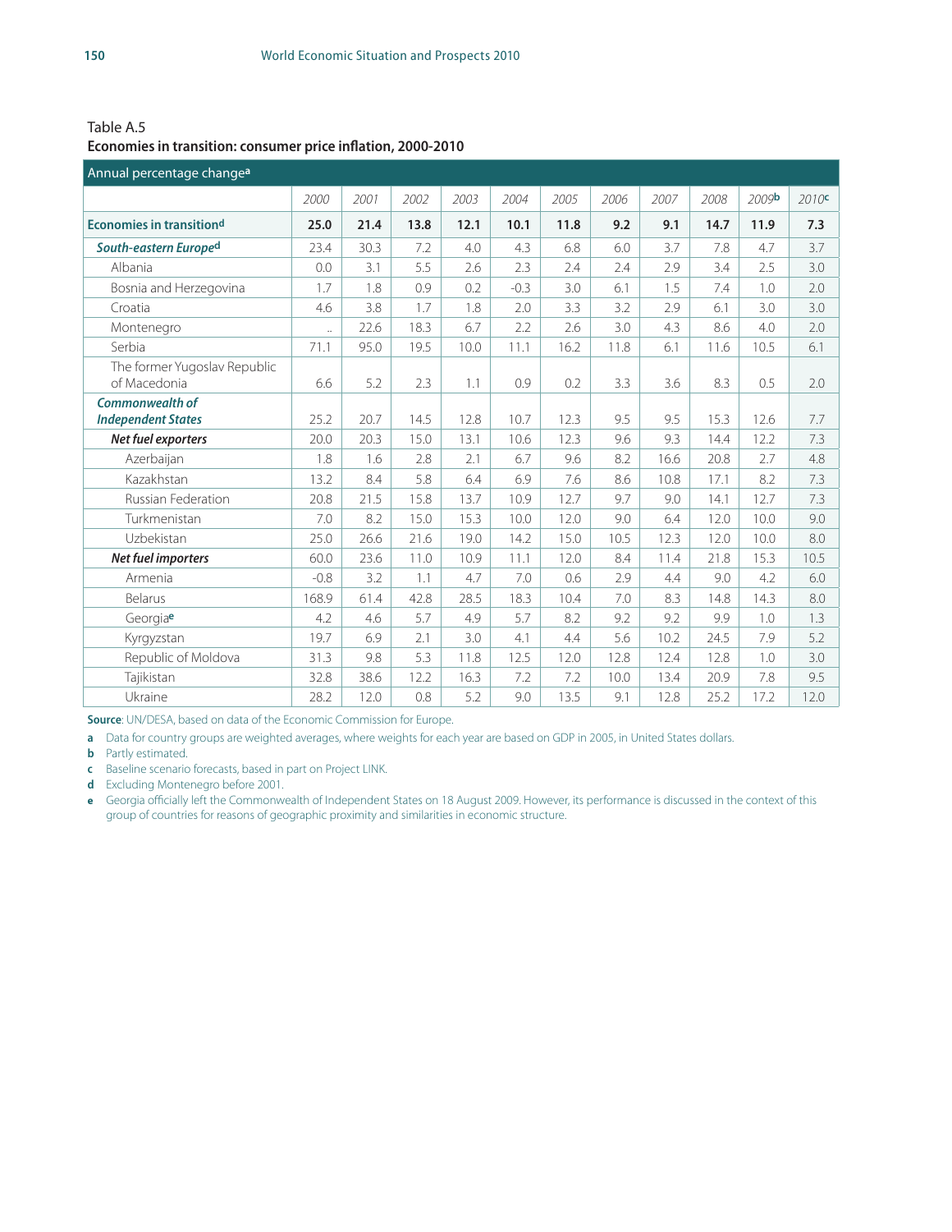Table A.5

**Economies in transition: consumer price inflation, 2000-2010**

| Annual percentage change[a] | 2000 | 2001 | 2002 | 2003 | 2004 | 2005 | 2006 | 2007 | 2008 | 2009[b] | 2010[c] |
|---|---|---|---|---|---|---|---|---|---|---|---|
| **Economies in transition[d]** | **25.0** | **21.4** | **13.8** | **12.1** | **10.1** | **11.8** | **9.2** | **9.1** | **14.7** | **11.9** | **7.3** |
| ***South-eastern Europe[d]*** | 23.4 | 30.3 | 7.2 | 4.0 | 4.3 | 6.8 | 6.0 | 3.7 | 7.8 | 4.7 | 3.7 |
| Albania | 0.0 | 3.1 | 5.5 | 2.6 | 2.3 | 2.4 | 2.4 | 2.9 | 3.4 | 2.5 | 3.0 |
| Bosnia and Herzegovina | 1.7 | 1.8 | 0.9 | 0.2 | -0.3 | 3.0 | 6.1 | 1.5 | 7.4 | 1.0 | 2.0 |
| Croatia | 4.6 | 3.8 | 1.7 | 1.8 | 2.0 | 3.3 | 3.2 | 2.9 | 6.1 | 3.0 | 3.0 |
| Montenegro | .. | 22.6 | 18.3 | 6.7 | 2.2 | 2.6 | 3.0 | 4.3 | 8.6 | 4.0 | 2.0 |
| Serbia | 71.1 | 95.0 | 19.5 | 10.0 | 11.1 | 16.2 | 11.8 | 6.1 | 11.6 | 10.5 | 6.1 |
| The former Yugoslav Republic of Macedonia | 6.6 | 5.2 | 2.3 | 1.1 | 0.9 | 0.2 | 3.3 | 3.6 | 8.3 | 0.5 | 2.0 |
| ***Commonwealth of Independent States*** | 25.2 | 20.7 | 14.5 | 12.8 | 10.7 | 12.3 | 9.5 | 9.5 | 15.3 | 12.6 | 7.7 |
| ***Net fuel exporters*** | 20.0 | 20.3 | 15.0 | 13.1 | 10.6 | 12.3 | 9.6 | 9.3 | 14.4 | 12.2 | 7.3 |
| Azerbaijan | 1.8 | 1.6 | 2.8 | 2.1 | 6.7 | 9.6 | 8.2 | 16.6 | 20.8 | 2.7 | 4.8 |
| Kazakhstan | 13.2 | 8.4 | 5.8 | 6.4 | 6.9 | 7.6 | 8.6 | 10.8 | 17.1 | 8.2 | 7.3 |
| Russian Federation | 20.8 | 21.5 | 15.8 | 13.7 | 10.9 | 12.7 | 9.7 | 9.0 | 14.1 | 12.7 | 7.3 |
| Turkmenistan | 7.0 | 8.2 | 15.0 | 15.3 | 10.0 | 12.0 | 9.0 | 6.4 | 12.0 | 10.0 | 9.0 |
| Uzbekistan | 25.0 | 26.6 | 21.6 | 19.0 | 14.2 | 15.0 | 10.5 | 12.3 | 12.0 | 10.0 | 8.0 |
| ***Net fuel importers*** | 60.0 | 23.6 | 11.0 | 10.9 | 11.1 | 12.0 | 8.4 | 11.4 | 21.8 | 15.3 | 10.5 |
| Armenia | -0.8 | 3.2 | 1.1 | 4.7 | 7.0 | 0.6 | 2.9 | 4.4 | 9.0 | 4.2 | 6.0 |
| Belarus | 168.9 | 61.4 | 42.8 | 28.5 | 18.3 | 10.4 | 7.0 | 8.3 | 14.8 | 14.3 | 8.0 |
| Georgia[e] | 4.2 | 4.6 | 5.7 | 4.9 | 5.7 | 8.2 | 9.2 | 9.2 | 9.9 | 1.0 | 1.3 |
| Kyrgyzstan | 19.7 | 6.9 | 2.1 | 3.0 | 4.1 | 4.4 | 5.6 | 10.2 | 24.5 | 7.9 | 5.2 |
| Republic of Moldova | 31.3 | 9.8 | 5.3 | 11.8 | 12.5 | 12.0 | 12.8 | 12.4 | 12.8 | 1.0 | 3.0 |
| Tajikistan | 32.8 | 38.6 | 12.2 | 16.3 | 7.2 | 7.2 | 10.0 | 13.4 | 20.9 | 7.8 | 9.5 |
| Ukraine | 28.2 | 12.0 | 0.8 | 5.2 | 9.0 | 13.5 | 9.1 | 12.8 | 25.2 | 17.2 | 12.0 |

**Source**: UN/DESA, based on data of the Economic Commission for Europe.

**a** Data for country groups are weighted averages, where weights for each year are based on GDP in 2005, in United States dollars.

**b** Partly estimated.

**c** Baseline scenario forecasts, based in part on Project LINK.

**d** Excluding Montenegro before 2001.

**e** Georgia officially left the Commonwealth of Independent States on 18 August 2009. However, its performance is discussed in the context of this group of countries for reasons of geographic proximity and similarities in economic structure.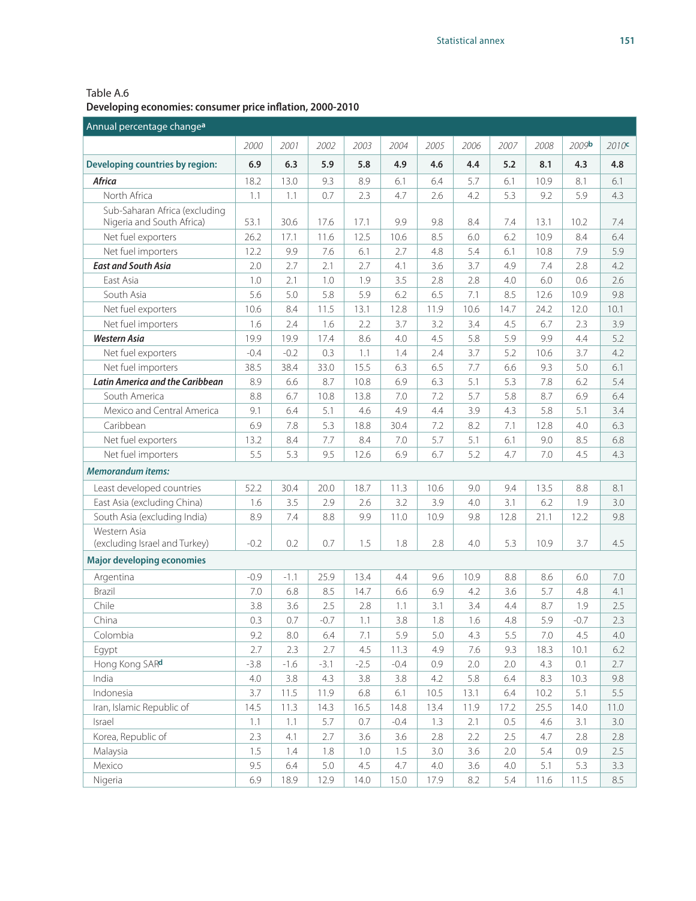Table A.6

**Developing economies: consumer price inflation, 2000-2010**

| Annual percentage change[a] | | | | | | | | | | | |
|---|---|---|---|---|---|---|---|---|---|---|---|
| | 2000 | 2001 | 2002 | 2003 | 2004 | 2005 | 2006 | 2007 | 2008 | 2009[b] | 2010[c] |
| **Developing countries by region:** | **6.9** | **6.3** | **5.9** | **5.8** | **4.9** | **4.6** | **4.4** | **5.2** | **8.1** | **4.3** | **4.8** |
| ***Africa*** | 18.2 | 13.0 | 9.3 | 8.9 | 6.1 | 6.4 | 5.7 | 6.1 | 10.9 | 8.1 | 6.1 |
| North Africa | 1.1 | 1.1 | 0.7 | 2.3 | 4.7 | 2.6 | 4.2 | 5.3 | 9.2 | 5.9 | 4.3 |
| Sub-Saharan Africa (excluding Nigeria and South Africa) | 53.1 | 30.6 | 17.6 | 17.1 | 9.9 | 9.8 | 8.4 | 7.4 | 13.1 | 10.2 | 7.4 |
| Net fuel exporters | 26.2 | 17.1 | 11.6 | 12.5 | 10.6 | 8.5 | 6.0 | 6.2 | 10.9 | 8.4 | 6.4 |
| Net fuel importers | 12.2 | 9.9 | 7.6 | 6.1 | 2.7 | 4.8 | 5.4 | 6.1 | 10.8 | 7.9 | 5.9 |
| ***East and South Asia*** | 2.0 | 2.7 | 2.1 | 2.7 | 4.1 | 3.6 | 3.7 | 4.9 | 7.4 | 2.8 | 4.2 |
| East Asia | 1.0 | 2.1 | 1.0 | 1.9 | 3.5 | 2.8 | 2.8 | 4.0 | 6.0 | 0.6 | 2.6 |
| South Asia | 5.6 | 5.0 | 5.8 | 5.9 | 6.2 | 6.5 | 7.1 | 8.5 | 12.6 | 10.9 | 9.8 |
| Net fuel exporters | 10.6 | 8.4 | 11.5 | 13.1 | 12.8 | 11.9 | 10.6 | 14.7 | 24.2 | 12.0 | 10.1 |
| Net fuel importers | 1.6 | 2.4 | 1.6 | 2.2 | 3.7 | 3.2 | 3.4 | 4.5 | 6.7 | 2.3 | 3.9 |
| ***Western Asia*** | 19.9 | 19.9 | 17.4 | 8.6 | 4.0 | 4.5 | 5.8 | 5.9 | 9.9 | 4.4 | 5.2 |
| Net fuel exporters | -0.4 | -0.2 | 0.3 | 1.1 | 1.4 | 2.4 | 3.7 | 5.2 | 10.6 | 3.7 | 4.2 |
| Net fuel importers | 38.5 | 38.4 | 33.0 | 15.5 | 6.3 | 6.5 | 7.7 | 6.6 | 9.3 | 5.0 | 6.1 |
| ***Latin America and the Caribbean*** | 8.9 | 6.6 | 8.7 | 10.8 | 6.9 | 6.3 | 5.1 | 5.3 | 7.8 | 6.2 | 5.4 |
| South America | 8.8 | 6.7 | 10.8 | 13.8 | 7.0 | 7.2 | 5.7 | 5.8 | 8.7 | 6.9 | 6.4 |
| Mexico and Central America | 9.1 | 6.4 | 5.1 | 4.6 | 4.9 | 4.4 | 3.9 | 4.3 | 5.8 | 5.1 | 3.4 |
| Caribbean | 6.9 | 7.8 | 5.3 | 18.8 | 30.4 | 7.2 | 8.2 | 7.1 | 12.8 | 4.0 | 6.3 |
| Net fuel exporters | 13.2 | 8.4 | 7.7 | 8.4 | 7.0 | 5.7 | 5.1 | 6.1 | 9.0 | 8.5 | 6.8 |
| Net fuel importers | 5.5 | 5.3 | 9.5 | 12.6 | 6.9 | 6.7 | 5.2 | 4.7 | 7.0 | 4.5 | 4.3 |
| ***Memorandum items:*** | | | | | | | | | | | |
| Least developed countries | 52.2 | 30.4 | 20.0 | 18.7 | 11.3 | 10.6 | 9.0 | 9.4 | 13.5 | 8.8 | 8.1 |
| East Asia (excluding China) | 1.6 | 3.5 | 2.9 | 2.6 | 3.2 | 3.9 | 4.0 | 3.1 | 6.2 | 1.9 | 3.0 |
| South Asia (excluding India) | 8.9 | 7.4 | 8.8 | 9.9 | 11.0 | 10.9 | 9.8 | 12.8 | 21.1 | 12.2 | 9.8 |
| Western Asia (excluding Israel and Turkey) | -0.2 | 0.2 | 0.7 | 1.5 | 1.8 | 2.8 | 4.0 | 5.3 | 10.9 | 3.7 | 4.5 |
| **Major developing economies** | | | | | | | | | | | |
| Argentina | -0.9 | -1.1 | 25.9 | 13.4 | 4.4 | 9.6 | 10.9 | 8.8 | 8.6 | 6.0 | 7.0 |
| Brazil | 7.0 | 6.8 | 8.5 | 14.7 | 6.6 | 6.9 | 4.2 | 3.6 | 5.7 | 4.8 | 4.1 |
| Chile | 3.8 | 3.6 | 2.5 | 2.8 | 1.1 | 3.1 | 3.4 | 4.4 | 8.7 | 1.9 | 2.5 |
| China | 0.3 | 0.7 | -0.7 | 1.1 | 3.8 | 1.8 | 1.6 | 4.8 | 5.9 | -0.7 | 2.3 |
| Colombia | 9.2 | 8.0 | 6.4 | 7.1 | 5.9 | 5.0 | 4.3 | 5.5 | 7.0 | 4.5 | 4.0 |
| Egypt | 2.7 | 2.3 | 2.7 | 4.5 | 11.3 | 4.9 | 7.6 | 9.3 | 18.3 | 10.1 | 6.2 |
| Hong Kong SAR[d] | -3.8 | -1.6 | -3.1 | -2.5 | -0.4 | 0.9 | 2.0 | 2.0 | 4.3 | 0.1 | 2.7 |
| India | 4.0 | 3.8 | 4.3 | 3.8 | 3.8 | 4.2 | 5.8 | 6.4 | 8.3 | 10.3 | 9.8 |
| Indonesia | 3.7 | 11.5 | 11.9 | 6.8 | 6.1 | 10.5 | 13.1 | 6.4 | 10.2 | 5.1 | 5.5 |
| Iran, Islamic Republic of | 14.5 | 11.3 | 14.3 | 16.5 | 14.8 | 13.4 | 11.9 | 17.2 | 25.5 | 14.0 | 11.0 |
| Israel | 1.1 | 1.1 | 5.7 | 0.7 | -0.4 | 1.3 | 2.1 | 0.5 | 4.6 | 3.1 | 3.0 |
| Korea, Republic of | 2.3 | 4.1 | 2.7 | 3.6 | 3.6 | 2.8 | 2.2 | 2.5 | 4.7 | 2.8 | 2.8 |
| Malaysia | 1.5 | 1.4 | 1.8 | 1.0 | 1.5 | 3.0 | 3.6 | 2.0 | 5.4 | 0.9 | 2.5 |
| Mexico | 9.5 | 6.4 | 5.0 | 4.5 | 4.7 | 4.0 | 3.6 | 4.0 | 5.1 | 5.3 | 3.3 |
| Nigeria | 6.9 | 18.9 | 12.9 | 14.0 | 15.0 | 17.9 | 8.2 | 5.4 | 11.6 | 11.5 | 8.5 |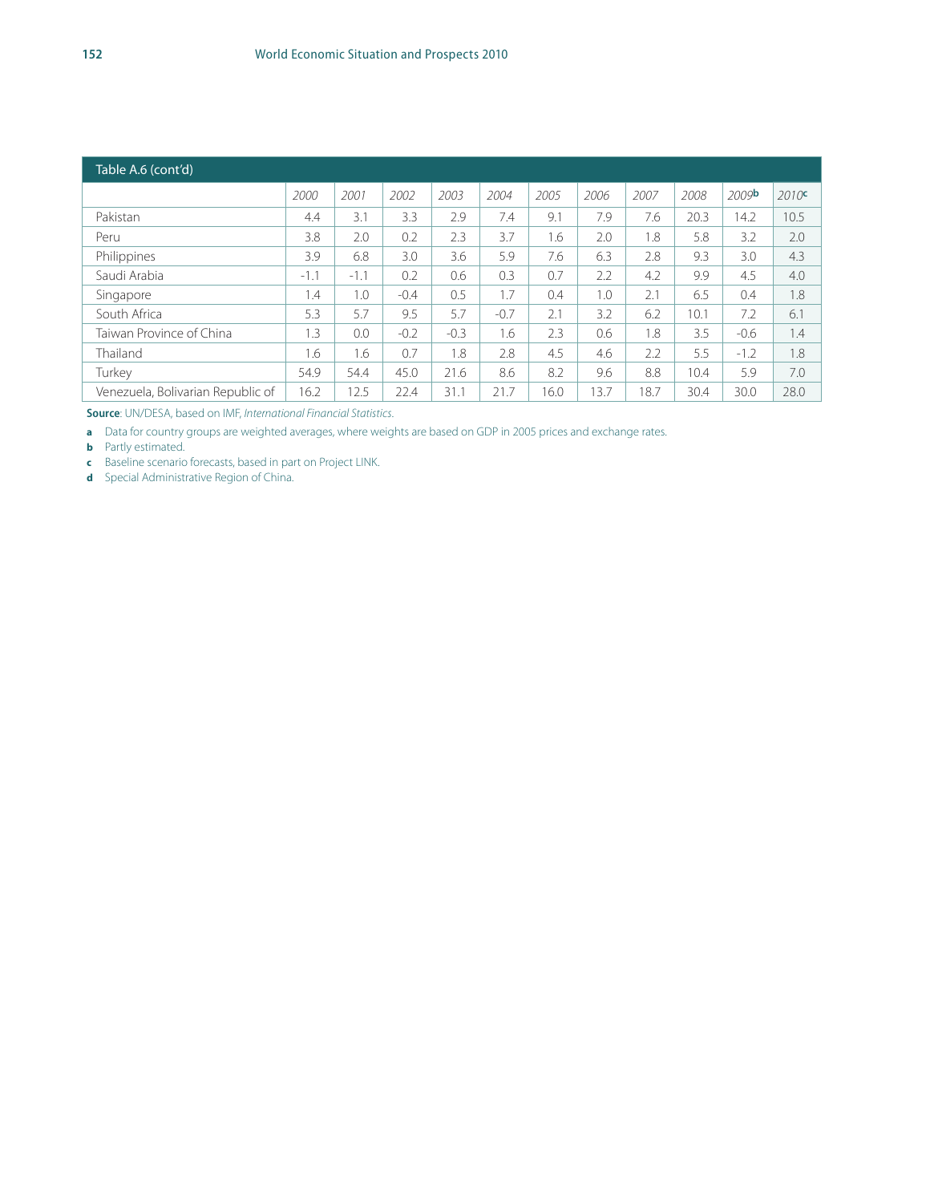Table A.6 (cont'd)

| | 2000 | 2001 | 2002 | 2003 | 2004 | 2005 | 2006 | 2007 | 2008 | 2009[b] | 2010[c] |
|---|---|---|---|---|---|---|---|---|---|---|---|
| Pakistan | 4.4 | 3.1 | 3.3 | 2.9 | 7.4 | 9.1 | 7.9 | 7.6 | 20.3 | 14.2 | 10.5 |
| Peru | 3.8 | 2.0 | 0.2 | 2.3 | 3.7 | 1.6 | 2.0 | 1.8 | 5.8 | 3.2 | 2.0 |
| Philippines | 3.9 | 6.8 | 3.0 | 3.6 | 5.9 | 7.6 | 6.3 | 2.8 | 9.3 | 3.0 | 4.3 |
| Saudi Arabia | -1.1 | -1.1 | 0.2 | 0.6 | 0.3 | 0.7 | 2.2 | 4.2 | 9.9 | 4.5 | 4.0 |
| Singapore | 1.4 | 1.0 | -0.4 | 0.5 | 1.7 | 0.4 | 1.0 | 2.1 | 6.5 | 0.4 | 1.8 |
| South Africa | 5.3 | 5.7 | 9.5 | 5.7 | -0.7 | 2.1 | 3.2 | 6.2 | 10.1 | 7.2 | 6.1 |
| Taiwan Province of China | 1.3 | 0.0 | -0.2 | -0.3 | 1.6 | 2.3 | 0.6 | 1.8 | 3.5 | -0.6 | 1.4 |
| Thailand | 1.6 | 1.6 | 0.7 | 1.8 | 2.8 | 4.5 | 4.6 | 2.2 | 5.5 | -1.2 | 1.8 |
| Turkey | 54.9 | 54.4 | 45.0 | 21.6 | 8.6 | 8.2 | 9.6 | 8.8 | 10.4 | 5.9 | 7.0 |
| Venezuela, Bolivarian Republic of | 16.2 | 12.5 | 22.4 | 31.1 | 21.7 | 16.0 | 13.7 | 18.7 | 30.4 | 30.0 | 28.0 |

**Source**: UN/DESA, based on IMF, *International Financial Statistics*.

**a** Data for country groups are weighted averages, where weights are based on GDP in 2005 prices and exchange rates.

**b** Partly estimated.

**c** Baseline scenario forecasts, based in part on Project LINK.

**d** Special Administrative Region of China.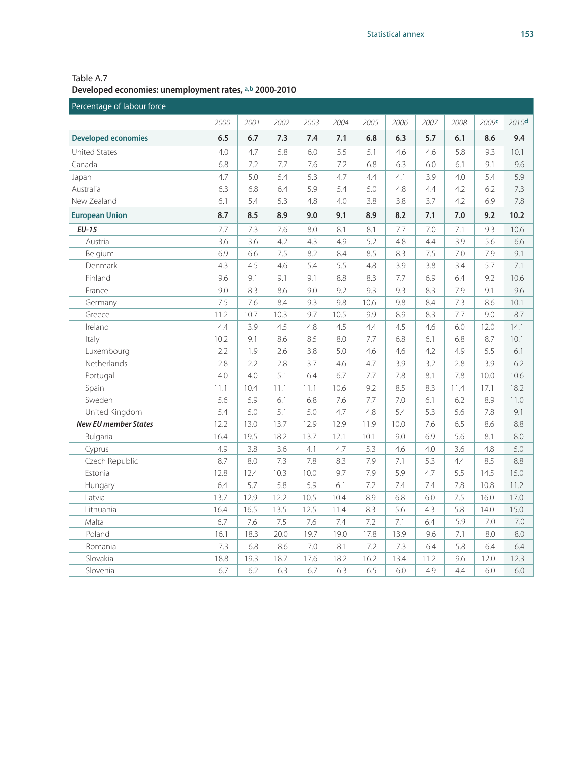Table A.7

**Developed economies: unemployment rates,[a,b] 2000-2010**

| Percentage of labour force | | | | | | | | | | | |
|---|---|---|---|---|---|---|---|---|---|---|---|
| | 2000 | 2001 | 2002 | 2003 | 2004 | 2005 | 2006 | 2007 | 2008 | 2009[c] | 2010[d] |
| **Developed economies** | **6.5** | **6.7** | **7.3** | **7.4** | **7.1** | **6.8** | **6.3** | **5.7** | **6.1** | **8.6** | **9.4** |
| United States | 4.0 | 4.7 | 5.8 | 6.0 | 5.5 | 5.1 | 4.6 | 4.6 | 5.8 | 9.3 | 10.1 |
| Canada | 6.8 | 7.2 | 7.7 | 7.6 | 7.2 | 6.8 | 6.3 | 6.0 | 6.1 | 9.1 | 9.6 |
| Japan | 4.7 | 5.0 | 5.4 | 5.3 | 4.7 | 4.4 | 4.1 | 3.9 | 4.0 | 5.4 | 5.9 |
| Australia | 6.3 | 6.8 | 6.4 | 5.9 | 5.4 | 5.0 | 4.8 | 4.4 | 4.2 | 6.2 | 7.3 |
| New Zealand | 6.1 | 5.4 | 5.3 | 4.8 | 4.0 | 3.8 | 3.8 | 3.7 | 4.2 | 6.9 | 7.8 |
| **European Union** | **8.7** | **8.5** | **8.9** | **9.0** | **9.1** | **8.9** | **8.2** | **7.1** | **7.0** | **9.2** | **10.2** |
| ***EU-15*** | 7.7 | 7.3 | 7.6 | 8.0 | 8.1 | 8.1 | 7.7 | 7.0 | 7.1 | 9.3 | 10.6 |
| Austria | 3.6 | 3.6 | 4.2 | 4.3 | 4.9 | 5.2 | 4.8 | 4.4 | 3.9 | 5.6 | 6.6 |
| Belgium | 6.9 | 6.6 | 7.5 | 8.2 | 8.4 | 8.5 | 8.3 | 7.5 | 7.0 | 7.9 | 9.1 |
| Denmark | 4.3 | 4.5 | 4.6 | 5.4 | 5.5 | 4.8 | 3.9 | 3.8 | 3.4 | 5.7 | 7.1 |
| Finland | 9.6 | 9.1 | 9.1 | 9.1 | 8.8 | 8.3 | 7.7 | 6.9 | 6.4 | 9.2 | 10.6 |
| France | 9.0 | 8.3 | 8.6 | 9.0 | 9.2 | 9.3 | 9.3 | 8.3 | 7.9 | 9.1 | 9.6 |
| Germany | 7.5 | 7.6 | 8.4 | 9.3 | 9.8 | 10.6 | 9.8 | 8.4 | 7.3 | 8.6 | 10.1 |
| Greece | 11.2 | 10.7 | 10.3 | 9.7 | 10.5 | 9.9 | 8.9 | 8.3 | 7.7 | 9.0 | 8.7 |
| Ireland | 4.4 | 3.9 | 4.5 | 4.8 | 4.5 | 4.4 | 4.5 | 4.6 | 6.0 | 12.0 | 14.1 |
| Italy | 10.2 | 9.1 | 8.6 | 8.5 | 8.0 | 7.7 | 6.8 | 6.1 | 6.8 | 8.7 | 10.1 |
| Luxembourg | 2.2 | 1.9 | 2.6 | 3.8 | 5.0 | 4.6 | 4.6 | 4.2 | 4.9 | 5.5 | 6.1 |
| Netherlands | 2.8 | 2.2 | 2.8 | 3.7 | 4.6 | 4.7 | 3.9 | 3.2 | 2.8 | 3.9 | 6.2 |
| Portugal | 4.0 | 4.0 | 5.1 | 6.4 | 6.7 | 7.7 | 7.8 | 8.1 | 7.8 | 10.0 | 10.6 |
| Spain | 11.1 | 10.4 | 11.1 | 11.1 | 10.6 | 9.2 | 8.5 | 8.3 | 11.4 | 17.1 | 18.2 |
| Sweden | 5.6 | 5.9 | 6.1 | 6.8 | 7.6 | 7.7 | 7.0 | 6.1 | 6.2 | 8.9 | 11.0 |
| United Kingdom | 5.4 | 5.0 | 5.1 | 5.0 | 4.7 | 4.8 | 5.4 | 5.3 | 5.6 | 7.8 | 9.1 |
| ***New EU member States*** | 12.2 | 13.0 | 13.7 | 12.9 | 12.9 | 11.9 | 10.0 | 7.6 | 6.5 | 8.6 | 8.8 |
| Bulgaria | 16.4 | 19.5 | 18.2 | 13.7 | 12.1 | 10.1 | 9.0 | 6.9 | 5.6 | 8.1 | 8.0 |
| Cyprus | 4.9 | 3.8 | 3.6 | 4.1 | 4.7 | 5.3 | 4.6 | 4.0 | 3.6 | 4.8 | 5.0 |
| Czech Republic | 8.7 | 8.0 | 7.3 | 7.8 | 8.3 | 7.9 | 7.1 | 5.3 | 4.4 | 8.5 | 8.8 |
| Estonia | 12.8 | 12.4 | 10.3 | 10.0 | 9.7 | 7.9 | 5.9 | 4.7 | 5.5 | 14.5 | 15.0 |
| Hungary | 6.4 | 5.7 | 5.8 | 5.9 | 6.1 | 7.2 | 7.4 | 7.4 | 7.8 | 10.8 | 11.2 |
| Latvia | 13.7 | 12.9 | 12.2 | 10.5 | 10.4 | 8.9 | 6.8 | 6.0 | 7.5 | 16.0 | 17.0 |
| Lithuania | 16.4 | 16.5 | 13.5 | 12.5 | 11.4 | 8.3 | 5.6 | 4.3 | 5.8 | 14.0 | 15.0 |
| Malta | 6.7 | 7.6 | 7.5 | 7.6 | 7.4 | 7.2 | 7.1 | 6.4 | 5.9 | 7.0 | 7.0 |
| Poland | 16.1 | 18.3 | 20.0 | 19.7 | 19.0 | 17.8 | 13.9 | 9.6 | 7.1 | 8.0 | 8.0 |
| Romania | 7.3 | 6.8 | 8.6 | 7.0 | 8.1 | 7.2 | 7.3 | 6.4 | 5.8 | 6.4 | 6.4 |
| Slovakia | 18.8 | 19.3 | 18.7 | 17.6 | 18.2 | 16.2 | 13.4 | 11.2 | 9.6 | 12.0 | 12.3 |
| Slovenia | 6.7 | 6.2 | 6.3 | 6.7 | 6.3 | 6.5 | 6.0 | 4.9 | 4.4 | 6.0 | 6.0 |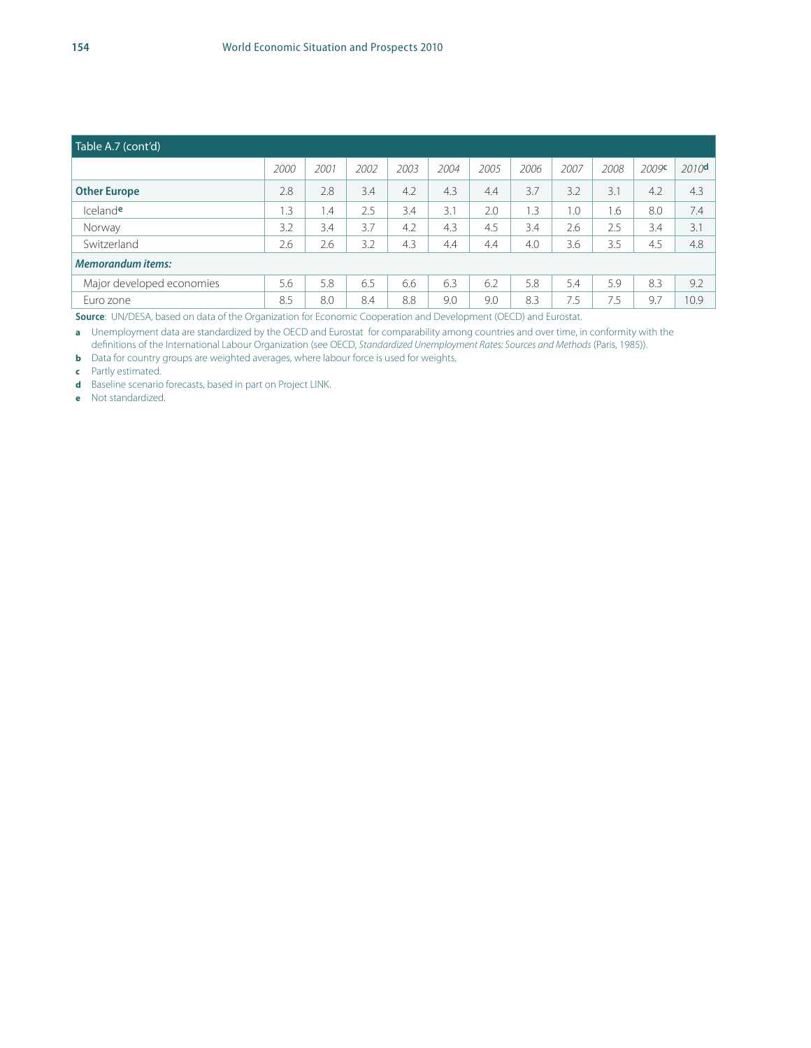| Table A.7 (cont'd) | | | | | | | | | | | |
|---|---|---|---|---|---|---|---|---|---|---|---|
| | *2000* | *2001* | *2002* | *2003* | *2004* | *2005* | *2006* | *2007* | *2008* | *2009*[c] | *2010*[d] |
| **Other Europe** | 2.8 | 2.8 | 3.4 | 4.2 | 4.3 | 4.4 | 3.7 | 3.2 | 3.1 | 4.2 | 4.3 |
| Iceland[e] | 1.3 | 1.4 | 2.5 | 3.4 | 3.1 | 2.0 | 1.3 | 1.0 | 1.6 | 8.0 | 7.4 |
| Norway | 3.2 | 3.4 | 3.7 | 4.2 | 4.3 | 4.5 | 3.4 | 2.6 | 2.5 | 3.4 | 3.1 |
| Switzerland | 2.6 | 2.6 | 3.2 | 4.3 | 4.4 | 4.4 | 4.0 | 3.6 | 3.5 | 4.5 | 4.8 |
| ***Memorandum items:*** | | | | | | | | | | | |
| Major developed economies | 5.6 | 5.8 | 6.5 | 6.6 | 6.3 | 6.2 | 5.8 | 5.4 | 5.9 | 8.3 | 9.2 |
| Euro zone | 8.5 | 8.0 | 8.4 | 8.8 | 9.0 | 9.0 | 8.3 | 7.5 | 7.5 | 9.7 | 10.9 |

**Source**: UN/DESA, based on data of the Organization for Economic Cooperation and Development (OECD) and Eurostat.

**a** Unemployment data are standardized by the OECD and Eurostat for comparability among countries and over time, in conformity with the definitions of the International Labour Organization (see OECD, *Standardized Unemployment Rates: Sources and Methods* (Paris, 1985)).

**b** Data for country groups are weighted averages, where labour force is used for weights.

**c** Partly estimated.

**d** Baseline scenario forecasts, based in part on Project LINK.

**e** Not standardized.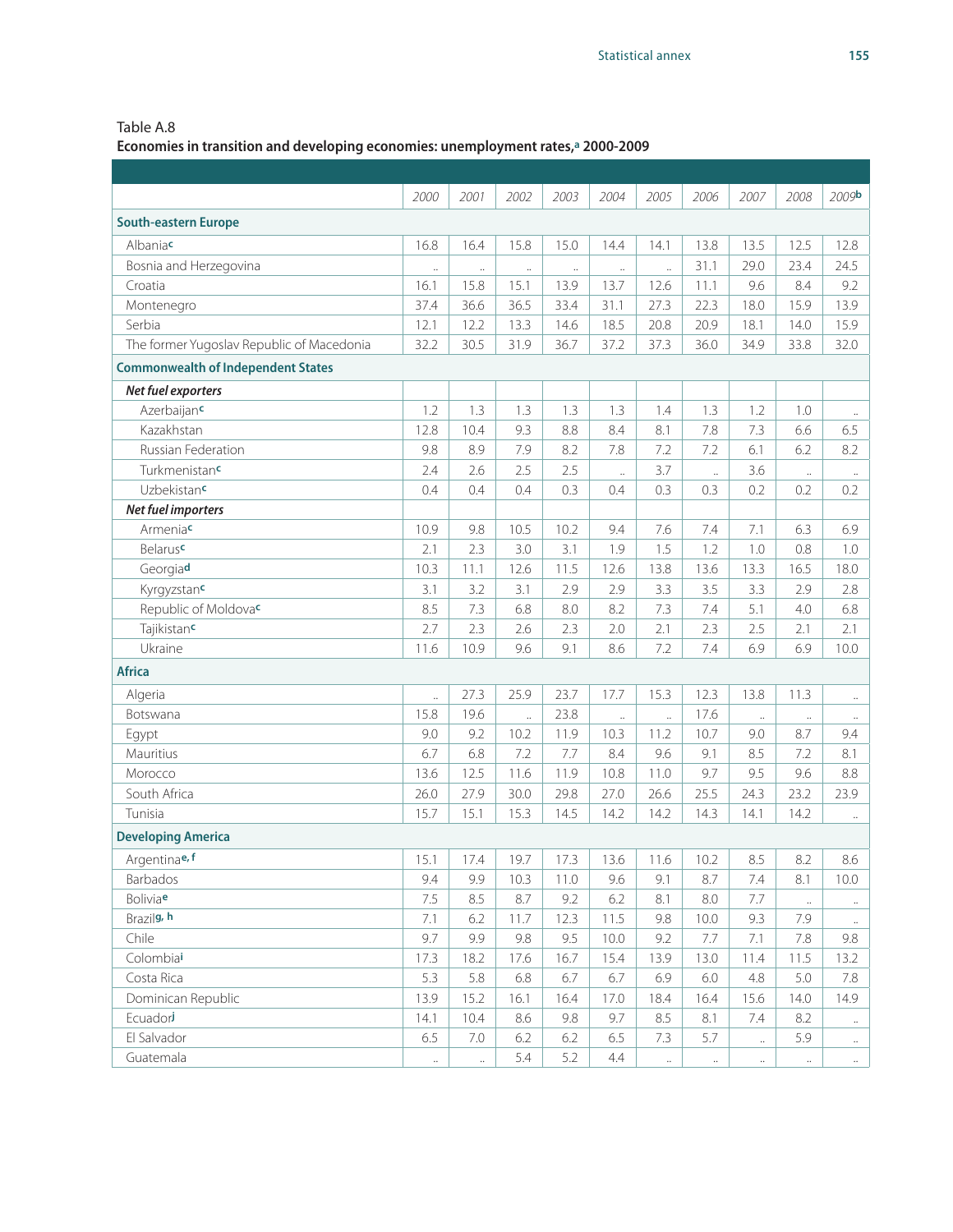Table A.8
**Economies in transition and developing economies: unemployment rates,[a] 2000-2009**

| | 2000 | 2001 | 2002 | 2003 | 2004 | 2005 | 2006 | 2007 | 2008 | 2009[b] |
|---|---|---|---|---|---|---|---|---|---|---|
| **South-eastern Europe** | | | | | | | | | | |
| Albania[c] | 16.8 | 16.4 | 15.8 | 15.0 | 14.4 | 14.1 | 13.8 | 13.5 | 12.5 | 12.8 |
| Bosnia and Herzegovina | .. | .. | .. | .. | .. | .. | 31.1 | 29.0 | 23.4 | 24.5 |
| Croatia | 16.1 | 15.8 | 15.1 | 13.9 | 13.7 | 12.6 | 11.1 | 9.6 | 8.4 | 9.2 |
| Montenegro | 37.4 | 36.6 | 36.5 | 33.4 | 31.1 | 27.3 | 22.3 | 18.0 | 15.9 | 13.9 |
| Serbia | 12.1 | 12.2 | 13.3 | 14.6 | 18.5 | 20.8 | 20.9 | 18.1 | 14.0 | 15.9 |
| The former Yugoslav Republic of Macedonia | 32.2 | 30.5 | 31.9 | 36.7 | 37.2 | 37.3 | 36.0 | 34.9 | 33.8 | 32.0 |
| **Commonwealth of Independent States** | | | | | | | | | | |
| ***Net fuel exporters*** | | | | | | | | | | |
| Azerbaijan[c] | 1.2 | 1.3 | 1.3 | 1.3 | 1.3 | 1.4 | 1.3 | 1.2 | 1.0 | .. |
| Kazakhstan | 12.8 | 10.4 | 9.3 | 8.8 | 8.4 | 8.1 | 7.8 | 7.3 | 6.6 | 6.5 |
| Russian Federation | 9.8 | 8.9 | 7.9 | 8.2 | 7.8 | 7.2 | 7.2 | 6.1 | 6.2 | 8.2 |
| Turkmenistan[c] | 2.4 | 2.6 | 2.5 | 2.5 | .. | 3.7 | .. | 3.6 | .. | .. |
| Uzbekistan[c] | 0.4 | 0.4 | 0.4 | 0.3 | 0.4 | 0.3 | 0.3 | 0.2 | 0.2 | 0.2 |
| ***Net fuel importers*** | | | | | | | | | | |
| Armenia[c] | 10.9 | 9.8 | 10.5 | 10.2 | 9.4 | 7.6 | 7.4 | 7.1 | 6.3 | 6.9 |
| Belarus[c] | 2.1 | 2.3 | 3.0 | 3.1 | 1.9 | 1.5 | 1.2 | 1.0 | 0.8 | 1.0 |
| Georgia[d] | 10.3 | 11.1 | 12.6 | 11.5 | 12.6 | 13.8 | 13.6 | 13.3 | 16.5 | 18.0 |
| Kyrgyzstan[c] | 3.1 | 3.2 | 3.1 | 2.9 | 2.9 | 3.3 | 3.5 | 3.3 | 2.9 | 2.8 |
| Republic of Moldova[c] | 8.5 | 7.3 | 6.8 | 8.0 | 8.2 | 7.3 | 7.4 | 5.1 | 4.0 | 6.8 |
| Tajikistan[c] | 2.7 | 2.3 | 2.6 | 2.3 | 2.0 | 2.1 | 2.3 | 2.5 | 2.1 | 2.1 |
| Ukraine | 11.6 | 10.9 | 9.6 | 9.1 | 8.6 | 7.2 | 7.4 | 6.9 | 6.9 | 10.0 |
| **Africa** | | | | | | | | | | |
| Algeria | .. | 27.3 | 25.9 | 23.7 | 17.7 | 15.3 | 12.3 | 13.8 | 11.3 | .. |
| Botswana | 15.8 | 19.6 | .. | 23.8 | .. | .. | 17.6 | .. | .. | .. |
| Egypt | 9.0 | 9.2 | 10.2 | 11.9 | 10.3 | 11.2 | 10.7 | 9.0 | 8.7 | 9.4 |
| Mauritius | 6.7 | 6.8 | 7.2 | 7.7 | 8.4 | 9.6 | 9.1 | 8.5 | 7.2 | 8.1 |
| Morocco | 13.6 | 12.5 | 11.6 | 11.9 | 10.8 | 11.0 | 9.7 | 9.5 | 9.6 | 8.8 |
| South Africa | 26.0 | 27.9 | 30.0 | 29.8 | 27.0 | 26.6 | 25.5 | 24.3 | 23.2 | 23.9 |
| Tunisia | 15.7 | 15.1 | 15.3 | 14.5 | 14.2 | 14.2 | 14.3 | 14.1 | 14.2 | .. |
| **Developing America** | | | | | | | | | | |
| Argentina[e, f] | 15.1 | 17.4 | 19.7 | 17.3 | 13.6 | 11.6 | 10.2 | 8.5 | 8.2 | 8.6 |
| Barbados | 9.4 | 9.9 | 10.3 | 11.0 | 9.6 | 9.1 | 8.7 | 7.4 | 8.1 | 10.0 |
| Bolivia[e] | 7.5 | 8.5 | 8.7 | 9.2 | 6.2 | 8.1 | 8.0 | 7.7 | .. | .. |
| Brazil[g, h] | 7.1 | 6.2 | 11.7 | 12.3 | 11.5 | 9.8 | 10.0 | 9.3 | 7.9 | .. |
| Chile | 9.7 | 9.9 | 9.8 | 9.5 | 10.0 | 9.2 | 7.7 | 7.1 | 7.8 | 9.8 |
| Colombia[i] | 17.3 | 18.2 | 17.6 | 16.7 | 15.4 | 13.9 | 13.0 | 11.4 | 11.5 | 13.2 |
| Costa Rica | 5.3 | 5.8 | 6.8 | 6.7 | 6.7 | 6.9 | 6.0 | 4.8 | 5.0 | 7.8 |
| Dominican Republic | 13.9 | 15.2 | 16.1 | 16.4 | 17.0 | 18.4 | 16.4 | 15.6 | 14.0 | 14.9 |
| Ecuador[j] | 14.1 | 10.4 | 8.6 | 9.8 | 9.7 | 8.5 | 8.1 | 7.4 | 8.2 | .. |
| El Salvador | 6.5 | 7.0 | 6.2 | 6.2 | 6.5 | 7.3 | 5.7 | .. | 5.9 | .. |
| Guatemala | .. | .. | 5.4 | 5.2 | 4.4 | .. | .. | .. | .. | .. |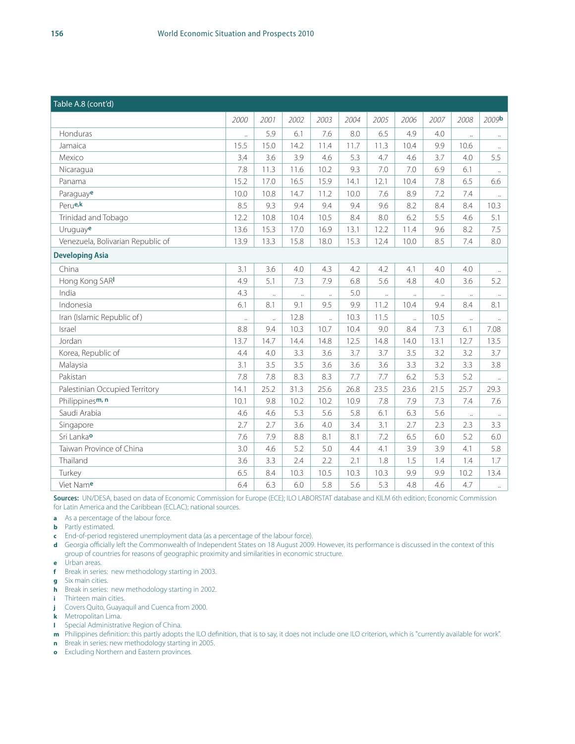Table A.8 (cont'd)

| | 2000 | 2001 | 2002 | 2003 | 2004 | 2005 | 2006 | 2007 | 2008 | 2009[b] |
|---|---|---|---|---|---|---|---|---|---|---|
| Honduras | .. | 5.9 | 6.1 | 7.6 | 8.0 | 6.5 | 4.9 | 4.0 | .. | .. |
| Jamaica | 15.5 | 15.0 | 14.2 | 11.4 | 11.7 | 11.3 | 10.4 | 9.9 | 10.6 | .. |
| Mexico | 3.4 | 3.6 | 3.9 | 4.6 | 5.3 | 4.7 | 4.6 | 3.7 | 4.0 | 5.5 |
| Nicaragua | 7.8 | 11.3 | 11.6 | 10.2 | 9.3 | 7.0 | 7.0 | 6.9 | 6.1 | .. |
| Panama | 15.2 | 17.0 | 16.5 | 15.9 | 14.1 | 12.1 | 10.4 | 7.8 | 6.5 | 6.6 |
| Paraguay[e] | 10.0 | 10.8 | 14.7 | 11.2 | 10.0 | 7.6 | 8.9 | 7.2 | 7.4 | .. |
| Peru[e,k] | 8.5 | 9.3 | 9.4 | 9.4 | 9.4 | 9.6 | 8.2 | 8.4 | 8.4 | 10.3 |
| Trinidad and Tobago | 12.2 | 10.8 | 10.4 | 10.5 | 8.4 | 8.0 | 6.2 | 5.5 | 4.6 | 5.1 |
| Uruguay[e] | 13.6 | 15.3 | 17.0 | 16.9 | 13.1 | 12.2 | 11.4 | 9.6 | 8.2 | 7.5 |
| Venezuela, Bolivarian Republic of | 13.9 | 13.3 | 15.8 | 18.0 | 15.3 | 12.4 | 10.0 | 8.5 | 7.4 | 8.0 |
| **Developing Asia** | | | | | | | | | | |
| China | 3.1 | 3.6 | 4.0 | 4.3 | 4.2 | 4.2 | 4.1 | 4.0 | 4.0 | .. |
| Hong Kong SAR[l] | 4.9 | 5.1 | 7.3 | 7.9 | 6.8 | 5.6 | 4.8 | 4.0 | 3.6 | 5.2 |
| India | 4.3 | .. | .. | .. | 5.0 | .. | .. | .. | .. | .. |
| Indonesia | 6.1 | 8.1 | 9.1 | 9.5 | 9.9 | 11.2 | 10.4 | 9.4 | 8.4 | 8.1 |
| Iran (Islamic Republic of) | .. | .. | 12.8 | .. | 10.3 | 11.5 | .. | 10.5 | .. | .. |
| Israel | 8.8 | 9.4 | 10.3 | 10.7 | 10.4 | 9.0 | 8.4 | 7.3 | 6.1 | 7.08 |
| Jordan | 13.7 | 14.7 | 14.4 | 14.8 | 12.5 | 14.8 | 14.0 | 13.1 | 12.7 | 13.5 |
| Korea, Republic of | 4.4 | 4.0 | 3.3 | 3.6 | 3.7 | 3.7 | 3.5 | 3.2 | 3.2 | 3.7 |
| Malaysia | 3.1 | 3.5 | 3.5 | 3.6 | 3.6 | 3.6 | 3.3 | 3.2 | 3.3 | 3.8 |
| Pakistan | 7.8 | 7.8 | 8.3 | 8.3 | 7.7 | 7.7 | 6.2 | 5.3 | 5.2 | .. |
| Palestinian Occupied Territory | 14.1 | 25.2 | 31.3 | 25.6 | 26.8 | 23.5 | 23.6 | 21.5 | 25.7 | 29.3 |
| Philippines[m, n] | 10.1 | 9.8 | 10.2 | 10.2 | 10.9 | 7.8 | 7.9 | 7.3 | 7.4 | 7.6 |
| Saudi Arabia | 4.6 | 4.6 | 5.3 | 5.6 | 5.8 | 6.1 | 6.3 | 5.6 | .. | .. |
| Singapore | 2.7 | 2.7 | 3.6 | 4.0 | 3.4 | 3.1 | 2.7 | 2.3 | 2.3 | 3.3 |
| Sri Lanka[o] | 7.6 | 7.9 | 8.8 | 8.1 | 8.1 | 7.2 | 6.5 | 6.0 | 5.2 | 6.0 |
| Taiwan Province of China | 3.0 | 4.6 | 5.2 | 5.0 | 4.4 | 4.1 | 3.9 | 3.9 | 4.1 | 5.8 |
| Thailand | 3.6 | 3.3 | 2.4 | 2.2 | 2.1 | 1.8 | 1.5 | 1.4 | 1.4 | 1.7 |
| Turkey | 6.5 | 8.4 | 10.3 | 10.5 | 10.3 | 10.3 | 9.9 | 9.9 | 10.2 | 13.4 |
| Viet Nam[e] | 6.4 | 6.3 | 6.0 | 5.8 | 5.6 | 5.3 | 4.8 | 4.6 | 4.7 | .. |

**Sources:** UN/DESA, based on data of Economic Commission for Europe (ECE); ILO LABORSTAT database and KILM 6th edition; Economic Commission for Latin America and the Caribbean (ECLAC); national sources.

**a** As a percentage of the labour force.
**b** Partly estimated.
**c** End-of-period registered unemployment data (as a percentage of the labour force).
**d** Georgia officially left the Commonwealth of Independent States on 18 August 2009. However, its performance is discussed in the context of this group of countries for reasons of geographic proximity and similarities in economic structure.
**e** Urban areas.
**f** Break in series: new methodology starting in 2003.
**g** Six main cities.
**h** Break in series: new methodology starting in 2002.
**i** Thirteen main cities.
**j** Covers Quito, Guayaquil and Cuenca from 2000.
**k** Metropolitan Lima.
**l** Special Administrative Region of China.
**m** Philippines definition: this partly adopts the ILO definition, that is to say, it does not include one ILO criterion, which is "currently available for work".
**n** Break in series: new methodology starting in 2005.
**o** Excluding Northern and Eastern provinces.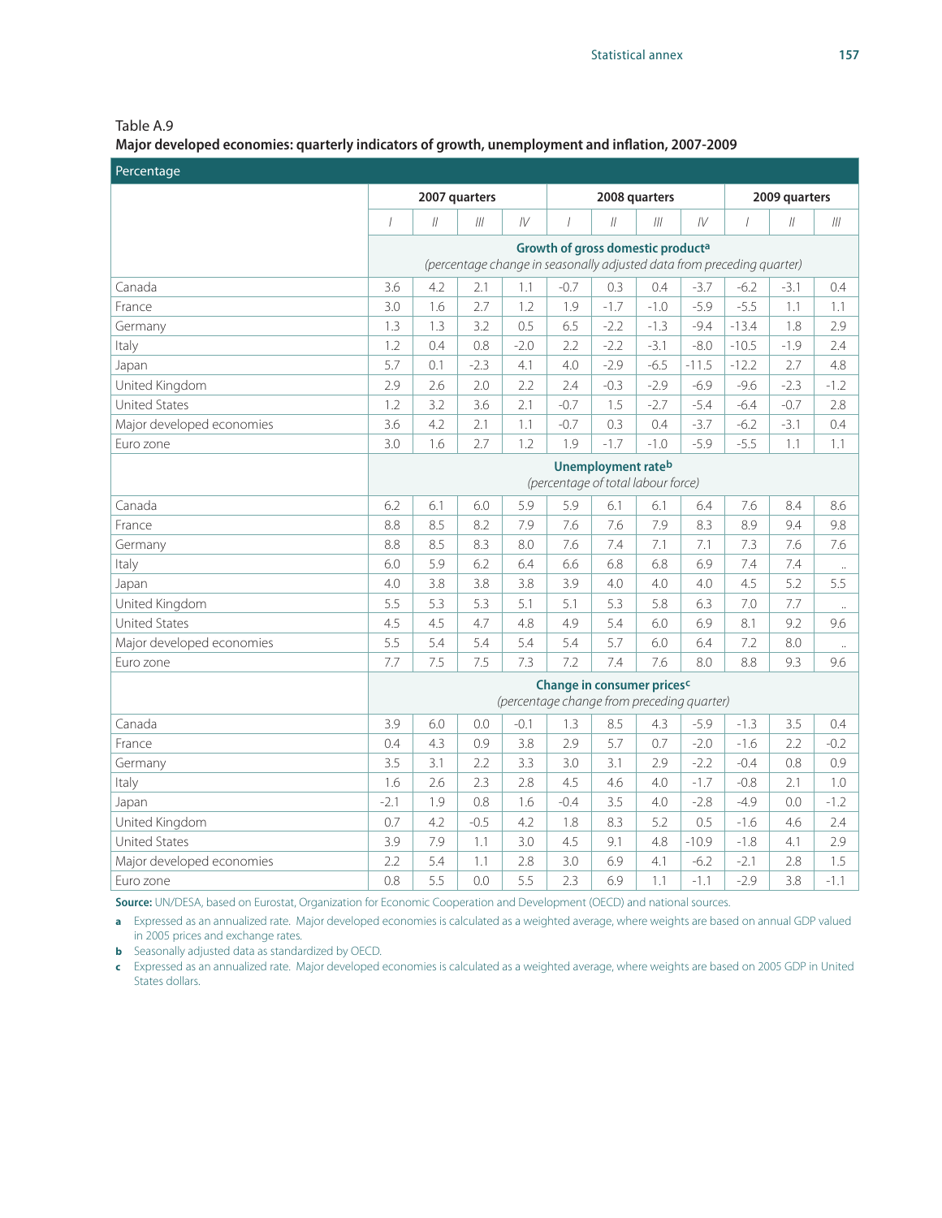Table A.9
**Major developed economies: quarterly indicators of growth, unemployment and inflation, 2007-2009**

| Percentage | | | | | | | | | | | |
|---|---|---|---|---|---|---|---|---|---|---|---|
| | 2007 quarters | | | | 2008 quarters | | | | 2009 quarters | | |
| | I | II | III | IV | I | II | III | IV | I | II | III |
| | **Growth of gross domestic product[a]** *(percentage change in seasonally adjusted data from preceding quarter)* | | | | | | | | | | |
| Canada | 3.6 | 4.2 | 2.1 | 1.1 | -0.7 | 0.3 | 0.4 | -3.7 | -6.2 | -3.1 | 0.4 |
| France | 3.0 | 1.6 | 2.7 | 1.2 | 1.9 | -1.7 | -1.0 | -5.9 | -5.5 | 1.1 | 1.1 |
| Germany | 1.3 | 1.3 | 3.2 | 0.5 | 6.5 | -2.2 | -1.3 | -9.4 | -13.4 | 1.8 | 2.9 |
| Italy | 1.2 | 0.4 | 0.8 | -2.0 | 2.2 | -2.2 | -3.1 | -8.0 | -10.5 | -1.9 | 2.4 |
| Japan | 5.7 | 0.1 | -2.3 | 4.1 | 4.0 | -2.9 | -6.5 | -11.5 | -12.2 | 2.7 | 4.8 |
| United Kingdom | 2.9 | 2.6 | 2.0 | 2.2 | 2.4 | -0.3 | -2.9 | -6.9 | -9.6 | -2.3 | -1.2 |
| United States | 1.2 | 3.2 | 3.6 | 2.1 | -0.7 | 1.5 | -2.7 | -5.4 | -6.4 | -0.7 | 2.8 |
| Major developed economies | 3.6 | 4.2 | 2.1 | 1.1 | -0.7 | 0.3 | 0.4 | -3.7 | -6.2 | -3.1 | 0.4 |
| Euro zone | 3.0 | 1.6 | 2.7 | 1.2 | 1.9 | -1.7 | -1.0 | -5.9 | -5.5 | 1.1 | 1.1 |
| | **Unemployment rate[b]** *(percentage of total labour force)* | | | | | | | | | | |
| Canada | 6.2 | 6.1 | 6.0 | 5.9 | 5.9 | 6.1 | 6.1 | 6.4 | 7.6 | 8.4 | 8.6 |
| France | 8.8 | 8.5 | 8.2 | 7.9 | 7.6 | 7.6 | 7.9 | 8.3 | 8.9 | 9.4 | 9.8 |
| Germany | 8.8 | 8.5 | 8.3 | 8.0 | 7.6 | 7.4 | 7.1 | 7.1 | 7.3 | 7.6 | 7.6 |
| Italy | 6.0 | 5.9 | 6.2 | 6.4 | 6.6 | 6.8 | 6.8 | 6.9 | 7.4 | 7.4 | .. |
| Japan | 4.0 | 3.8 | 3.8 | 3.8 | 3.9 | 4.0 | 4.0 | 4.0 | 4.5 | 5.2 | 5.5 |
| United Kingdom | 5.5 | 5.3 | 5.3 | 5.1 | 5.1 | 5.3 | 5.8 | 6.3 | 7.0 | 7.7 | .. |
| United States | 4.5 | 4.5 | 4.7 | 4.8 | 4.9 | 5.4 | 6.0 | 6.9 | 8.1 | 9.2 | 9.6 |
| Major developed economies | 5.5 | 5.4 | 5.4 | 5.4 | 5.4 | 5.7 | 6.0 | 6.4 | 7.2 | 8.0 | .. |
| Euro zone | 7.7 | 7.5 | 7.5 | 7.3 | 7.2 | 7.4 | 7.6 | 8.0 | 8.8 | 9.3 | 9.6 |
| | **Change in consumer prices[c]** *(percentage change from preceding quarter)* | | | | | | | | | | |
| Canada | 3.9 | 6.0 | 0.0 | -0.1 | 1.3 | 8.5 | 4.3 | -5.9 | -1.3 | 3.5 | 0.4 |
| France | 0.4 | 4.3 | 0.9 | 3.8 | 2.9 | 5.7 | 0.7 | -2.0 | -1.6 | 2.2 | -0.2 |
| Germany | 3.5 | 3.1 | 2.2 | 3.3 | 3.0 | 3.1 | 2.9 | -2.2 | -0.4 | 0.8 | 0.9 |
| Italy | 1.6 | 2.6 | 2.3 | 2.8 | 4.5 | 4.6 | 4.0 | -1.7 | -0.8 | 2.1 | 1.0 |
| Japan | -2.1 | 1.9 | 0.8 | 1.6 | -0.4 | 3.5 | 4.0 | -2.8 | -4.9 | 0.0 | -1.2 |
| United Kingdom | 0.7 | 4.2 | -0.5 | 4.2 | 1.8 | 8.3 | 5.2 | 0.5 | -1.6 | 4.6 | 2.4 |
| United States | 3.9 | 7.9 | 1.1 | 3.0 | 4.5 | 9.1 | 4.8 | -10.9 | -1.8 | 4.1 | 2.9 |
| Major developed economies | 2.2 | 5.4 | 1.1 | 2.8 | 3.0 | 6.9 | 4.1 | -6.2 | -2.1 | 2.8 | 1.5 |
| Euro zone | 0.8 | 5.5 | 0.0 | 5.5 | 2.3 | 6.9 | 1.1 | -1.1 | -2.9 | 3.8 | -1.1 |

**Source:** UN/DESA, based on Eurostat, Organization for Economic Cooperation and Development (OECD) and national sources.

**a** Expressed as an annualized rate. Major developed economies is calculated as a weighted average, where weights are based on annual GDP valued in 2005 prices and exchange rates.

**b** Seasonally adjusted data as standardized by OECD.

**c** Expressed as an annualized rate. Major developed economies is calculated as a weighted average, where weights are based on 2005 GDP in United States dollars.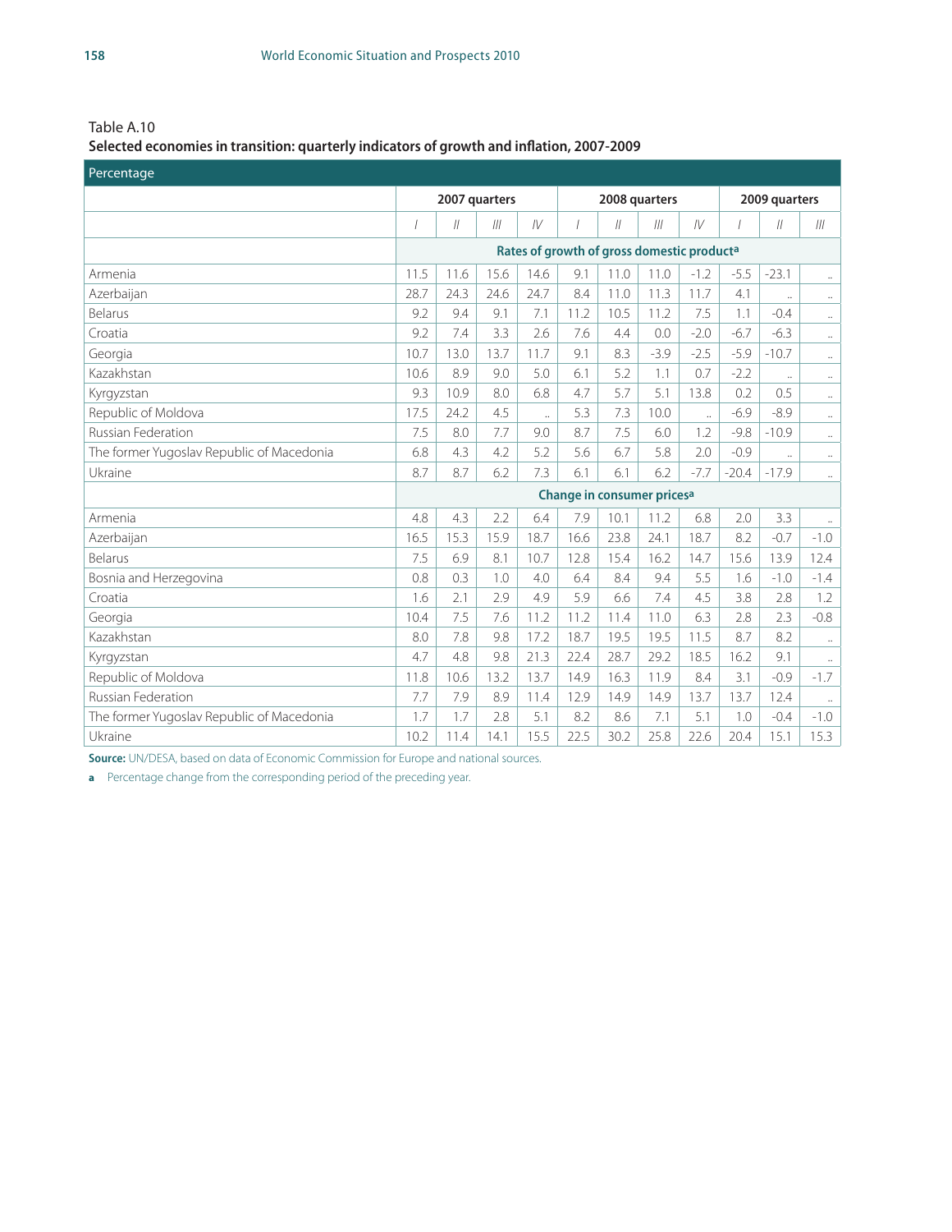Table A.10

**Selected economies in transition: quarterly indicators of growth and inflation, 2007-2009**

| Percentage | 2007 quarters | | | | 2008 quarters | | | | 2009 quarters | | |
|---|---|---|---|---|---|---|---|---|---|---|---|
| | *I* | *II* | *III* | *IV* | *I* | *II* | *III* | *IV* | *I* | *II* | *III* |
| | **Rates of growth of gross domestic product[a]** | | | | | | | | | | |
| Armenia | 11.5 | 11.6 | 15.6 | 14.6 | 9.1 | 11.0 | 11.0 | -1.2 | -5.5 | -23.1 | .. |
| Azerbaijan | 28.7 | 24.3 | 24.6 | 24.7 | 8.4 | 11.0 | 11.3 | 11.7 | 4.1 | .. | .. |
| Belarus | 9.2 | 9.4 | 9.1 | 7.1 | 11.2 | 10.5 | 11.2 | 7.5 | 1.1 | -0.4 | .. |
| Croatia | 9.2 | 7.4 | 3.3 | 2.6 | 7.6 | 4.4 | 0.0 | -2.0 | -6.7 | -6.3 | .. |
| Georgia | 10.7 | 13.0 | 13.7 | 11.7 | 9.1 | 8.3 | -3.9 | -2.5 | -5.9 | -10.7 | .. |
| Kazakhstan | 10.6 | 8.9 | 9.0 | 5.0 | 6.1 | 5.2 | 1.1 | 0.7 | -2.2 | .. | .. |
| Kyrgyzstan | 9.3 | 10.9 | 8.0 | 6.8 | 4.7 | 5.7 | 5.1 | 13.8 | 0.2 | 0.5 | .. |
| Republic of Moldova | 17.5 | 24.2 | 4.5 | .. | 5.3 | 7.3 | 10.0 | .. | -6.9 | -8.9 | .. |
| Russian Federation | 7.5 | 8.0 | 7.7 | 9.0 | 8.7 | 7.5 | 6.0 | 1.2 | -9.8 | -10.9 | .. |
| The former Yugoslav Republic of Macedonia | 6.8 | 4.3 | 4.2 | 5.2 | 5.6 | 6.7 | 5.8 | 2.0 | -0.9 | .. | .. |
| Ukraine | 8.7 | 8.7 | 6.2 | 7.3 | 6.1 | 6.1 | 6.2 | -7.7 | -20.4 | -17.9 | .. |
| | **Change in consumer prices[a]** | | | | | | | | | | |
| Armenia | 4.8 | 4.3 | 2.2 | 6.4 | 7.9 | 10.1 | 11.2 | 6.8 | 2.0 | 3.3 | .. |
| Azerbaijan | 16.5 | 15.3 | 15.9 | 18.7 | 16.6 | 23.8 | 24.1 | 18.7 | 8.2 | -0.7 | -1.0 |
| Belarus | 7.5 | 6.9 | 8.1 | 10.7 | 12.8 | 15.4 | 16.2 | 14.7 | 15.6 | 13.9 | 12.4 |
| Bosnia and Herzegovina | 0.8 | 0.3 | 1.0 | 4.0 | 6.4 | 8.4 | 9.4 | 5.5 | 1.6 | -1.0 | -1.4 |
| Croatia | 1.6 | 2.1 | 2.9 | 4.9 | 5.9 | 6.6 | 7.4 | 4.5 | 3.8 | 2.8 | 1.2 |
| Georgia | 10.4 | 7.5 | 7.6 | 11.2 | 11.2 | 11.4 | 11.0 | 6.3 | 2.8 | 2.3 | -0.8 |
| Kazakhstan | 8.0 | 7.8 | 9.8 | 17.2 | 18.7 | 19.5 | 19.5 | 11.5 | 8.7 | 8.2 | .. |
| Kyrgyzstan | 4.7 | 4.8 | 9.8 | 21.3 | 22.4 | 28.7 | 29.2 | 18.5 | 16.2 | 9.1 | .. |
| Republic of Moldova | 11.8 | 10.6 | 13.2 | 13.7 | 14.9 | 16.3 | 11.9 | 8.4 | 3.1 | -0.9 | -1.7 |
| Russian Federation | 7.7 | 7.9 | 8.9 | 11.4 | 12.9 | 14.9 | 14.9 | 13.7 | 13.7 | 12.4 | .. |
| The former Yugoslav Republic of Macedonia | 1.7 | 1.7 | 2.8 | 5.1 | 8.2 | 8.6 | 7.1 | 5.1 | 1.0 | -0.4 | -1.0 |
| Ukraine | 10.2 | 11.4 | 14.1 | 15.5 | 22.5 | 30.2 | 25.8 | 22.6 | 20.4 | 15.1 | 15.3 |

**Source:** UN/DESA, based on data of Economic Commission for Europe and national sources.

**a** Percentage change from the corresponding period of the preceding year.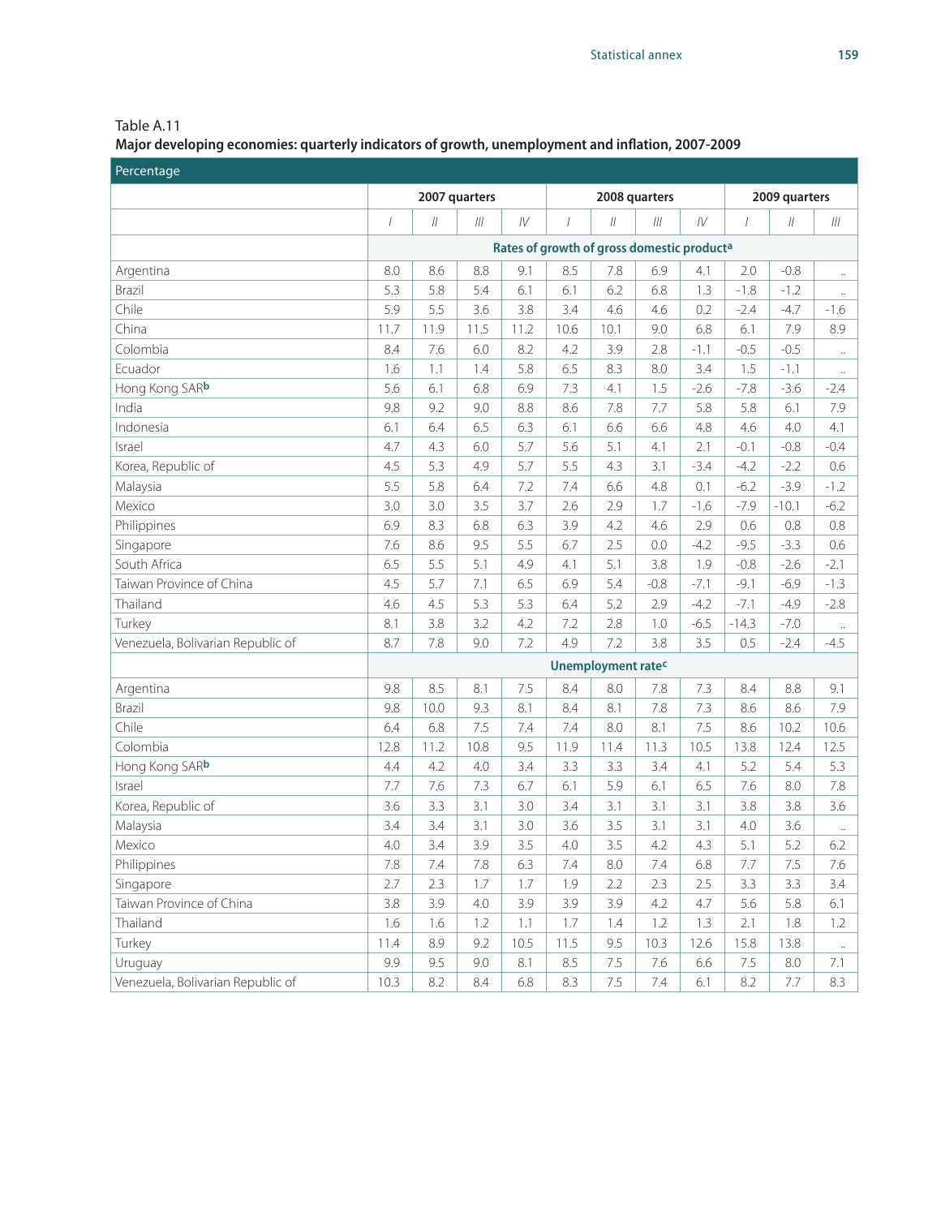Table A.11

**Major developing economies: quarterly indicators of growth, unemployment and inflation, 2007-2009**

| Percentage | 2007 quarters | | | | 2008 quarters | | | | 2009 quarters | | |
|---|---|---|---|---|---|---|---|---|---|---|---|
| | I | II | III | IV | I | II | III | IV | I | II | III |
| | **Rates of growth of gross domestic product[a]** | | | | | | | | | | |
| Argentina | 8.0 | 8.6 | 8.8 | 9.1 | 8.5 | 7.8 | 6.9 | 4.1 | 2.0 | -0.8 | .. |
| Brazil | 5.3 | 5.8 | 5.4 | 6.1 | 6.1 | 6.2 | 6.8 | 1.3 | -1.8 | -1.2 | .. |
| Chile | 5.9 | 5.5 | 3.6 | 3.8 | 3.4 | 4.6 | 4.6 | 0.2 | -2.4 | -4.7 | -1.6 |
| China | 11.7 | 11.9 | 11.5 | 11.2 | 10.6 | 10.1 | 9.0 | 6.8 | 6.1 | 7.9 | 8.9 |
| Colombia | 8.4 | 7.6 | 6.0 | 8.2 | 4.2 | 3.9 | 2.8 | -1.1 | -0.5 | -0.5 | .. |
| Ecuador | 1.6 | 1.1 | 1.4 | 5.8 | 6.5 | 8.3 | 8.0 | 3.4 | 1.5 | -1.1 | .. |
| Hong Kong SAR[b] | 5.6 | 6.1 | 6.8 | 6.9 | 7.3 | 4.1 | 1.5 | -2.6 | -7.8 | -3.6 | -2.4 |
| India | 9.8 | 9.2 | 9.0 | 8.8 | 8.6 | 7.8 | 7.7 | 5.8 | 5.8 | 6.1 | 7.9 |
| Indonesia | 6.1 | 6.4 | 6.5 | 6.3 | 6.1 | 6.6 | 6.6 | 4.8 | 4.6 | 4.0 | 4.1 |
| Israel | 4.7 | 4.3 | 6.0 | 5.7 | 5.6 | 5.1 | 4.1 | 2.1 | -0.1 | -0.8 | -0.4 |
| Korea, Republic of | 4.5 | 5.3 | 4.9 | 5.7 | 5.5 | 4.3 | 3.1 | -3.4 | -4.2 | -2.2 | 0.6 |
| Malaysia | 5.5 | 5.8 | 6.4 | 7.2 | 7.4 | 6.6 | 4.8 | 0.1 | -6.2 | -3.9 | -1.2 |
| Mexico | 3.0 | 3.0 | 3.5 | 3.7 | 2.6 | 2.9 | 1.7 | -1.6 | -7.9 | -10.1 | -6.2 |
| Philippines | 6.9 | 8.3 | 6.8 | 6.3 | 3.9 | 4.2 | 4.6 | 2.9 | 0.6 | 0.8 | 0.8 |
| Singapore | 7.6 | 8.6 | 9.5 | 5.5 | 6.7 | 2.5 | 0.0 | -4.2 | -9.5 | -3.3 | 0.6 |
| South Africa | 6.5 | 5.5 | 5.1 | 4.9 | 4.1 | 5.1 | 3.8 | 1.9 | -0.8 | -2.6 | -2.1 |
| Taiwan Province of China | 4.5 | 5.7 | 7.1 | 6.5 | 6.9 | 5.4 | -0.8 | -7.1 | -9.1 | -6.9 | -1.3 |
| Thailand | 4.6 | 4.5 | 5.3 | 5.3 | 6.4 | 5.2 | 2.9 | -4.2 | -7.1 | -4.9 | -2.8 |
| Turkey | 8.1 | 3.8 | 3.2 | 4.2 | 7.2 | 2.8 | 1.0 | -6.5 | -14.3 | -7.0 | .. |
| Venezuela, Bolivarian Republic of | 8.7 | 7.8 | 9.0 | 7.2 | 4.9 | 7.2 | 3.8 | 3.5 | 0.5 | -2.4 | -4.5 |
| | **Unemployment rate[c]** | | | | | | | | | | |
| Argentina | 9.8 | 8.5 | 8.1 | 7.5 | 8.4 | 8.0 | 7.8 | 7.3 | 8.4 | 8.8 | 9.1 |
| Brazil | 9.8 | 10.0 | 9.3 | 8.1 | 8.4 | 8.1 | 7.8 | 7.3 | 8.6 | 8.6 | 7.9 |
| Chile | 6.4 | 6.8 | 7.5 | 7.4 | 7.4 | 8.0 | 8.1 | 7.5 | 8.6 | 10.2 | 10.6 |
| Colombia | 12.8 | 11.2 | 10.8 | 9.5 | 11.9 | 11.4 | 11.3 | 10.5 | 13.8 | 12.4 | 12.5 |
| Hong Kong SAR[b] | 4.4 | 4.2 | 4.0 | 3.4 | 3.3 | 3.3 | 3.4 | 4.1 | 5.2 | 5.4 | 5.3 |
| Israel | 7.7 | 7.6 | 7.3 | 6.7 | 6.1 | 5.9 | 6.1 | 6.5 | 7.6 | 8.0 | 7.8 |
| Korea, Republic of | 3.6 | 3.3 | 3.1 | 3.0 | 3.4 | 3.1 | 3.1 | 3.1 | 3.8 | 3.8 | 3.6 |
| Malaysia | 3.4 | 3.4 | 3.1 | 3.0 | 3.6 | 3.5 | 3.1 | 3.1 | 4.0 | 3.6 | .. |
| Mexico | 4.0 | 3.4 | 3.9 | 3.5 | 4.0 | 3.5 | 4.2 | 4.3 | 5.1 | 5.2 | 6.2 |
| Philippines | 7.8 | 7.4 | 7.8 | 6.3 | 7.4 | 8.0 | 7.4 | 6.8 | 7.7 | 7.5 | 7.6 |
| Singapore | 2.7 | 2.3 | 1.7 | 1.7 | 1.9 | 2.2 | 2.3 | 2.5 | 3.3 | 3.3 | 3.4 |
| Taiwan Province of China | 3.8 | 3.9 | 4.0 | 3.9 | 3.9 | 3.9 | 4.2 | 4.7 | 5.6 | 5.8 | 6.1 |
| Thailand | 1.6 | 1.6 | 1.2 | 1.1 | 1.7 | 1.4 | 1.2 | 1.3 | 2.1 | 1.8 | 1.2 |
| Turkey | 11.4 | 8.9 | 9.2 | 10.5 | 11.5 | 9.5 | 10.3 | 12.6 | 15.8 | 13.8 | .. |
| Uruguay | 9.9 | 9.5 | 9.0 | 8.1 | 8.5 | 7.5 | 7.6 | 6.6 | 7.5 | 8.0 | 7.1 |
| Venezuela, Bolivarian Republic of | 10.3 | 8.2 | 8.4 | 6.8 | 8.3 | 7.5 | 7.4 | 6.1 | 8.2 | 7.7 | 8.3 |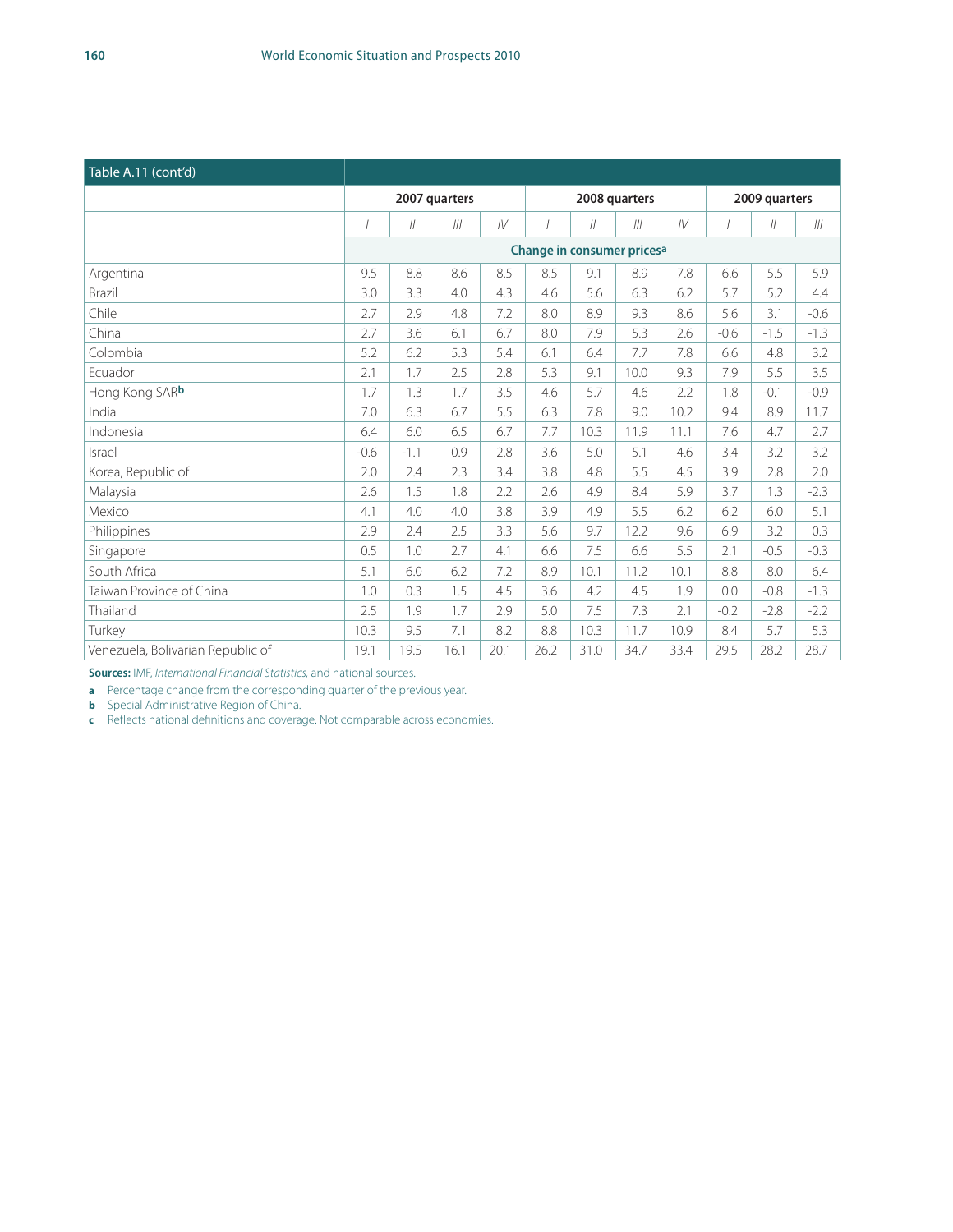| Table A.11 (cont'd) | | | | | | | | | | | |
|---|---|---|---|---|---|---|---|---|---|---|---|
| | 2007 quarters | | | | 2008 quarters | | | | 2009 quarters | | |
| | I | II | III | IV | I | II | III | IV | I | II | III |
| | Change in consumer prices[a] | | | | | | | | | | |
| Argentina | 9.5 | 8.8 | 8.6 | 8.5 | 8.5 | 9.1 | 8.9 | 7.8 | 6.6 | 5.5 | 5.9 |
| Brazil | 3.0 | 3.3 | 4.0 | 4.3 | 4.6 | 5.6 | 6.3 | 6.2 | 5.7 | 5.2 | 4.4 |
| Chile | 2.7 | 2.9 | 4.8 | 7.2 | 8.0 | 8.9 | 9.3 | 8.6 | 5.6 | 3.1 | -0.6 |
| China | 2.7 | 3.6 | 6.1 | 6.7 | 8.0 | 7.9 | 5.3 | 2.6 | -0.6 | -1.5 | -1.3 |
| Colombia | 5.2 | 6.2 | 5.3 | 5.4 | 6.1 | 6.4 | 7.7 | 7.8 | 6.6 | 4.8 | 3.2 |
| Ecuador | 2.1 | 1.7 | 2.5 | 2.8 | 5.3 | 9.1 | 10.0 | 9.3 | 7.9 | 5.5 | 3.5 |
| Hong Kong SAR[b] | 1.7 | 1.3 | 1.7 | 3.5 | 4.6 | 5.7 | 4.6 | 2.2 | 1.8 | -0.1 | -0.9 |
| India | 7.0 | 6.3 | 6.7 | 5.5 | 6.3 | 7.8 | 9.0 | 10.2 | 9.4 | 8.9 | 11.7 |
| Indonesia | 6.4 | 6.0 | 6.5 | 6.7 | 7.7 | 10.3 | 11.9 | 11.1 | 7.6 | 4.7 | 2.7 |
| Israel | -0.6 | -1.1 | 0.9 | 2.8 | 3.6 | 5.0 | 5.1 | 4.6 | 3.4 | 3.2 | 3.2 |
| Korea, Republic of | 2.0 | 2.4 | 2.3 | 3.4 | 3.8 | 4.8 | 5.5 | 4.5 | 3.9 | 2.8 | 2.0 |
| Malaysia | 2.6 | 1.5 | 1.8 | 2.2 | 2.6 | 4.9 | 8.4 | 5.9 | 3.7 | 1.3 | -2.3 |
| Mexico | 4.1 | 4.0 | 4.0 | 3.8 | 3.9 | 4.9 | 5.5 | 6.2 | 6.2 | 6.0 | 5.1 |
| Philippines | 2.9 | 2.4 | 2.5 | 3.3 | 5.6 | 9.7 | 12.2 | 9.6 | 6.9 | 3.2 | 0.3 |
| Singapore | 0.5 | 1.0 | 2.7 | 4.1 | 6.6 | 7.5 | 6.6 | 5.5 | 2.1 | -0.5 | -0.3 |
| South Africa | 5.1 | 6.0 | 6.2 | 7.2 | 8.9 | 10.1 | 11.2 | 10.1 | 8.8 | 8.0 | 6.4 |
| Taiwan Province of China | 1.0 | 0.3 | 1.5 | 4.5 | 3.6 | 4.2 | 4.5 | 1.9 | 0.0 | -0.8 | -1.3 |
| Thailand | 2.5 | 1.9 | 1.7 | 2.9 | 5.0 | 7.5 | 7.3 | 2.1 | -0.2 | -2.8 | -2.2 |
| Turkey | 10.3 | 9.5 | 7.1 | 8.2 | 8.8 | 10.3 | 11.7 | 10.9 | 8.4 | 5.7 | 5.3 |
| Venezuela, Bolivarian Republic of | 19.1 | 19.5 | 16.1 | 20.1 | 26.2 | 31.0 | 34.7 | 33.4 | 29.5 | 28.2 | 28.7 |

**Sources:** IMF, *International Financial Statistics,* and national sources.

**a** Percentage change from the corresponding quarter of the previous year.

**b** Special Administrative Region of China.

**c** Reflects national definitions and coverage. Not comparable across economies.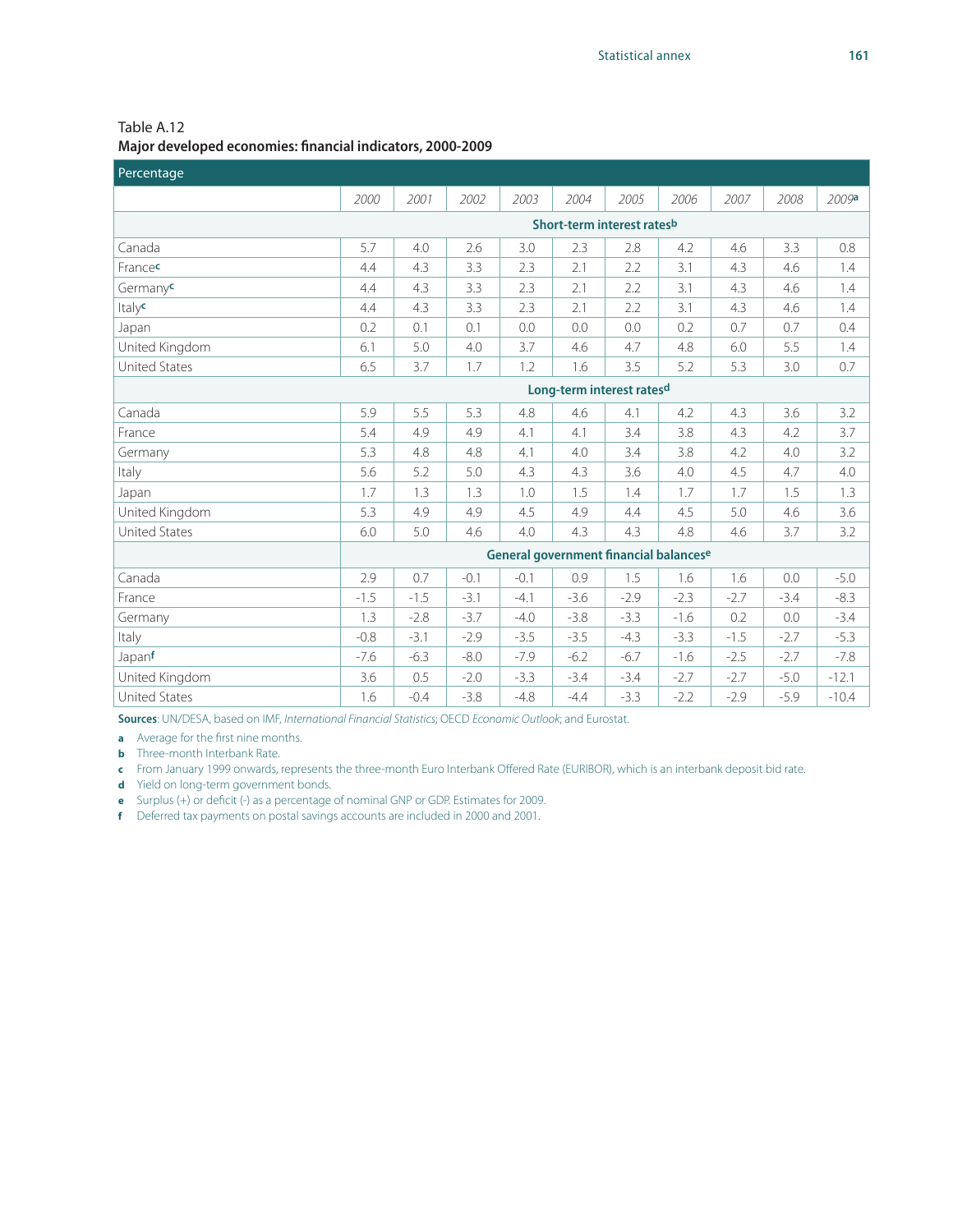Table A.12
**Major developed economies: financial indicators, 2000-2009**

| Percentage | 2000 | 2001 | 2002 | 2003 | 2004 | 2005 | 2006 | 2007 | 2008 | 2009[a] |
|---|---|---|---|---|---|---|---|---|---|---|
| | **Short-term interest rates[b]** | | | | | | | | | |
| Canada | 5.7 | 4.0 | 2.6 | 3.0 | 2.3 | 2.8 | 4.2 | 4.6 | 3.3 | 0.8 |
| France[c] | 4.4 | 4.3 | 3.3 | 2.3 | 2.1 | 2.2 | 3.1 | 4.3 | 4.6 | 1.4 |
| Germany[c] | 4.4 | 4.3 | 3.3 | 2.3 | 2.1 | 2.2 | 3.1 | 4.3 | 4.6 | 1.4 |
| Italy[c] | 4.4 | 4.3 | 3.3 | 2.3 | 2.1 | 2.2 | 3.1 | 4.3 | 4.6 | 1.4 |
| Japan | 0.2 | 0.1 | 0.1 | 0.0 | 0.0 | 0.0 | 0.2 | 0.7 | 0.7 | 0.4 |
| United Kingdom | 6.1 | 5.0 | 4.0 | 3.7 | 4.6 | 4.7 | 4.8 | 6.0 | 5.5 | 1.4 |
| United States | 6.5 | 3.7 | 1.7 | 1.2 | 1.6 | 3.5 | 5.2 | 5.3 | 3.0 | 0.7 |
| | **Long-term interest rates[d]** | | | | | | | | | |
| Canada | 5.9 | 5.5 | 5.3 | 4.8 | 4.6 | 4.1 | 4.2 | 4.3 | 3.6 | 3.2 |
| France | 5.4 | 4.9 | 4.9 | 4.1 | 4.1 | 3.4 | 3.8 | 4.3 | 4.2 | 3.7 |
| Germany | 5.3 | 4.8 | 4.8 | 4.1 | 4.0 | 3.4 | 3.8 | 4.2 | 4.0 | 3.2 |
| Italy | 5.6 | 5.2 | 5.0 | 4.3 | 4.3 | 3.6 | 4.0 | 4.5 | 4.7 | 4.0 |
| Japan | 1.7 | 1.3 | 1.3 | 1.0 | 1.5 | 1.4 | 1.7 | 1.7 | 1.5 | 1.3 |
| United Kingdom | 5.3 | 4.9 | 4.9 | 4.5 | 4.9 | 4.4 | 4.5 | 5.0 | 4.6 | 3.6 |
| United States | 6.0 | 5.0 | 4.6 | 4.0 | 4.3 | 4.3 | 4.8 | 4.6 | 3.7 | 3.2 |
| | **General government financial balances[e]** | | | | | | | | | |
| Canada | 2.9 | 0.7 | -0.1 | -0.1 | 0.9 | 1.5 | 1.6 | 1.6 | 0.0 | -5.0 |
| France | -1.5 | -1.5 | -3.1 | -4.1 | -3.6 | -2.9 | -2.3 | -2.7 | -3.4 | -8.3 |
| Germany | 1.3 | -2.8 | -3.7 | -4.0 | -3.8 | -3.3 | -1.6 | 0.2 | 0.0 | -3.4 |
| Italy | -0.8 | -3.1 | -2.9 | -3.5 | -3.5 | -4.3 | -3.3 | -1.5 | -2.7 | -5.3 |
| Japan[f] | -7.6 | -6.3 | -8.0 | -7.9 | -6.2 | -6.7 | -1.6 | -2.5 | -2.7 | -7.8 |
| United Kingdom | 3.6 | 0.5 | -2.0 | -3.3 | -3.4 | -3.4 | -2.7 | -2.7 | -5.0 | -12.1 |
| United States | 1.6 | -0.4 | -3.8 | -4.8 | -4.4 | -3.3 | -2.2 | -2.9 | -5.9 | -10.4 |

**Sources**: UN/DESA, based on IMF, *International Financial Statistics*; OECD *Economic Outlook*; and Eurostat.

**a** Average for the first nine months.
**b** Three-month Interbank Rate.
**c** From January 1999 onwards, represents the three-month Euro Interbank Offered Rate (EURIBOR), which is an interbank deposit bid rate.
**d** Yield on long-term government bonds.
**e** Surplus (+) or deficit (-) as a percentage of nominal GNP or GDP. Estimates for 2009.
**f** Deferred tax payments on postal savings accounts are included in 2000 and 2001.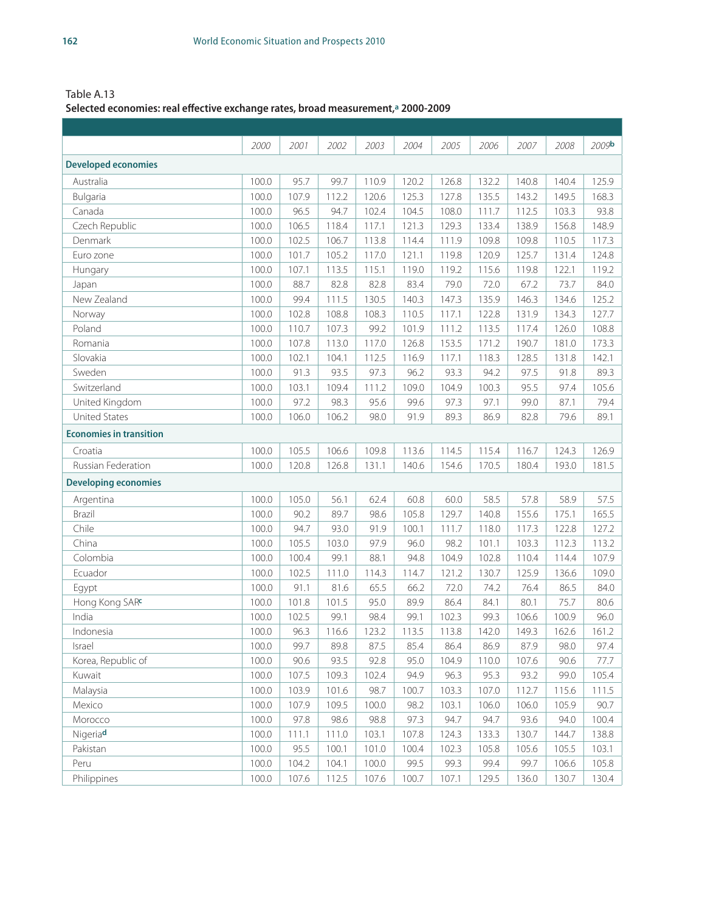Table A.13

**Selected economies: real effective exchange rates, broad measurement,[a] 2000-2009**

| | 2000 | 2001 | 2002 | 2003 | 2004 | 2005 | 2006 | 2007 | 2008 | 2009[b] |
|---|---|---|---|---|---|---|---|---|---|---|
| **Developed economies** | | | | | | | | | | |
| Australia | 100.0 | 95.7 | 99.7 | 110.9 | 120.2 | 126.8 | 132.2 | 140.8 | 140.4 | 125.9 |
| Bulgaria | 100.0 | 107.9 | 112.2 | 120.6 | 125.3 | 127.8 | 135.5 | 143.2 | 149.5 | 168.3 |
| Canada | 100.0 | 96.5 | 94.7 | 102.4 | 104.5 | 108.0 | 111.7 | 112.5 | 103.3 | 93.8 |
| Czech Republic | 100.0 | 106.5 | 118.4 | 117.1 | 121.3 | 129.3 | 133.4 | 138.9 | 156.8 | 148.9 |
| Denmark | 100.0 | 102.5 | 106.7 | 113.8 | 114.4 | 111.9 | 109.8 | 109.8 | 110.5 | 117.3 |
| Euro zone | 100.0 | 101.7 | 105.2 | 117.0 | 121.1 | 119.8 | 120.9 | 125.7 | 131.4 | 124.8 |
| Hungary | 100.0 | 107.1 | 113.5 | 115.1 | 119.0 | 119.2 | 115.6 | 119.8 | 122.1 | 119.2 |
| Japan | 100.0 | 88.7 | 82.8 | 82.8 | 83.4 | 79.0 | 72.0 | 67.2 | 73.7 | 84.0 |
| New Zealand | 100.0 | 99.4 | 111.5 | 130.5 | 140.3 | 147.3 | 135.9 | 146.3 | 134.6 | 125.2 |
| Norway | 100.0 | 102.8 | 108.8 | 108.3 | 110.5 | 117.1 | 122.8 | 131.9 | 134.3 | 127.7 |
| Poland | 100.0 | 110.7 | 107.3 | 99.2 | 101.9 | 111.2 | 113.5 | 117.4 | 126.0 | 108.8 |
| Romania | 100.0 | 107.8 | 113.0 | 117.0 | 126.8 | 153.5 | 171.2 | 190.7 | 181.0 | 173.3 |
| Slovakia | 100.0 | 102.1 | 104.1 | 112.5 | 116.9 | 117.1 | 118.3 | 128.5 | 131.8 | 142.1 |
| Sweden | 100.0 | 91.3 | 93.5 | 97.3 | 96.2 | 93.3 | 94.2 | 97.5 | 91.8 | 89.3 |
| Switzerland | 100.0 | 103.1 | 109.4 | 111.2 | 109.0 | 104.9 | 100.3 | 95.5 | 97.4 | 105.6 |
| United Kingdom | 100.0 | 97.2 | 98.3 | 95.6 | 99.6 | 97.3 | 97.1 | 99.0 | 87.1 | 79.4 |
| United States | 100.0 | 106.0 | 106.2 | 98.0 | 91.9 | 89.3 | 86.9 | 82.8 | 79.6 | 89.1 |
| **Economies in transition** | | | | | | | | | | |
| Croatia | 100.0 | 105.5 | 106.6 | 109.8 | 113.6 | 114.5 | 115.4 | 116.7 | 124.3 | 126.9 |
| Russian Federation | 100.0 | 120.8 | 126.8 | 131.1 | 140.6 | 154.6 | 170.5 | 180.4 | 193.0 | 181.5 |
| **Developing economies** | | | | | | | | | | |
| Argentina | 100.0 | 105.0 | 56.1 | 62.4 | 60.8 | 60.0 | 58.5 | 57.8 | 58.9 | 57.5 |
| Brazil | 100.0 | 90.2 | 89.7 | 98.6 | 105.8 | 129.7 | 140.8 | 155.6 | 175.1 | 165.5 |
| Chile | 100.0 | 94.7 | 93.0 | 91.9 | 100.1 | 111.7 | 118.0 | 117.3 | 122.8 | 127.2 |
| China | 100.0 | 105.5 | 103.0 | 97.9 | 96.0 | 98.2 | 101.1 | 103.3 | 112.3 | 113.2 |
| Colombia | 100.0 | 100.4 | 99.1 | 88.1 | 94.8 | 104.9 | 102.8 | 110.4 | 114.4 | 107.9 |
| Ecuador | 100.0 | 102.5 | 111.0 | 114.3 | 114.7 | 121.2 | 130.7 | 125.9 | 136.6 | 109.0 |
| Egypt | 100.0 | 91.1 | 81.6 | 65.5 | 66.2 | 72.0 | 74.2 | 76.4 | 86.5 | 84.0 |
| Hong Kong SAR[c] | 100.0 | 101.8 | 101.5 | 95.0 | 89.9 | 86.4 | 84.1 | 80.1 | 75.7 | 80.6 |
| India | 100.0 | 102.5 | 99.1 | 98.4 | 99.1 | 102.3 | 99.3 | 106.6 | 100.9 | 96.0 |
| Indonesia | 100.0 | 96.3 | 116.6 | 123.2 | 113.5 | 113.8 | 142.0 | 149.3 | 162.6 | 161.2 |
| Israel | 100.0 | 99.7 | 89.8 | 87.5 | 85.4 | 86.4 | 86.9 | 87.9 | 98.0 | 97.4 |
| Korea, Republic of | 100.0 | 90.6 | 93.5 | 92.8 | 95.0 | 104.9 | 110.0 | 107.6 | 90.6 | 77.7 |
| Kuwait | 100.0 | 107.5 | 109.3 | 102.4 | 94.9 | 96.3 | 95.3 | 93.2 | 99.0 | 105.4 |
| Malaysia | 100.0 | 103.9 | 101.6 | 98.7 | 100.7 | 103.3 | 107.0 | 112.7 | 115.6 | 111.5 |
| Mexico | 100.0 | 107.9 | 109.5 | 100.0 | 98.2 | 103.1 | 106.0 | 106.0 | 105.9 | 90.7 |
| Morocco | 100.0 | 97.8 | 98.6 | 98.8 | 97.3 | 94.7 | 94.7 | 93.6 | 94.0 | 100.4 |
| Nigeria[d] | 100.0 | 111.1 | 111.0 | 103.1 | 107.8 | 124.3 | 133.3 | 130.7 | 144.7 | 138.8 |
| Pakistan | 100.0 | 95.5 | 100.1 | 101.0 | 100.4 | 102.3 | 105.8 | 105.6 | 105.5 | 103.1 |
| Peru | 100.0 | 104.2 | 104.1 | 100.0 | 99.5 | 99.3 | 99.4 | 99.7 | 106.6 | 105.8 |
| Philippines | 100.0 | 107.6 | 112.5 | 107.6 | 100.7 | 107.1 | 129.5 | 136.0 | 130.7 | 130.4 |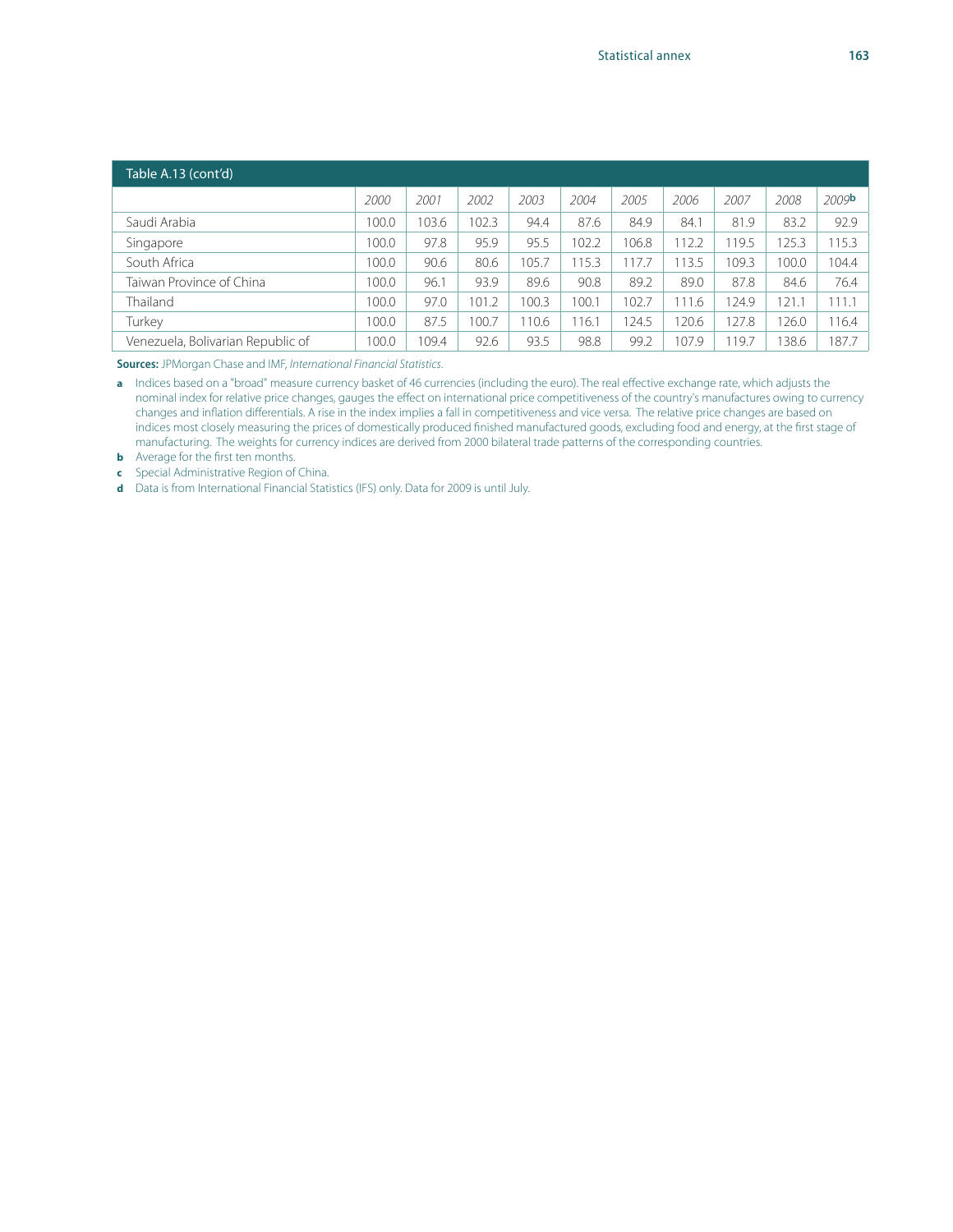Table A.13 (cont'd)

| | 2000 | 2001 | 2002 | 2003 | 2004 | 2005 | 2006 | 2007 | 2008 | 2009[b] |
|---|---|---|---|---|---|---|---|---|---|---|
| Saudi Arabia | 100.0 | 103.6 | 102.3 | 94.4 | 87.6 | 84.9 | 84.1 | 81.9 | 83.2 | 92.9 |
| Singapore | 100.0 | 97.8 | 95.9 | 95.5 | 102.2 | 106.8 | 112.2 | 119.5 | 125.3 | 115.3 |
| South Africa | 100.0 | 90.6 | 80.6 | 105.7 | 115.3 | 117.7 | 113.5 | 109.3 | 100.0 | 104.4 |
| Taiwan Province of China | 100.0 | 96.1 | 93.9 | 89.6 | 90.8 | 89.2 | 89.0 | 87.8 | 84.6 | 76.4 |
| Thailand | 100.0 | 97.0 | 101.2 | 100.3 | 100.1 | 102.7 | 111.6 | 124.9 | 121.1 | 111.1 |
| Turkey | 100.0 | 87.5 | 100.7 | 110.6 | 116.1 | 124.5 | 120.6 | 127.8 | 126.0 | 116.4 |
| Venezuela, Bolivarian Republic of | 100.0 | 109.4 | 92.6 | 93.5 | 98.8 | 99.2 | 107.9 | 119.7 | 138.6 | 187.7 |

**Sources:** JPMorgan Chase and IMF, *International Financial Statistics*.

**a** Indices based on a "broad" measure currency basket of 46 currencies (including the euro). The real effective exchange rate, which adjusts the nominal index for relative price changes, gauges the effect on international price competitiveness of the country's manufactures owing to currency changes and inflation differentials. A rise in the index implies a fall in competitiveness and vice versa. The relative price changes are based on indices most closely measuring the prices of domestically produced finished manufactured goods, excluding food and energy, at the first stage of manufacturing. The weights for currency indices are derived from 2000 bilateral trade patterns of the corresponding countries.

**b** Average for the first ten months.

**c** Special Administrative Region of China.

**d** Data is from International Financial Statistics (IFS) only. Data for 2009 is until July.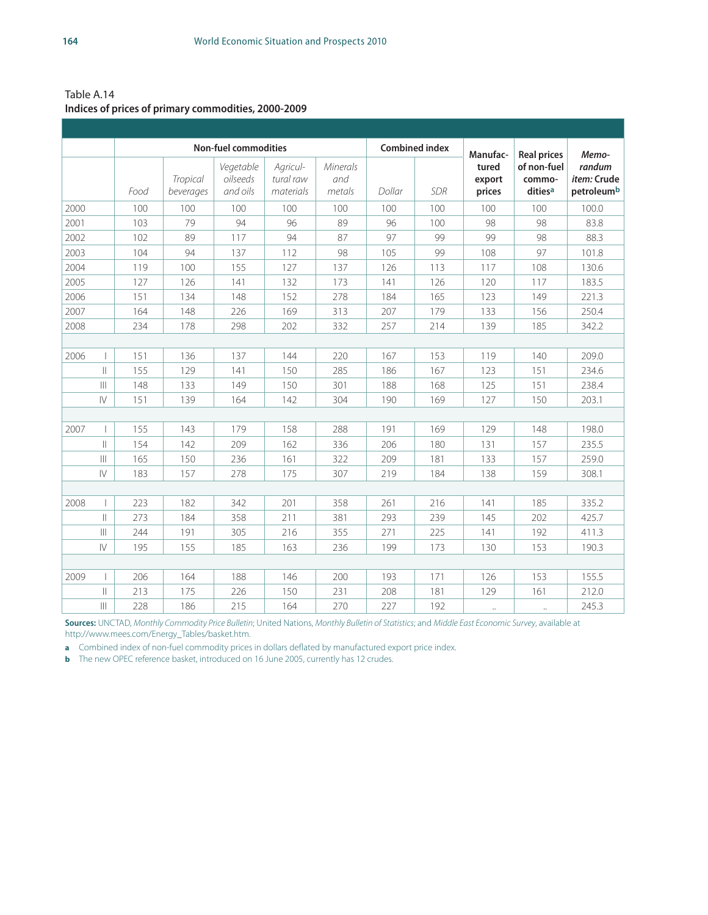Table A.14
**Indices of prices of primary commodities, 2000-2009**

| | | Non-fuel commodities | | | | | Combined index | | Manufac-tured export prices | Real prices of non-fuel commo-dities[a] | *Memo-randum item:* Crude petroleum[b] |
|---|---|---|---|---|---|---|---|---|---|---|---|
| | | *Food* | *Tropical beverages* | *Vegetable oilseeds and oils* | *Agricul-tural raw materials* | *Minerals and metals* | *Dollar* | *SDR* | | | |
| 2000 | | 100 | 100 | 100 | 100 | 100 | 100 | 100 | 100 | 100 | 100.0 |
| 2001 | | 103 | 79 | 94 | 96 | 89 | 96 | 100 | 98 | 98 | 83.8 |
| 2002 | | 102 | 89 | 117 | 94 | 87 | 97 | 99 | 99 | 98 | 88.3 |
| 2003 | | 104 | 94 | 137 | 112 | 98 | 105 | 99 | 108 | 97 | 101.8 |
| 2004 | | 119 | 100 | 155 | 127 | 137 | 126 | 113 | 117 | 108 | 130.6 |
| 2005 | | 127 | 126 | 141 | 132 | 173 | 141 | 126 | 120 | 117 | 183.5 |
| 2006 | | 151 | 134 | 148 | 152 | 278 | 184 | 165 | 123 | 149 | 221.3 |
| 2007 | | 164 | 148 | 226 | 169 | 313 | 207 | 179 | 133 | 156 | 250.4 |
| 2008 | | 234 | 178 | 298 | 202 | 332 | 257 | 214 | 139 | 185 | 342.2 |
| | | | | | | | | | | | |
| 2006 | I | 151 | 136 | 137 | 144 | 220 | 167 | 153 | 119 | 140 | 209.0 |
| | II | 155 | 129 | 141 | 150 | 285 | 186 | 167 | 123 | 151 | 234.6 |
| | III | 148 | 133 | 149 | 150 | 301 | 188 | 168 | 125 | 151 | 238.4 |
| | IV | 151 | 139 | 164 | 142 | 304 | 190 | 169 | 127 | 150 | 203.1 |
| | | | | | | | | | | | |
| 2007 | I | 155 | 143 | 179 | 158 | 288 | 191 | 169 | 129 | 148 | 198.0 |
| | II | 154 | 142 | 209 | 162 | 336 | 206 | 180 | 131 | 157 | 235.5 |
| | III | 165 | 150 | 236 | 161 | 322 | 209 | 181 | 133 | 157 | 259.0 |
| | IV | 183 | 157 | 278 | 175 | 307 | 219 | 184 | 138 | 159 | 308.1 |
| | | | | | | | | | | | |
| 2008 | I | 223 | 182 | 342 | 201 | 358 | 261 | 216 | 141 | 185 | 335.2 |
| | II | 273 | 184 | 358 | 211 | 381 | 293 | 239 | 145 | 202 | 425.7 |
| | III | 244 | 191 | 305 | 216 | 355 | 271 | 225 | 141 | 192 | 411.3 |
| | IV | 195 | 155 | 185 | 163 | 236 | 199 | 173 | 130 | 153 | 190.3 |
| | | | | | | | | | | | |
| 2009 | I | 206 | 164 | 188 | 146 | 200 | 193 | 171 | 126 | 153 | 155.5 |
| | II | 213 | 175 | 226 | 150 | 231 | 208 | 181 | 129 | 161 | 212.0 |
| | III | 228 | 186 | 215 | 164 | 270 | 227 | 192 | .. | .. | 245.3 |

**Sources:** UNCTAD, *Monthly Commodity Price Bulletin*; United Nations, *Monthly Bulletin of Statistics*; and *Middle East Economic Survey*, available at http://www.mees.com/Energy_Tables/basket.htm.

**a** Combined index of non-fuel commodity prices in dollars deflated by manufactured export price index.

**b** The new OPEC reference basket, introduced on 16 June 2005, currently has 12 crudes.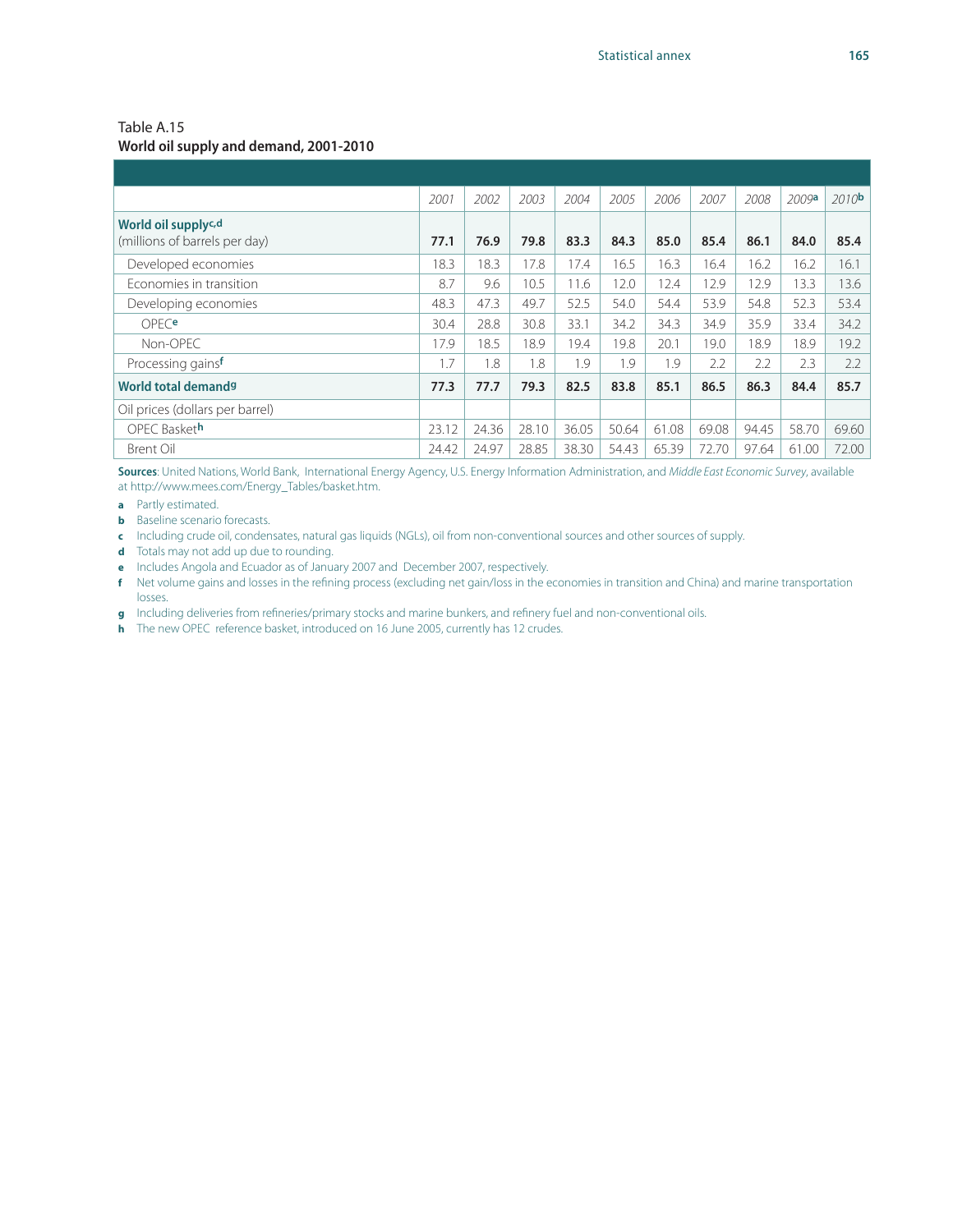Table A.15

**World oil supply and demand, 2001-2010**

| | 2001 | 2002 | 2003 | 2004 | 2005 | 2006 | 2007 | 2008 | 2009[a] | 2010[b] |
|---|---|---|---|---|---|---|---|---|---|---|
| **World oil supply[c,d]** (millions of barrels per day) | **77.1** | **76.9** | **79.8** | **83.3** | **84.3** | **85.0** | **85.4** | **86.1** | **84.0** | **85.4** |
| Developed economies | 18.3 | 18.3 | 17.8 | 17.4 | 16.5 | 16.3 | 16.4 | 16.2 | 16.2 | 16.1 |
| Economies in transition | 8.7 | 9.6 | 10.5 | 11.6 | 12.0 | 12.4 | 12.9 | 12.9 | 13.3 | 13.6 |
| Developing economies | 48.3 | 47.3 | 49.7 | 52.5 | 54.0 | 54.4 | 53.9 | 54.8 | 52.3 | 53.4 |
| OPEC[e] | 30.4 | 28.8 | 30.8 | 33.1 | 34.2 | 34.3 | 34.9 | 35.9 | 33.4 | 34.2 |
| Non-OPEC | 17.9 | 18.5 | 18.9 | 19.4 | 19.8 | 20.1 | 19.0 | 18.9 | 18.9 | 19.2 |
| Processing gains[f] | 1.7 | 1.8 | 1.8 | 1.9 | 1.9 | 1.9 | 2.2 | 2.2 | 2.3 | 2.2 |
| **World total demand[g]** | **77.3** | **77.7** | **79.3** | **82.5** | **83.8** | **85.1** | **86.5** | **86.3** | **84.4** | **85.7** |
| Oil prices (dollars per barrel) | | | | | | | | | | |
| OPEC Basket[h] | 23.12 | 24.36 | 28.10 | 36.05 | 50.64 | 61.08 | 69.08 | 94.45 | 58.70 | 69.60 |
| Brent Oil | 24.42 | 24.97 | 28.85 | 38.30 | 54.43 | 65.39 | 72.70 | 97.64 | 61.00 | 72.00 |

**Sources**: United Nations, World Bank, International Energy Agency, U.S. Energy Information Administration, and *Middle East Economic Survey*, available at http://www.mees.com/Energy_Tables/basket.htm.

**a** Partly estimated.

**b** Baseline scenario forecasts.

**c** Including crude oil, condensates, natural gas liquids (NGLs), oil from non-conventional sources and other sources of supply.

**d** Totals may not add up due to rounding.

**e** Includes Angola and Ecuador as of January 2007 and December 2007, respectively.

**f** Net volume gains and losses in the refining process (excluding net gain/loss in the economies in transition and China) and marine transportation losses.

**g** Including deliveries from refineries/primary stocks and marine bunkers, and refinery fuel and non-conventional oils.

**h** The new OPEC reference basket, introduced on 16 June 2005, currently has 12 crudes.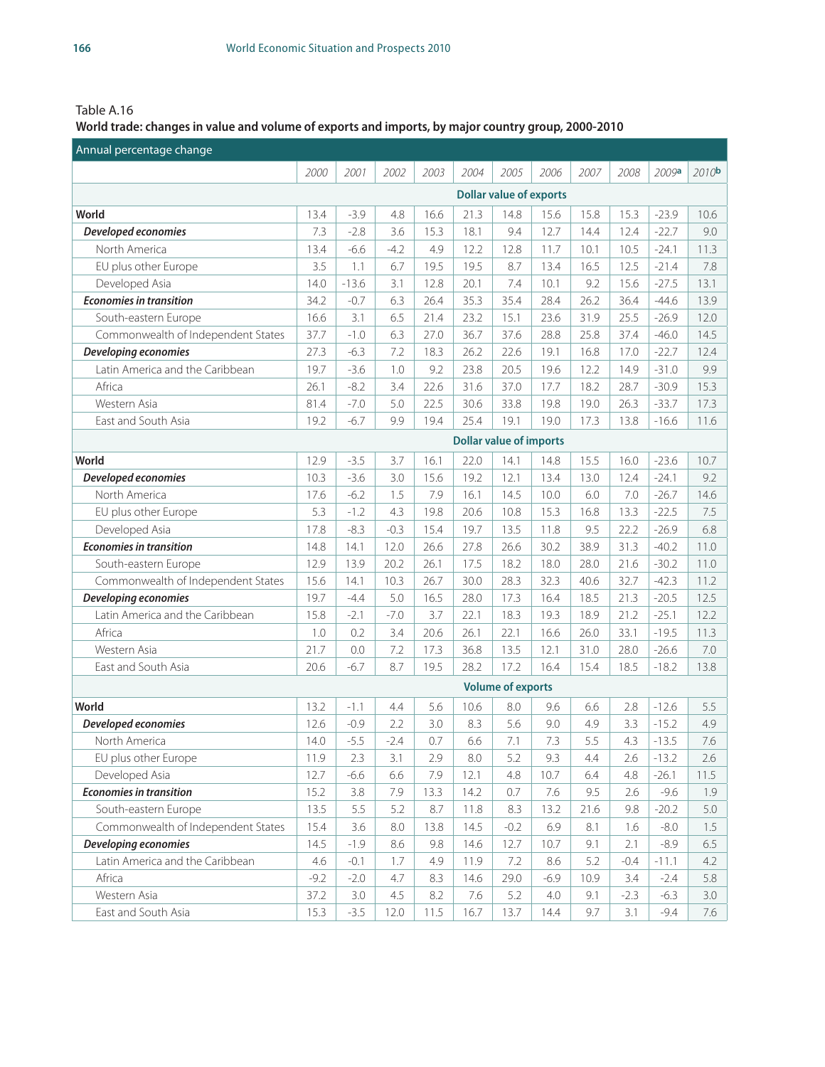Table A.16

**World trade: changes in value and volume of exports and imports, by major country group, 2000-2010**

| Annual percentage change | 2000 | 2001 | 2002 | 2003 | 2004 | 2005 | 2006 | 2007 | 2008 | 2009[a] | 2010[b] |
|---|---|---|---|---|---|---|---|---|---|---|---|
| | **Dollar value of exports** | | | | | | | | | | |
| **World** | 13.4 | -3.9 | 4.8 | 16.6 | 21.3 | 14.8 | 15.6 | 15.8 | 15.3 | -23.9 | 10.6 |
| ***Developed economies*** | 7.3 | -2.8 | 3.6 | 15.3 | 18.1 | 9.4 | 12.7 | 14.4 | 12.4 | -22.7 | 9.0 |
| North America | 13.4 | -6.6 | -4.2 | 4.9 | 12.2 | 12.8 | 11.7 | 10.1 | 10.5 | -24.1 | 11.3 |
| EU plus other Europe | 3.5 | 1.1 | 6.7 | 19.5 | 19.5 | 8.7 | 13.4 | 16.5 | 12.5 | -21.4 | 7.8 |
| Developed Asia | 14.0 | -13.6 | 3.1 | 12.8 | 20.1 | 7.4 | 10.1 | 9.2 | 15.6 | -27.5 | 13.1 |
| ***Economies in transition*** | 34.2 | -0.7 | 6.3 | 26.4 | 35.3 | 35.4 | 28.4 | 26.2 | 36.4 | -44.6 | 13.9 |
| South-eastern Europe | 16.6 | 3.1 | 6.5 | 21.4 | 23.2 | 15.1 | 23.6 | 31.9 | 25.5 | -26.9 | 12.0 |
| Commonwealth of Independent States | 37.7 | -1.0 | 6.3 | 27.0 | 36.7 | 37.6 | 28.8 | 25.8 | 37.4 | -46.0 | 14.5 |
| ***Developing economies*** | 27.3 | -6.3 | 7.2 | 18.3 | 26.2 | 22.6 | 19.1 | 16.8 | 17.0 | -22.7 | 12.4 |
| Latin America and the Caribbean | 19.7 | -3.6 | 1.0 | 9.2 | 23.8 | 20.5 | 19.6 | 12.2 | 14.9 | -31.0 | 9.9 |
| Africa | 26.1 | -8.2 | 3.4 | 22.6 | 31.6 | 37.0 | 17.7 | 18.2 | 28.7 | -30.9 | 15.3 |
| Western Asia | 81.4 | -7.0 | 5.0 | 22.5 | 30.6 | 33.8 | 19.8 | 19.0 | 26.3 | -33.7 | 17.3 |
| East and South Asia | 19.2 | -6.7 | 9.9 | 19.4 | 25.4 | 19.1 | 19.0 | 17.3 | 13.8 | -16.6 | 11.6 |
| | **Dollar value of imports** | | | | | | | | | | |
| **World** | 12.9 | -3.5 | 3.7 | 16.1 | 22.0 | 14.1 | 14.8 | 15.5 | 16.0 | -23.6 | 10.7 |
| ***Developed economies*** | 10.3 | -3.6 | 3.0 | 15.6 | 19.2 | 12.1 | 13.4 | 13.0 | 12.4 | -24.1 | 9.2 |
| North America | 17.6 | -6.2 | 1.5 | 7.9 | 16.1 | 14.5 | 10.0 | 6.0 | 7.0 | -26.7 | 14.6 |
| EU plus other Europe | 5.3 | -1.2 | 4.3 | 19.8 | 20.6 | 10.8 | 15.3 | 16.8 | 13.3 | -22.5 | 7.5 |
| Developed Asia | 17.8 | -8.3 | -0.3 | 15.4 | 19.7 | 13.5 | 11.8 | 9.5 | 22.2 | -26.9 | 6.8 |
| ***Economies in transition*** | 14.8 | 14.1 | 12.0 | 26.6 | 27.8 | 26.6 | 30.2 | 38.9 | 31.3 | -40.2 | 11.0 |
| South-eastern Europe | 12.9 | 13.9 | 20.2 | 26.1 | 17.5 | 18.2 | 18.0 | 28.0 | 21.6 | -30.2 | 11.0 |
| Commonwealth of Independent States | 15.6 | 14.1 | 10.3 | 26.7 | 30.0 | 28.3 | 32.3 | 40.6 | 32.7 | -42.3 | 11.2 |
| ***Developing economies*** | 19.7 | -4.4 | 5.0 | 16.5 | 28.0 | 17.3 | 16.4 | 18.5 | 21.3 | -20.5 | 12.5 |
| Latin America and the Caribbean | 15.8 | -2.1 | -7.0 | 3.7 | 22.1 | 18.3 | 19.3 | 18.9 | 21.2 | -25.1 | 12.2 |
| Africa | 1.0 | 0.2 | 3.4 | 20.6 | 26.1 | 22.1 | 16.6 | 26.0 | 33.1 | -19.5 | 11.3 |
| Western Asia | 21.7 | 0.0 | 7.2 | 17.3 | 36.8 | 13.5 | 12.1 | 31.0 | 28.0 | -26.6 | 7.0 |
| East and South Asia | 20.6 | -6.7 | 8.7 | 19.5 | 28.2 | 17.2 | 16.4 | 15.4 | 18.5 | -18.2 | 13.8 |
| | **Volume of exports** | | | | | | | | | | |
| **World** | 13.2 | -1.1 | 4.4 | 5.6 | 10.6 | 8.0 | 9.6 | 6.6 | 2.8 | -12.6 | 5.5 |
| ***Developed economies*** | 12.6 | -0.9 | 2.2 | 3.0 | 8.3 | 5.6 | 9.0 | 4.9 | 3.3 | -15.2 | 4.9 |
| North America | 14.0 | -5.5 | -2.4 | 0.7 | 6.6 | 7.1 | 7.3 | 5.5 | 4.3 | -13.5 | 7.6 |
| EU plus other Europe | 11.9 | 2.3 | 3.1 | 2.9 | 8.0 | 5.2 | 9.3 | 4.4 | 2.6 | -13.2 | 2.6 |
| Developed Asia | 12.7 | -6.6 | 6.6 | 7.9 | 12.1 | 4.8 | 10.7 | 6.4 | 4.8 | -26.1 | 11.5 |
| ***Economies in transition*** | 15.2 | 3.8 | 7.9 | 13.3 | 14.2 | 0.7 | 7.6 | 9.5 | 2.6 | -9.6 | 1.9 |
| South-eastern Europe | 13.5 | 5.5 | 5.2 | 8.7 | 11.8 | 8.3 | 13.2 | 21.6 | 9.8 | -20.2 | 5.0 |
| Commonwealth of Independent States | 15.4 | 3.6 | 8.0 | 13.8 | 14.5 | -0.2 | 6.9 | 8.1 | 1.6 | -8.0 | 1.5 |
| ***Developing economies*** | 14.5 | -1.9 | 8.6 | 9.8 | 14.6 | 12.7 | 10.7 | 9.1 | 2.1 | -8.9 | 6.5 |
| Latin America and the Caribbean | 4.6 | -0.1 | 1.7 | 4.9 | 11.9 | 7.2 | 8.6 | 5.2 | -0.4 | -11.1 | 4.2 |
| Africa | -9.2 | -2.0 | 4.7 | 8.3 | 14.6 | 29.0 | -6.9 | 10.9 | 3.4 | -2.4 | 5.8 |
| Western Asia | 37.2 | 3.0 | 4.5 | 8.2 | 7.6 | 5.2 | 4.0 | 9.1 | -2.3 | -6.3 | 3.0 |
| East and South Asia | 15.3 | -3.5 | 12.0 | 11.5 | 16.7 | 13.7 | 14.4 | 9.7 | 3.1 | -9.4 | 7.6 |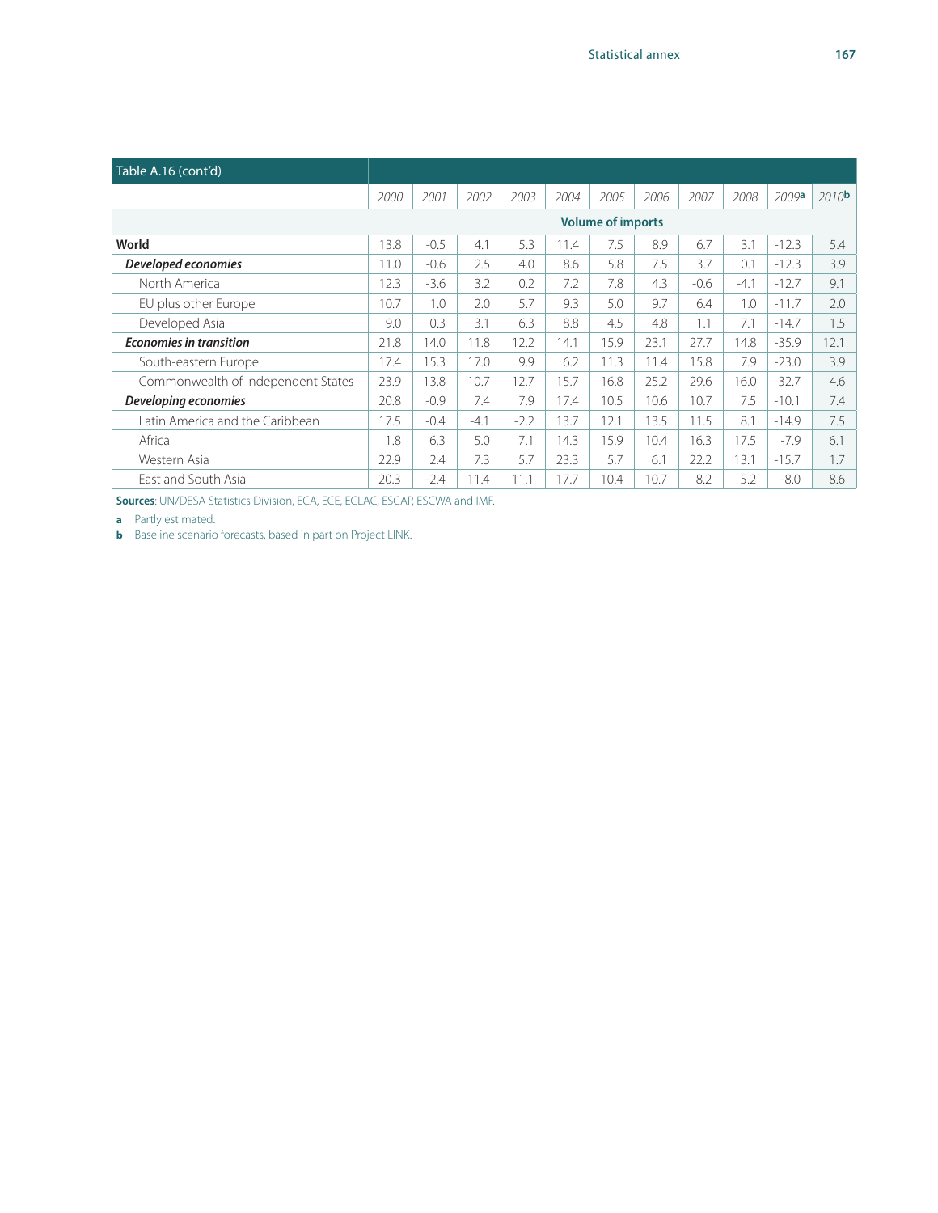Table A.16 (cont'd)

| | 2000 | 2001 | 2002 | 2003 | 2004 | 2005 | 2006 | 2007 | 2008 | 2009[a] | 2010[b] |
|---|---|---|---|---|---|---|---|---|---|---|---|
| | **Volume of imports** | | | | | | | | | | |
| **World** | 13.8 | -0.5 | 4.1 | 5.3 | 11.4 | 7.5 | 8.9 | 6.7 | 3.1 | -12.3 | 5.4 |
| ***Developed economies*** | 11.0 | -0.6 | 2.5 | 4.0 | 8.6 | 5.8 | 7.5 | 3.7 | 0.1 | -12.3 | 3.9 |
| North America | 12.3 | -3.6 | 3.2 | 0.2 | 7.2 | 7.8 | 4.3 | -0.6 | -4.1 | -12.7 | 9.1 |
| EU plus other Europe | 10.7 | 1.0 | 2.0 | 5.7 | 9.3 | 5.0 | 9.7 | 6.4 | 1.0 | -11.7 | 2.0 |
| Developed Asia | 9.0 | 0.3 | 3.1 | 6.3 | 8.8 | 4.5 | 4.8 | 1.1 | 7.1 | -14.7 | 1.5 |
| ***Economies in transition*** | 21.8 | 14.0 | 11.8 | 12.2 | 14.1 | 15.9 | 23.1 | 27.7 | 14.8 | -35.9 | 12.1 |
| South-eastern Europe | 17.4 | 15.3 | 17.0 | 9.9 | 6.2 | 11.3 | 11.4 | 15.8 | 7.9 | -23.0 | 3.9 |
| Commonwealth of Independent States | 23.9 | 13.8 | 10.7 | 12.7 | 15.7 | 16.8 | 25.2 | 29.6 | 16.0 | -32.7 | 4.6 |
| ***Developing economies*** | 20.8 | -0.9 | 7.4 | 7.9 | 17.4 | 10.5 | 10.6 | 10.7 | 7.5 | -10.1 | 7.4 |
| Latin America and the Caribbean | 17.5 | -0.4 | -4.1 | -2.2 | 13.7 | 12.1 | 13.5 | 11.5 | 8.1 | -14.9 | 7.5 |
| Africa | 1.8 | 6.3 | 5.0 | 7.1 | 14.3 | 15.9 | 10.4 | 16.3 | 17.5 | -7.9 | 6.1 |
| Western Asia | 22.9 | 2.4 | 7.3 | 5.7 | 23.3 | 5.7 | 6.1 | 22.2 | 13.1 | -15.7 | 1.7 |
| East and South Asia | 20.3 | -2.4 | 11.4 | 11.1 | 17.7 | 10.4 | 10.7 | 8.2 | 5.2 | -8.0 | 8.6 |

**Sources**: UN/DESA Statistics Division, ECA, ECE, ECLAC, ESCAP, ESCWA and IMF.

**a** Partly estimated.

**b** Baseline scenario forecasts, based in part on Project LINK.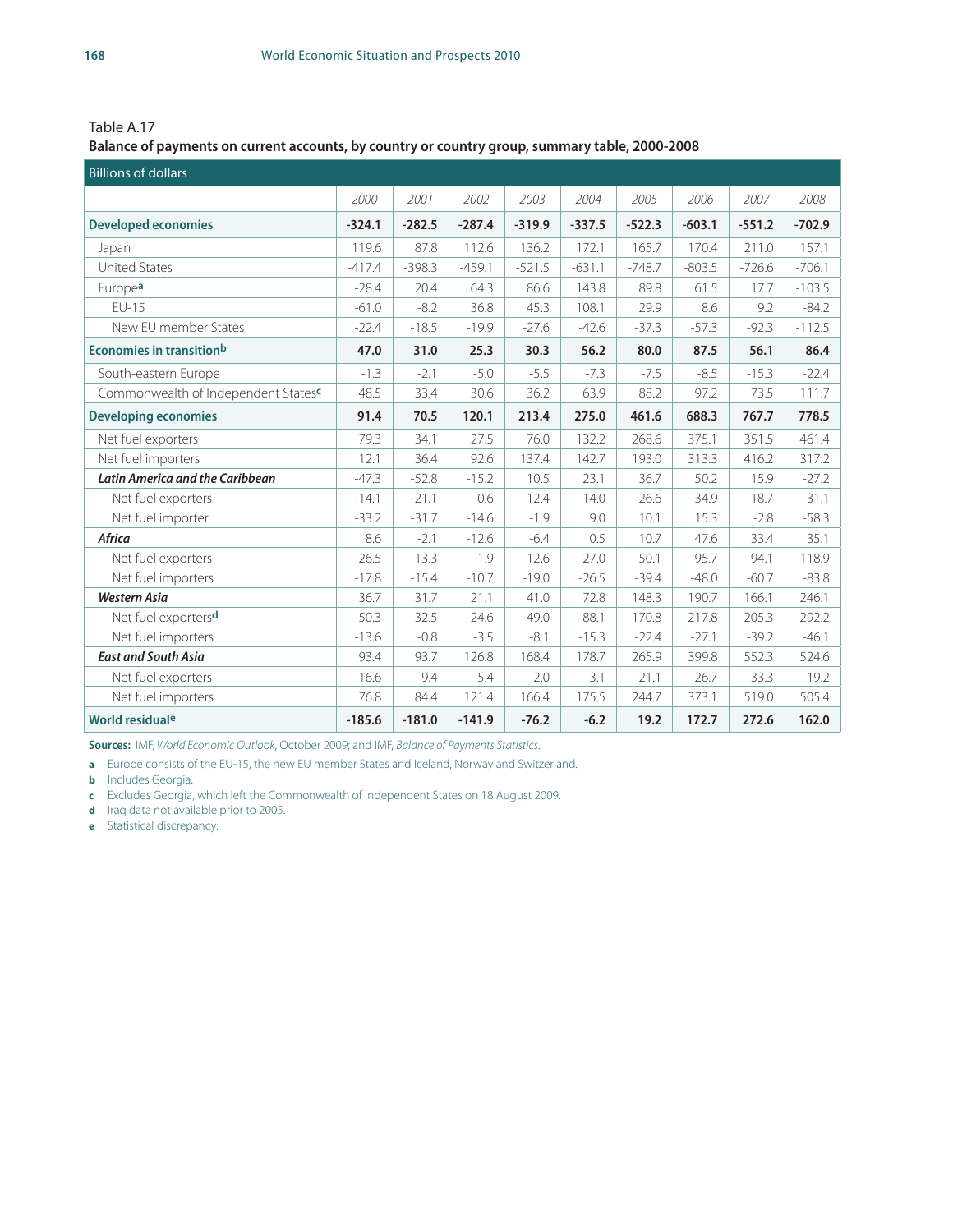Table A.17

**Balance of payments on current accounts, by country or country group, summary table, 2000-2008**

| Billions of dollars | | | | | | | | | |
|---|---|---|---|---|---|---|---|---|---|
| | 2000 | 2001 | 2002 | 2003 | 2004 | 2005 | 2006 | 2007 | 2008 |
| **Developed economies** | **-324.1** | **-282.5** | **-287.4** | **-319.9** | **-337.5** | **-522.3** | **-603.1** | **-551.2** | **-702.9** |
| Japan | 119.6 | 87.8 | 112.6 | 136.2 | 172.1 | 165.7 | 170.4 | 211.0 | 157.1 |
| United States | -417.4 | -398.3 | -459.1 | -521.5 | -631.1 | -748.7 | -803.5 | -726.6 | -706.1 |
| Europe[a] | -28.4 | 20.4 | 64.3 | 86.6 | 143.8 | 89.8 | 61.5 | 17.7 | -103.5 |
| EU-15 | -61.0 | -8.2 | 36.8 | 45.3 | 108.1 | 29.9 | 8.6 | 9.2 | -84.2 |
| New EU member States | -22.4 | -18.5 | -19.9 | -27.6 | -42.6 | -37.3 | -57.3 | -92.3 | -112.5 |
| **Economies in transition[b]** | **47.0** | **31.0** | **25.3** | **30.3** | **56.2** | **80.0** | **87.5** | **56.1** | **86.4** |
| South-eastern Europe | -1.3 | -2.1 | -5.0 | -5.5 | -7.3 | -7.5 | -8.5 | -15.3 | -22.4 |
| Commonwealth of Independent States[c] | 48.5 | 33.4 | 30.6 | 36.2 | 63.9 | 88.2 | 97.2 | 73.5 | 111.7 |
| **Developing economies** | **91.4** | **70.5** | **120.1** | **213.4** | **275.0** | **461.6** | **688.3** | **767.7** | **778.5** |
| Net fuel exporters | 79.3 | 34.1 | 27.5 | 76.0 | 132.2 | 268.6 | 375.1 | 351.5 | 461.4 |
| Net fuel importers | 12.1 | 36.4 | 92.6 | 137.4 | 142.7 | 193.0 | 313.3 | 416.2 | 317.2 |
| ***Latin America and the Caribbean*** | -47.3 | -52.8 | -15.2 | 10.5 | 23.1 | 36.7 | 50.2 | 15.9 | -27.2 |
| Net fuel exporters | -14.1 | -21.1 | -0.6 | 12.4 | 14.0 | 26.6 | 34.9 | 18.7 | 31.1 |
| Net fuel importer | -33.2 | -31.7 | -14.6 | -1.9 | 9.0 | 10.1 | 15.3 | -2.8 | -58.3 |
| ***Africa*** | 8.6 | -2.1 | -12.6 | -6.4 | 0.5 | 10.7 | 47.6 | 33.4 | 35.1 |
| Net fuel exporters | 26.5 | 13.3 | -1.9 | 12.6 | 27.0 | 50.1 | 95.7 | 94.1 | 118.9 |
| Net fuel importers | -17.8 | -15.4 | -10.7 | -19.0 | -26.5 | -39.4 | -48.0 | -60.7 | -83.8 |
| ***Western Asia*** | 36.7 | 31.7 | 21.1 | 41.0 | 72.8 | 148.3 | 190.7 | 166.1 | 246.1 |
| Net fuel exporters[d] | 50.3 | 32.5 | 24.6 | 49.0 | 88.1 | 170.8 | 217.8 | 205.3 | 292.2 |
| Net fuel importers | -13.6 | -0.8 | -3.5 | -8.1 | -15.3 | -22.4 | -27.1 | -39.2 | -46.1 |
| ***East and South Asia*** | 93.4 | 93.7 | 126.8 | 168.4 | 178.7 | 265.9 | 399.8 | 552.3 | 524.6 |
| Net fuel exporters | 16.6 | 9.4 | 5.4 | 2.0 | 3.1 | 21.1 | 26.7 | 33.3 | 19.2 |
| Net fuel importers | 76.8 | 84.4 | 121.4 | 166.4 | 175.5 | 244.7 | 373.1 | 519.0 | 505.4 |
| **World residual[e]** | **-185.6** | **-181.0** | **-141.9** | **-76.2** | **-6.2** | **19.2** | **172.7** | **272.6** | **162.0** |

**Sources:** IMF, *World Economic Outlook*, October 2009; and IMF, *Balance of Payments Statistics*.

**a** Europe consists of the EU-15, the new EU member States and Iceland, Norway and Switzerland.

**b** Includes Georgia.

**c** Excludes Georgia, which left the Commonwealth of Independent States on 18 August 2009.

**d** Iraq data not available prior to 2005.

**e** Statistical discrepancy.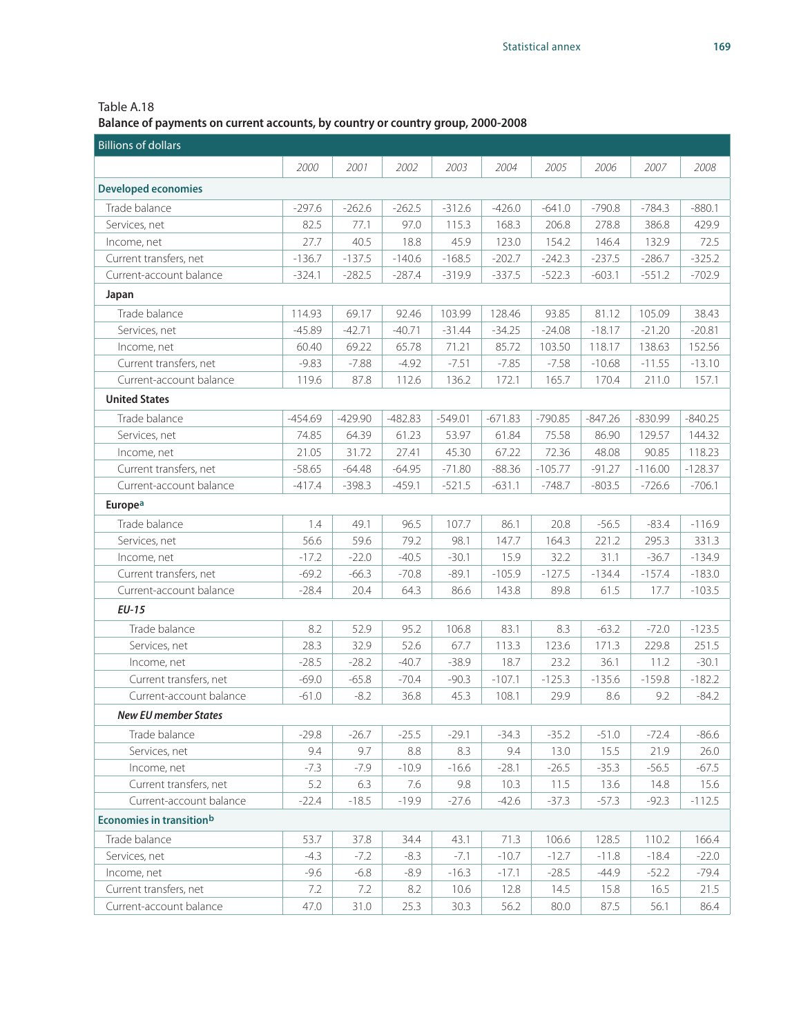Table A.18

**Balance of payments on current accounts, by country or country group, 2000-2008**

| Billions of dollars | | | | | | | | | |
|---|---|---|---|---|---|---|---|---|---|
| | *2000* | *2001* | *2002* | *2003* | *2004* | *2005* | *2006* | *2007* | *2008* |
| **Developed economies** | | | | | | | | | |
| Trade balance | -297.6 | -262.6 | -262.5 | -312.6 | -426.0 | -641.0 | -790.8 | -784.3 | -880.1 |
| Services, net | 82.5 | 77.1 | 97.0 | 115.3 | 168.3 | 206.8 | 278.8 | 386.8 | 429.9 |
| Income, net | 27.7 | 40.5 | 18.8 | 45.9 | 123.0 | 154.2 | 146.4 | 132.9 | 72.5 |
| Current transfers, net | -136.7 | -137.5 | -140.6 | -168.5 | -202.7 | -242.3 | -237.5 | -286.7 | -325.2 |
| Current-account balance | -324.1 | -282.5 | -287.4 | -319.9 | -337.5 | -522.3 | -603.1 | -551.2 | -702.9 |
| **Japan** | | | | | | | | | |
| Trade balance | 114.93 | 69.17 | 92.46 | 103.99 | 128.46 | 93.85 | 81.12 | 105.09 | 38.43 |
| Services, net | -45.89 | -42.71 | -40.71 | -31.44 | -34.25 | -24.08 | -18.17 | -21.20 | -20.81 |
| Income, net | 60.40 | 69.22 | 65.78 | 71.21 | 85.72 | 103.50 | 118.17 | 138.63 | 152.56 |
| Current transfers, net | -9.83 | -7.88 | -4.92 | -7.51 | -7.85 | -7.58 | -10.68 | -11.55 | -13.10 |
| Current-account balance | 119.6 | 87.8 | 112.6 | 136.2 | 172.1 | 165.7 | 170.4 | 211.0 | 157.1 |
| **United States** | | | | | | | | | |
| Trade balance | -454.69 | -429.90 | -482.83 | -549.01 | -671.83 | -790.85 | -847.26 | -830.99 | -840.25 |
| Services, net | 74.85 | 64.39 | 61.23 | 53.97 | 61.84 | 75.58 | 86.90 | 129.57 | 144.32 |
| Income, net | 21.05 | 31.72 | 27.41 | 45.30 | 67.22 | 72.36 | 48.08 | 90.85 | 118.23 |
| Current transfers, net | -58.65 | -64.48 | -64.95 | -71.80 | -88.36 | -105.77 | -91.27 | -116.00 | -128.37 |
| Current-account balance | -417.4 | -398.3 | -459.1 | -521.5 | -631.1 | -748.7 | -803.5 | -726.6 | -706.1 |
| **Europe[a]** | | | | | | | | | |
| Trade balance | 1.4 | 49.1 | 96.5 | 107.7 | 86.1 | 20.8 | -56.5 | -83.4 | -116.9 |
| Services, net | 56.6 | 59.6 | 79.2 | 98.1 | 147.7 | 164.3 | 221.2 | 295.3 | 331.3 |
| Income, net | -17.2 | -22.0 | -40.5 | -30.1 | 15.9 | 32.2 | 31.1 | -36.7 | -134.9 |
| Current transfers, net | -69.2 | -66.3 | -70.8 | -89.1 | -105.9 | -127.5 | -134.4 | -157.4 | -183.0 |
| Current-account balance | -28.4 | 20.4 | 64.3 | 86.6 | 143.8 | 89.8 | 61.5 | 17.7 | -103.5 |
| ***EU-15*** | | | | | | | | | |
| Trade balance | 8.2 | 52.9 | 95.2 | 106.8 | 83.1 | 8.3 | -63.2 | -72.0 | -123.5 |
| Services, net | 28.3 | 32.9 | 52.6 | 67.7 | 113.3 | 123.6 | 171.3 | 229.8 | 251.5 |
| Income, net | -28.5 | -28.2 | -40.7 | -38.9 | 18.7 | 23.2 | 36.1 | 11.2 | -30.1 |
| Current transfers, net | -69.0 | -65.8 | -70.4 | -90.3 | -107.1 | -125.3 | -135.6 | -159.8 | -182.2 |
| Current-account balance | -61.0 | -8.2 | 36.8 | 45.3 | 108.1 | 29.9 | 8.6 | 9.2 | -84.2 |
| ***New EU member States*** | | | | | | | | | |
| Trade balance | -29.8 | -26.7 | -25.5 | -29.1 | -34.3 | -35.2 | -51.0 | -72.4 | -86.6 |
| Services, net | 9.4 | 9.7 | 8.8 | 8.3 | 9.4 | 13.0 | 15.5 | 21.9 | 26.0 |
| Income, net | -7.3 | -7.9 | -10.9 | -16.6 | -28.1 | -26.5 | -35.3 | -56.5 | -67.5 |
| Current transfers, net | 5.2 | 6.3 | 7.6 | 9.8 | 10.3 | 11.5 | 13.6 | 14.8 | 15.6 |
| Current-account balance | -22.4 | -18.5 | -19.9 | -27.6 | -42.6 | -37.3 | -57.3 | -92.3 | -112.5 |
| **Economies in transition[b]** | | | | | | | | | |
| Trade balance | 53.7 | 37.8 | 34.4 | 43.1 | 71.3 | 106.6 | 128.5 | 110.2 | 166.4 |
| Services, net | -4.3 | -7.2 | -8.3 | -7.1 | -10.7 | -12.7 | -11.8 | -18.4 | -22.0 |
| Income, net | -9.6 | -6.8 | -8.9 | -16.3 | -17.1 | -28.5 | -44.9 | -52.2 | -79.4 |
| Current transfers, net | 7.2 | 7.2 | 8.2 | 10.6 | 12.8 | 14.5 | 15.8 | 16.5 | 21.5 |
| Current-account balance | 47.0 | 31.0 | 25.3 | 30.3 | 56.2 | 80.0 | 87.5 | 56.1 | 86.4 |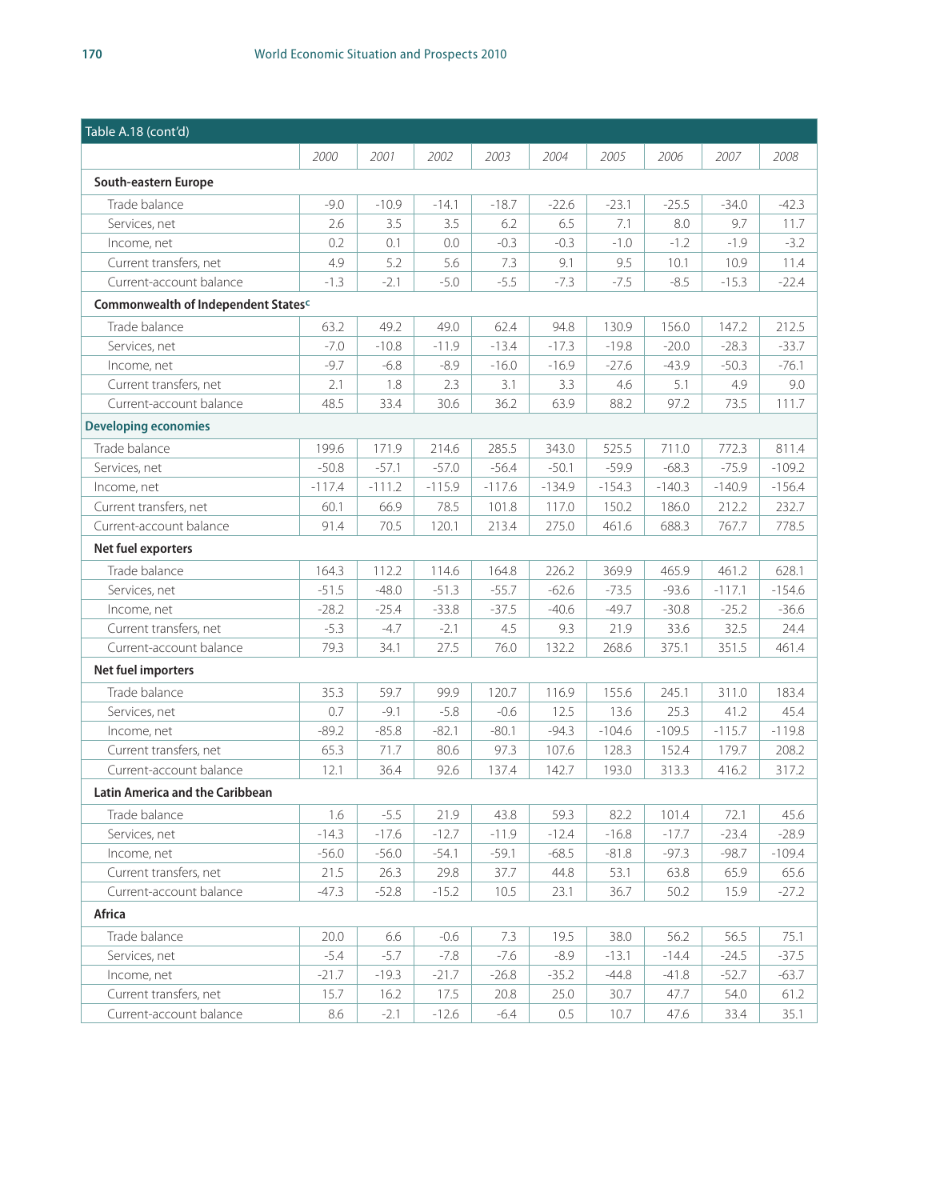Table A.18 (cont'd)

| | 2000 | 2001 | 2002 | 2003 | 2004 | 2005 | 2006 | 2007 | 2008 |
|---|---|---|---|---|---|---|---|---|---|
| **South-eastern Europe** | | | | | | | | | |
| Trade balance | -9.0 | -10.9 | -14.1 | -18.7 | -22.6 | -23.1 | -25.5 | -34.0 | -42.3 |
| Services, net | 2.6 | 3.5 | 3.5 | 6.2 | 6.5 | 7.1 | 8.0 | 9.7 | 11.7 |
| Income, net | 0.2 | 0.1 | 0.0 | -0.3 | -0.3 | -1.0 | -1.2 | -1.9 | -3.2 |
| Current transfers, net | 4.9 | 5.2 | 5.6 | 7.3 | 9.1 | 9.5 | 10.1 | 10.9 | 11.4 |
| Current-account balance | -1.3 | -2.1 | -5.0 | -5.5 | -7.3 | -7.5 | -8.5 | -15.3 | -22.4 |
| **Commonwealth of Independent States[c]** | | | | | | | | | |
| Trade balance | 63.2 | 49.2 | 49.0 | 62.4 | 94.8 | 130.9 | 156.0 | 147.2 | 212.5 |
| Services, net | -7.0 | -10.8 | -11.9 | -13.4 | -17.3 | -19.8 | -20.0 | -28.3 | -33.7 |
| Income, net | -9.7 | -6.8 | -8.9 | -16.0 | -16.9 | -27.6 | -43.9 | -50.3 | -76.1 |
| Current transfers, net | 2.1 | 1.8 | 2.3 | 3.1 | 3.3 | 4.6 | 5.1 | 4.9 | 9.0 |
| Current-account balance | 48.5 | 33.4 | 30.6 | 36.2 | 63.9 | 88.2 | 97.2 | 73.5 | 111.7 |
| **Developing economies** | | | | | | | | | |
| Trade balance | 199.6 | 171.9 | 214.6 | 285.5 | 343.0 | 525.5 | 711.0 | 772.3 | 811.4 |
| Services, net | -50.8 | -57.1 | -57.0 | -56.4 | -50.1 | -59.9 | -68.3 | -75.9 | -109.2 |
| Income, net | -117.4 | -111.2 | -115.9 | -117.6 | -134.9 | -154.3 | -140.3 | -140.9 | -156.4 |
| Current transfers, net | 60.1 | 66.9 | 78.5 | 101.8 | 117.0 | 150.2 | 186.0 | 212.2 | 232.7 |
| Current-account balance | 91.4 | 70.5 | 120.1 | 213.4 | 275.0 | 461.6 | 688.3 | 767.7 | 778.5 |
| **Net fuel exporters** | | | | | | | | | |
| Trade balance | 164.3 | 112.2 | 114.6 | 164.8 | 226.2 | 369.9 | 465.9 | 461.2 | 628.1 |
| Services, net | -51.5 | -48.0 | -51.3 | -55.7 | -62.6 | -73.5 | -93.6 | -117.1 | -154.6 |
| Income, net | -28.2 | -25.4 | -33.8 | -37.5 | -40.6 | -49.7 | -30.8 | -25.2 | -36.6 |
| Current transfers, net | -5.3 | -4.7 | -2.1 | 4.5 | 9.3 | 21.9 | 33.6 | 32.5 | 24.4 |
| Current-account balance | 79.3 | 34.1 | 27.5 | 76.0 | 132.2 | 268.6 | 375.1 | 351.5 | 461.4 |
| **Net fuel importers** | | | | | | | | | |
| Trade balance | 35.3 | 59.7 | 99.9 | 120.7 | 116.9 | 155.6 | 245.1 | 311.0 | 183.4 |
| Services, net | 0.7 | -9.1 | -5.8 | -0.6 | 12.5 | 13.6 | 25.3 | 41.2 | 45.4 |
| Income, net | -89.2 | -85.8 | -82.1 | -80.1 | -94.3 | -104.6 | -109.5 | -115.7 | -119.8 |
| Current transfers, net | 65.3 | 71.7 | 80.6 | 97.3 | 107.6 | 128.3 | 152.4 | 179.7 | 208.2 |
| Current-account balance | 12.1 | 36.4 | 92.6 | 137.4 | 142.7 | 193.0 | 313.3 | 416.2 | 317.2 |
| **Latin America and the Caribbean** | | | | | | | | | |
| Trade balance | 1.6 | -5.5 | 21.9 | 43.8 | 59.3 | 82.2 | 101.4 | 72.1 | 45.6 |
| Services, net | -14.3 | -17.6 | -12.7 | -11.9 | -12.4 | -16.8 | -17.7 | -23.4 | -28.9 |
| Income, net | -56.0 | -56.0 | -54.1 | -59.1 | -68.5 | -81.8 | -97.3 | -98.7 | -109.4 |
| Current transfers, net | 21.5 | 26.3 | 29.8 | 37.7 | 44.8 | 53.1 | 63.8 | 65.9 | 65.6 |
| Current-account balance | -47.3 | -52.8 | -15.2 | 10.5 | 23.1 | 36.7 | 50.2 | 15.9 | -27.2 |
| **Africa** | | | | | | | | | |
| Trade balance | 20.0 | 6.6 | -0.6 | 7.3 | 19.5 | 38.0 | 56.2 | 56.5 | 75.1 |
| Services, net | -5.4 | -5.7 | -7.8 | -7.6 | -8.9 | -13.1 | -14.4 | -24.5 | -37.5 |
| Income, net | -21.7 | -19.3 | -21.7 | -26.8 | -35.2 | -44.8 | -41.8 | -52.7 | -63.7 |
| Current transfers, net | 15.7 | 16.2 | 17.5 | 20.8 | 25.0 | 30.7 | 47.7 | 54.0 | 61.2 |
| Current-account balance | 8.6 | -2.1 | -12.6 | -6.4 | 0.5 | 10.7 | 47.6 | 33.4 | 35.1 |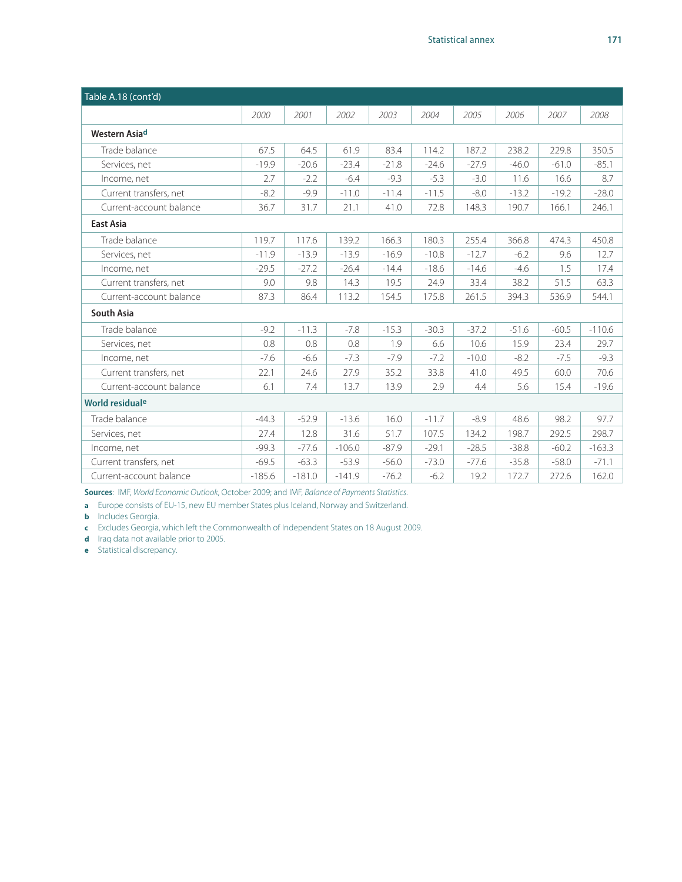Table A.18 (cont'd)

| | 2000 | 2001 | 2002 | 2003 | 2004 | 2005 | 2006 | 2007 | 2008 |
|---|---|---|---|---|---|---|---|---|---|
| **Western Asia**[d] | | | | | | | | | |
| Trade balance | 67.5 | 64.5 | 61.9 | 83.4 | 114.2 | 187.2 | 238.2 | 229.8 | 350.5 |
| Services, net | -19.9 | -20.6 | -23.4 | -21.8 | -24.6 | -27.9 | -46.0 | -61.0 | -85.1 |
| Income, net | 2.7 | -2.2 | -6.4 | -9.3 | -5.3 | -3.0 | 11.6 | 16.6 | 8.7 |
| Current transfers, net | -8.2 | -9.9 | -11.0 | -11.4 | -11.5 | -8.0 | -13.2 | -19.2 | -28.0 |
| Current-account balance | 36.7 | 31.7 | 21.1 | 41.0 | 72.8 | 148.3 | 190.7 | 166.1 | 246.1 |
| **East Asia** | | | | | | | | | |
| Trade balance | 119.7 | 117.6 | 139.2 | 166.3 | 180.3 | 255.4 | 366.8 | 474.3 | 450.8 |
| Services, net | -11.9 | -13.9 | -13.9 | -16.9 | -10.8 | -12.7 | -6.2 | 9.6 | 12.7 |
| Income, net | -29.5 | -27.2 | -26.4 | -14.4 | -18.6 | -14.6 | -4.6 | 1.5 | 17.4 |
| Current transfers, net | 9.0 | 9.8 | 14.3 | 19.5 | 24.9 | 33.4 | 38.2 | 51.5 | 63.3 |
| Current-account balance | 87.3 | 86.4 | 113.2 | 154.5 | 175.8 | 261.5 | 394.3 | 536.9 | 544.1 |
| **South Asia** | | | | | | | | | |
| Trade balance | -9.2 | -11.3 | -7.8 | -15.3 | -30.3 | -37.2 | -51.6 | -60.5 | -110.6 |
| Services, net | 0.8 | 0.8 | 0.8 | 1.9 | 6.6 | 10.6 | 15.9 | 23.4 | 29.7 |
| Income, net | -7.6 | -6.6 | -7.3 | -7.9 | -7.2 | -10.0 | -8.2 | -7.5 | -9.3 |
| Current transfers, net | 22.1 | 24.6 | 27.9 | 35.2 | 33.8 | 41.0 | 49.5 | 60.0 | 70.6 |
| Current-account balance | 6.1 | 7.4 | 13.7 | 13.9 | 2.9 | 4.4 | 5.6 | 15.4 | -19.6 |
| **World residual**[e] | | | | | | | | | |
| Trade balance | -44.3 | -52.9 | -13.6 | 16.0 | -11.7 | -8.9 | 48.6 | 98.2 | 97.7 |
| Services, net | 27.4 | 12.8 | 31.6 | 51.7 | 107.5 | 134.2 | 198.7 | 292.5 | 298.7 |
| Income, net | -99.3 | -77.6 | -106.0 | -87.9 | -29.1 | -28.5 | -38.8 | -60.2 | -163.3 |
| Current transfers, net | -69.5 | -63.3 | -53.9 | -56.0 | -73.0 | -77.6 | -35.8 | -58.0 | -71.1 |
| Current-account balance | -185.6 | -181.0 | -141.9 | -76.2 | -6.2 | 19.2 | 172.7 | 272.6 | 162.0 |

**Sources**: IMF, *World Economic Outlook*, October 2009; and IMF, *Balance of Payments Statistics*.

**a** Europe consists of EU-15, new EU member States plus Iceland, Norway and Switzerland.
**b** Includes Georgia.
**c** Excludes Georgia, which left the Commonwealth of Independent States on 18 August 2009.
**d** Iraq data not available prior to 2005.
**e** Statistical discrepancy.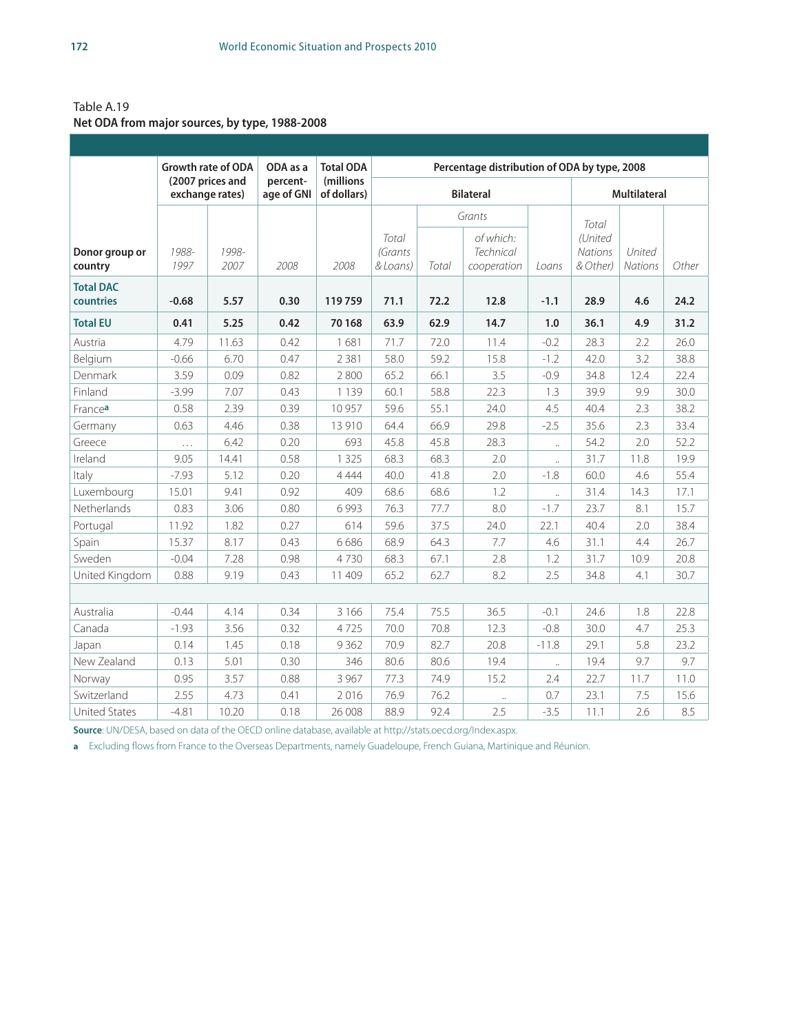Table A.19
**Net ODA from major sources, by type, 1988-2008**

| Donor group or country | Growth rate of ODA (2007 prices and exchange rates) | | ODA as a percentage of GNI | Total ODA (millions of dollars) | Percentage distribution of ODA by type, 2008 | | | | | | |
|---|---|---|---|---|---|---|---|---|---|---|---|
| | | | | | Bilateral | | | | Multilateral | | |
| | | | | | | Grants | | | | | |
| | 1988-1997 | 1998-2007 | 2008 | 2008 | Total (Grants & Loans) | Total | of which: Technical cooperation | Loans | Total (United Nations & Other) | United Nations | Other |
| **Total DAC countries** | **-0.68** | **5.57** | **0.30** | **119 759** | **71.1** | **72.2** | **12.8** | **-1.1** | **28.9** | **4.6** | **24.2** |
| **Total EU** | **0.41** | **5.25** | **0.42** | **70 168** | **63.9** | **62.9** | **14.7** | **1.0** | **36.1** | **4.9** | **31.2** |
| Austria | 4.79 | 11.63 | 0.42 | 1 681 | 71.7 | 72.0 | 11.4 | -0.2 | 28.3 | 2.2 | 26.0 |
| Belgium | -0.66 | 6.70 | 0.47 | 2 381 | 58.0 | 59.2 | 15.8 | -1.2 | 42.0 | 3.2 | 38.8 |
| Denmark | 3.59 | 0.09 | 0.82 | 2 800 | 65.2 | 66.1 | 3.5 | -0.9 | 34.8 | 12.4 | 22.4 |
| Finland | -3.99 | 7.07 | 0.43 | 1 139 | 60.1 | 58.8 | 22.3 | 1.3 | 39.9 | 9.9 | 30.0 |
| France[a] | 0.58 | 2.39 | 0.39 | 10 957 | 59.6 | 55.1 | 24.0 | 4.5 | 40.4 | 2.3 | 38.2 |
| Germany | 0.63 | 4.46 | 0.38 | 13 910 | 64.4 | 66.9 | 29.8 | -2.5 | 35.6 | 2.3 | 33.4 |
| Greece | ... | 6.42 | 0.20 | 693 | 45.8 | 45.8 | 28.3 | .. | 54.2 | 2.0 | 52.2 |
| Ireland | 9.05 | 14.41 | 0.58 | 1 325 | 68.3 | 68.3 | 2.0 | .. | 31.7 | 11.8 | 19.9 |
| Italy | -7.93 | 5.12 | 0.20 | 4 444 | 40.0 | 41.8 | 2.0 | -1.8 | 60.0 | 4.6 | 55.4 |
| Luxembourg | 15.01 | 9.41 | 0.92 | 409 | 68.6 | 68.6 | 1.2 | .. | 31.4 | 14.3 | 17.1 |
| Netherlands | 0.83 | 3.06 | 0.80 | 6 993 | 76.3 | 77.7 | 8.0 | -1.7 | 23.7 | 8.1 | 15.7 |
| Portugal | 11.92 | 1.82 | 0.27 | 614 | 59.6 | 37.5 | 24.0 | 22.1 | 40.4 | 2.0 | 38.4 |
| Spain | 15.37 | 8.17 | 0.43 | 6 686 | 68.9 | 64.3 | 7.7 | 4.6 | 31.1 | 4.4 | 26.7 |
| Sweden | -0.04 | 7.28 | 0.98 | 4 730 | 68.3 | 67.1 | 2.8 | 1.2 | 31.7 | 10.9 | 20.8 |
| United Kingdom | 0.88 | 9.19 | 0.43 | 11 409 | 65.2 | 62.7 | 8.2 | 2.5 | 34.8 | 4.1 | 30.7 |
| | | | | | | | | | | | |
| Australia | -0.44 | 4.14 | 0.34 | 3 166 | 75.4 | 75.5 | 36.5 | -0.1 | 24.6 | 1.8 | 22.8 |
| Canada | -1.93 | 3.56 | 0.32 | 4 725 | 70.0 | 70.8 | 12.3 | -0.8 | 30.0 | 4.7 | 25.3 |
| Japan | 0.14 | 1.45 | 0.18 | 9 362 | 70.9 | 82.7 | 20.8 | -11.8 | 29.1 | 5.8 | 23.2 |
| New Zealand | 0.13 | 5.01 | 0.30 | 346 | 80.6 | 80.6 | 19.4 | .. | 19.4 | 9.7 | 9.7 |
| Norway | 0.95 | 3.57 | 0.88 | 3 967 | 77.3 | 74.9 | 15.2 | 2.4 | 22.7 | 11.7 | 11.0 |
| Switzerland | 2.55 | 4.73 | 0.41 | 2 016 | 76.9 | 76.2 | .. | 0.7 | 23.1 | 7.5 | 15.6 |
| United States | -4.81 | 10.20 | 0.18 | 26 008 | 88.9 | 92.4 | 2.5 | -3.5 | 11.1 | 2.6 | 8.5 |

**Source**: UN/DESA, based on data of the OECD online database, available at http://stats.oecd.org/Index.aspx.

**a** Excluding flows from France to the Overseas Departments, namely Guadeloupe, French Guiana, Martinique and Réunion.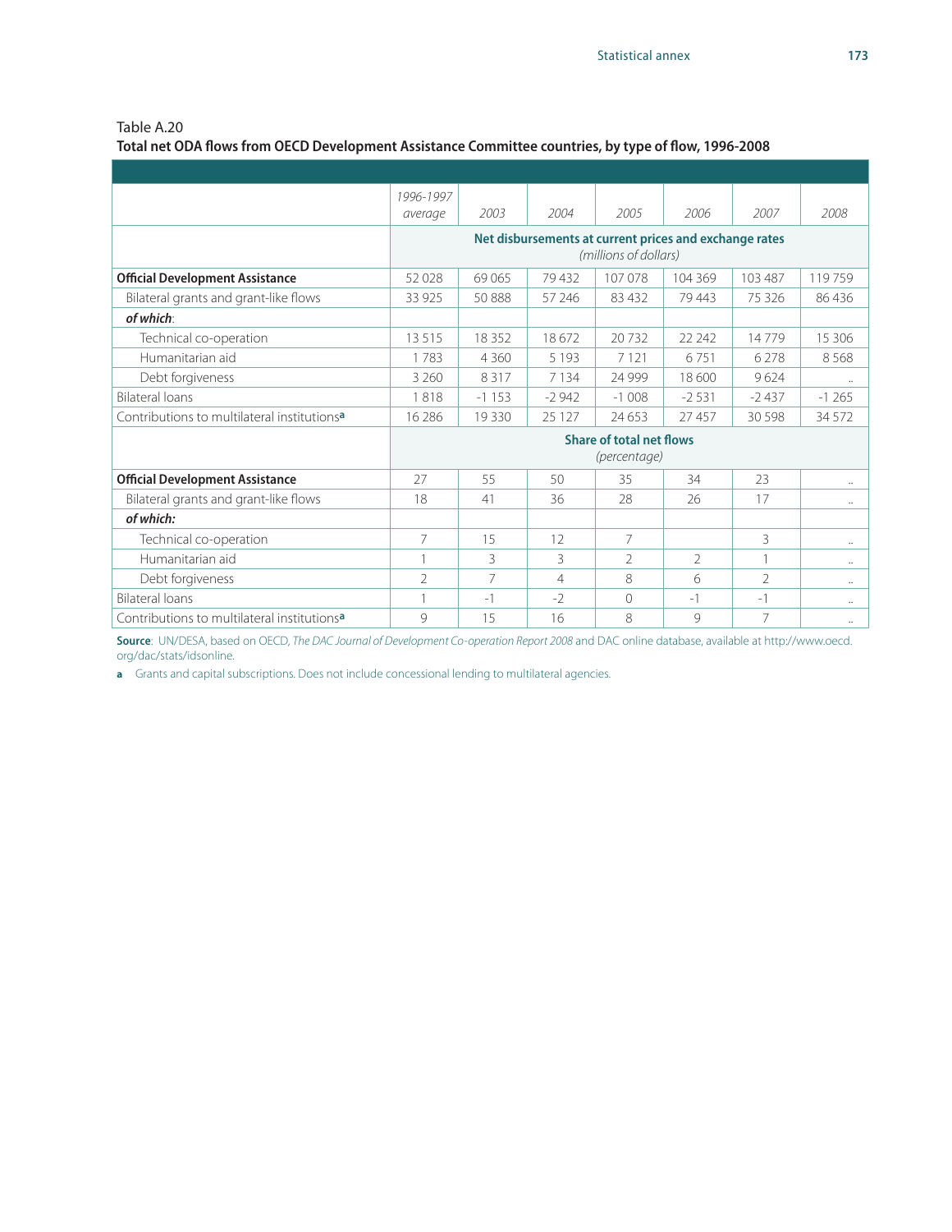Table A.20

**Total net ODA flows from OECD Development Assistance Committee countries, by type of flow, 1996-2008**

| | *1996-1997 average* | *2003* | *2004* | *2005* | *2006* | *2007* | *2008* |
|---|---|---|---|---|---|---|---|
| | **Net disbursements at current prices and exchange rates** *(millions of dollars)* | | | | | | |
| **Official Development Assistance** | 52 028 | 69 065 | 79 432 | 107 078 | 104 369 | 103 487 | 119 759 |
| Bilateral grants and grant-like flows | 33 925 | 50 888 | 57 246 | 83 432 | 79 443 | 75 326 | 86 436 |
| ***of which***: | | | | | | | |
| Technical co-operation | 13 515 | 18 352 | 18 672 | 20 732 | 22 242 | 14 779 | 15 306 |
| Humanitarian aid | 1 783 | 4 360 | 5 193 | 7 121 | 6 751 | 6 278 | 8 568 |
| Debt forgiveness | 3 260 | 8 317 | 7 134 | 24 999 | 18 600 | 9 624 | .. |
| Bilateral loans | 1 818 | -1 153 | -2 942 | -1 008 | -2 531 | -2 437 | -1 265 |
| Contributions to multilateral institutions[a] | 16 286 | 19 330 | 25 127 | 24 653 | 27 457 | 30 598 | 34 572 |
| | **Share of total net flows** *(percentage)* | | | | | | |
| **Official Development Assistance** | 27 | 55 | 50 | 35 | 34 | 23 | .. |
| Bilateral grants and grant-like flows | 18 | 41 | 36 | 28 | 26 | 17 | .. |
| ***of which:*** | | | | | | | |
| Technical co-operation | 7 | 15 | 12 | 7 | | 3 | .. |
| Humanitarian aid | 1 | 3 | 3 | 2 | 2 | 1 | .. |
| Debt forgiveness | 2 | 7 | 4 | 8 | 6 | 2 | .. |
| Bilateral loans | 1 | -1 | -2 | 0 | -1 | -1 | .. |
| Contributions to multilateral institutions[a] | 9 | 15 | 16 | 8 | 9 | 7 | .. |

**Source**: UN/DESA, based on OECD, *The DAC Journal of Development Co-operation Report 2008* and DAC online database, available at http://www.oecd.org/dac/stats/idsonline.

**a** Grants and capital subscriptions. Does not include concessional lending to multilateral agencies.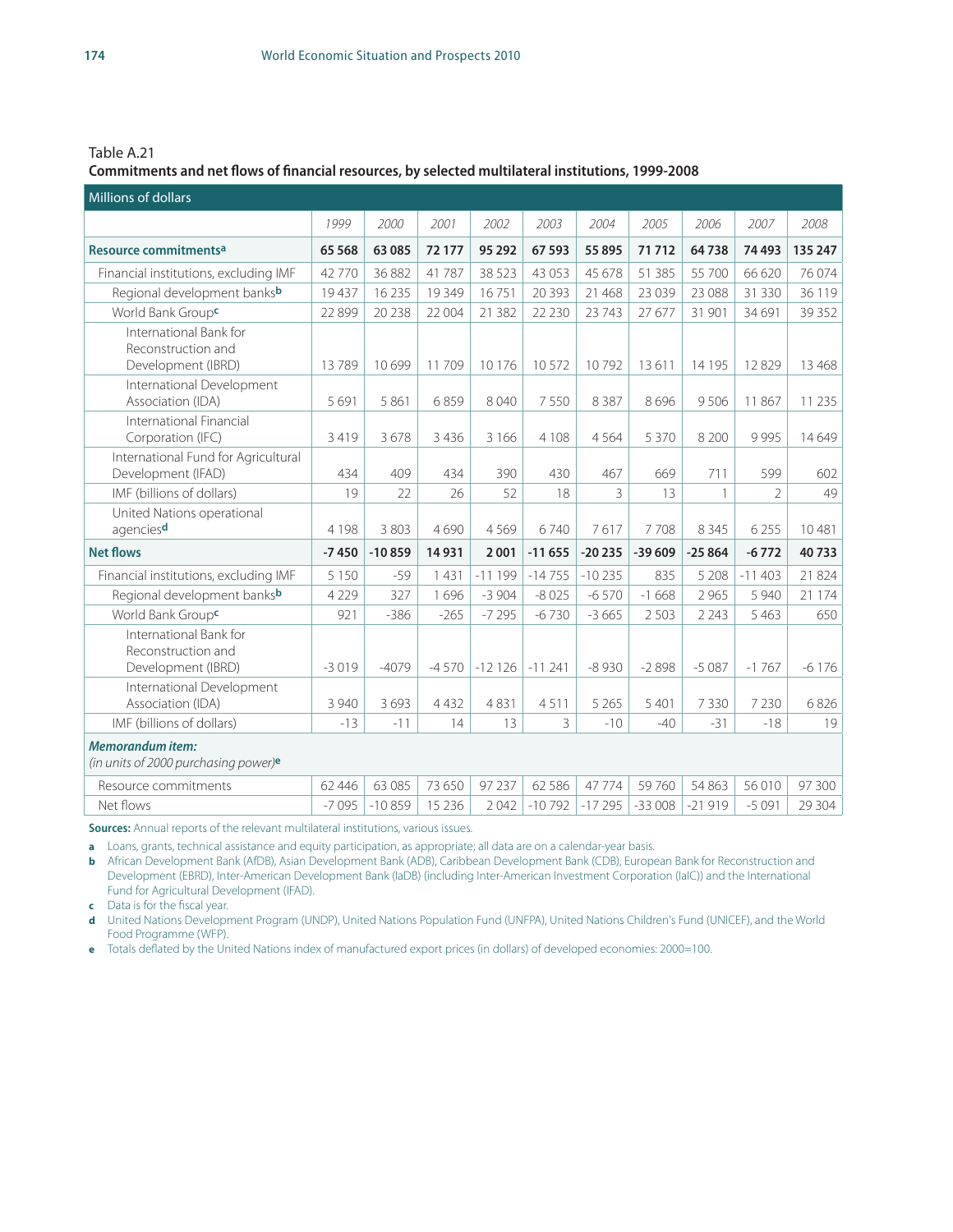Table A.21

**Commitments and net flows of financial resources, by selected multilateral institutions, 1999-2008**

| Millions of dollars | 1999 | 2000 | 2001 | 2002 | 2003 | 2004 | 2005 | 2006 | 2007 | 2008 |
|---|---|---|---|---|---|---|---|---|---|---|
| **Resource commitments[a]** | **65 568** | **63 085** | **72 177** | **95 292** | **67 593** | **55 895** | **71 712** | **64 738** | **74 493** | **135 247** |
| Financial institutions, excluding IMF | 42 770 | 36 882 | 41 787 | 38 523 | 43 053 | 45 678 | 51 385 | 55 700 | 66 620 | 76 074 |
| Regional development banks[b] | 19 437 | 16 235 | 19 349 | 16 751 | 20 393 | 21 468 | 23 039 | 23 088 | 31 330 | 36 119 |
| World Bank Group[c] | 22 899 | 20 238 | 22 004 | 21 382 | 22 230 | 23 743 | 27 677 | 31 901 | 34 691 | 39 352 |
| International Bank for Reconstruction and Development (IBRD) | 13 789 | 10 699 | 11 709 | 10 176 | 10 572 | 10 792 | 13 611 | 14 195 | 12 829 | 13 468 |
| International Development Association (IDA) | 5 691 | 5 861 | 6 859 | 8 040 | 7 550 | 8 387 | 8 696 | 9 506 | 11 867 | 11 235 |
| International Financial Corporation (IFC) | 3 419 | 3 678 | 3 436 | 3 166 | 4 108 | 4 564 | 5 370 | 8 200 | 9 995 | 14 649 |
| International Fund for Agricultural Development (IFAD) | 434 | 409 | 434 | 390 | 430 | 467 | 669 | 711 | 599 | 602 |
| IMF (billions of dollars) | 19 | 22 | 26 | 52 | 18 | 3 | 13 | 1 | 2 | 49 |
| United Nations operational agencies[d] | 4 198 | 3 803 | 4 690 | 4 569 | 6 740 | 7 617 | 7 708 | 8 345 | 6 255 | 10 481 |
| **Net flows** | **-7 450** | **-10 859** | **14 931** | **2 001** | **-11 655** | **-20 235** | **-39 609** | **-25 864** | **-6 772** | **40 733** |
| Financial institutions, excluding IMF | 5 150 | -59 | 1 431 | -11 199 | -14 755 | -10 235 | 835 | 5 208 | -11 403 | 21 824 |
| Regional development banks[b] | 4 229 | 327 | 1 696 | -3 904 | -8 025 | -6 570 | -1 668 | 2 965 | 5 940 | 21 174 |
| World Bank Group[c] | 921 | -386 | -265 | -7 295 | -6 730 | -3 665 | 2 503 | 2 243 | 5 463 | 650 |
| International Bank for Reconstruction and Development (IBRD) | -3 019 | -4079 | -4 570 | -12 126 | -11 241 | -8 930 | -2 898 | -5 087 | -1 767 | -6 176 |
| International Development Association (IDA) | 3 940 | 3 693 | 4 432 | 4 831 | 4 511 | 5 265 | 5 401 | 7 330 | 7 230 | 6 826 |
| IMF (billions of dollars) | -13 | -11 | 14 | 13 | 3 | -10 | -40 | -31 | -18 | 19 |
| ***Memorandum item:*** *(in units of 2000 purchasing power)*[e] | | | | | | | | | | |
| Resource commitments | 62 446 | 63 085 | 73 650 | 97 237 | 62 586 | 47 774 | 59 760 | 54 863 | 56 010 | 97 300 |
| Net flows | -7 095 | -10 859 | 15 236 | 2 042 | -10 792 | -17 295 | -33 008 | -21 919 | -5 091 | 29 304 |

**Sources:** Annual reports of the relevant multilateral institutions, various issues.

**a** Loans, grants, technical assistance and equity participation, as appropriate; all data are on a calendar-year basis.

**b** African Development Bank (AfDB), Asian Development Bank (ADB), Caribbean Development Bank (CDB), European Bank for Reconstruction and Development (EBRD), Inter-American Development Bank (IaDB) (including Inter-American Investment Corporation (IaIC)) and the International Fund for Agricultural Development (IFAD).

**c** Data is for the fiscal year.

**d** United Nations Development Program (UNDP), United Nations Population Fund (UNFPA), United Nations Children's Fund (UNICEF), and the World Food Programme (WFP).

**e** Totals deflated by the United Nations index of manufactured export prices (in dollars) of developed economies: 2000=100.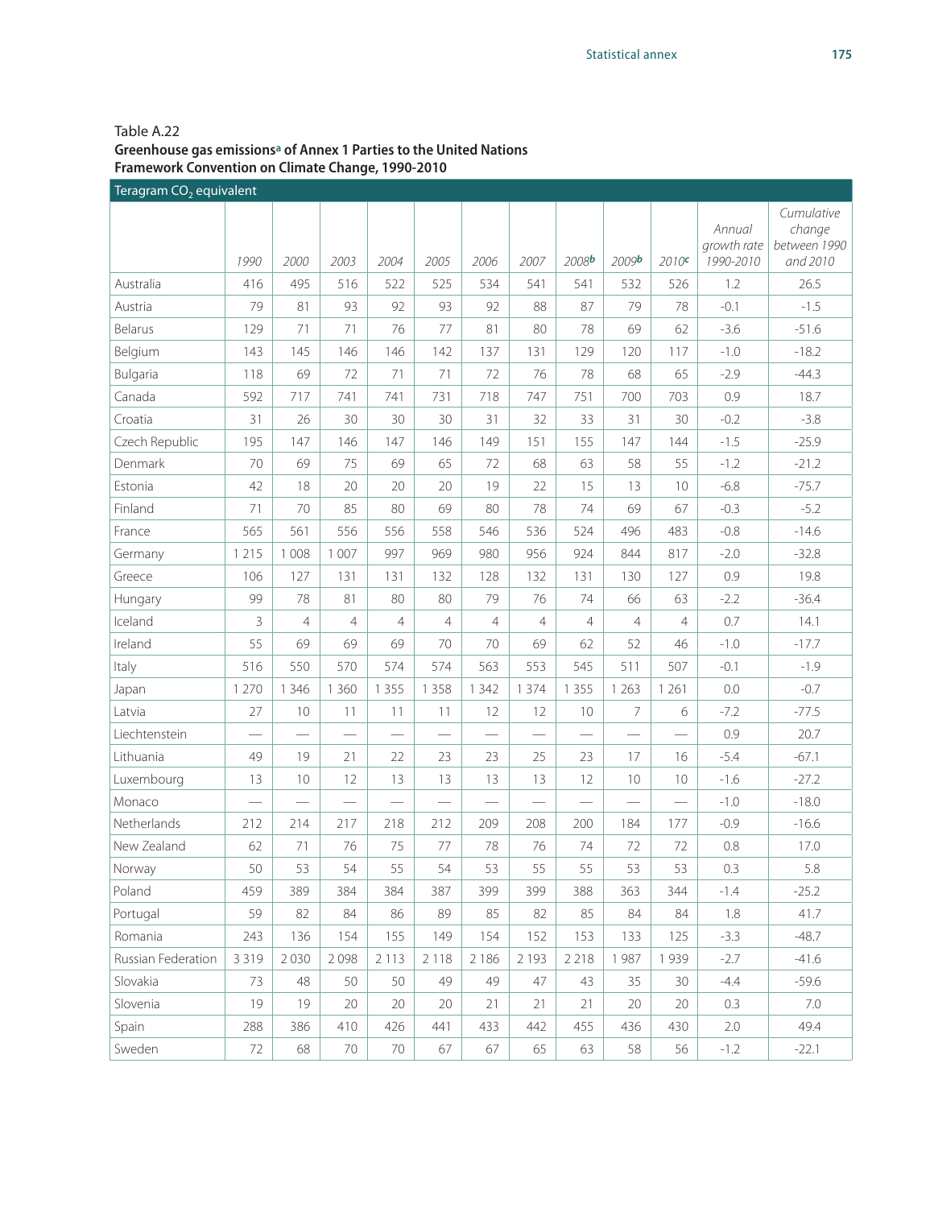Table A.22

**Greenhouse gas emissions[a] of Annex 1 Parties to the United Nations Framework Convention on Climate Change, 1990-2010**

Teragram $CO_2$ equivalent

| | 1990 | 2000 | 2003 | 2004 | 2005 | 2006 | 2007 | 2008[b] | 2009[b] | 2010[c] | Annual growth rate 1990-2010 | Cumulative change between 1990 and 2010 |
|---|---|---|---|---|---|---|---|---|---|---|---|---|
| Australia | 416 | 495 | 516 | 522 | 525 | 534 | 541 | 541 | 532 | 526 | 1.2 | 26.5 |
| Austria | 79 | 81 | 93 | 92 | 93 | 92 | 88 | 87 | 79 | 78 | -0.1 | -1.5 |
| Belarus | 129 | 71 | 71 | 76 | 77 | 81 | 80 | 78 | 69 | 62 | -3.6 | -51.6 |
| Belgium | 143 | 145 | 146 | 146 | 142 | 137 | 131 | 129 | 120 | 117 | -1.0 | -18.2 |
| Bulgaria | 118 | 69 | 72 | 71 | 71 | 72 | 76 | 78 | 68 | 65 | -2.9 | -44.3 |
| Canada | 592 | 717 | 741 | 741 | 731 | 718 | 747 | 751 | 700 | 703 | 0.9 | 18.7 |
| Croatia | 31 | 26 | 30 | 30 | 30 | 31 | 32 | 33 | 31 | 30 | -0.2 | -3.8 |
| Czech Republic | 195 | 147 | 146 | 147 | 146 | 149 | 151 | 155 | 147 | 144 | -1.5 | -25.9 |
| Denmark | 70 | 69 | 75 | 69 | 65 | 72 | 68 | 63 | 58 | 55 | -1.2 | -21.2 |
| Estonia | 42 | 18 | 20 | 20 | 20 | 19 | 22 | 15 | 13 | 10 | -6.8 | -75.7 |
| Finland | 71 | 70 | 85 | 80 | 69 | 80 | 78 | 74 | 69 | 67 | -0.3 | -5.2 |
| France | 565 | 561 | 556 | 556 | 558 | 546 | 536 | 524 | 496 | 483 | -0.8 | -14.6 |
| Germany | 1 215 | 1 008 | 1 007 | 997 | 969 | 980 | 956 | 924 | 844 | 817 | -2.0 | -32.8 |
| Greece | 106 | 127 | 131 | 131 | 132 | 128 | 132 | 131 | 130 | 127 | 0.9 | 19.8 |
| Hungary | 99 | 78 | 81 | 80 | 80 | 79 | 76 | 74 | 66 | 63 | -2.2 | -36.4 |
| Iceland | 3 | 4 | 4 | 4 | 4 | 4 | 4 | 4 | 4 | 4 | 0.7 | 14.1 |
| Ireland | 55 | 69 | 69 | 69 | 70 | 70 | 69 | 62 | 52 | 46 | -1.0 | -17.7 |
| Italy | 516 | 550 | 570 | 574 | 574 | 563 | 553 | 545 | 511 | 507 | -0.1 | -1.9 |
| Japan | 1 270 | 1 346 | 1 360 | 1 355 | 1 358 | 1 342 | 1 374 | 1 355 | 1 263 | 1 261 | 0.0 | -0.7 |
| Latvia | 27 | 10 | 11 | 11 | 11 | 12 | 12 | 10 | 7 | 6 | -7.2 | -77.5 |
| Liechtenstein | — | — | — | — | — | — | — | — | — | — | 0.9 | 20.7 |
| Lithuania | 49 | 19 | 21 | 22 | 23 | 23 | 25 | 23 | 17 | 16 | -5.4 | -67.1 |
| Luxembourg | 13 | 10 | 12 | 13 | 13 | 13 | 13 | 12 | 10 | 10 | -1.6 | -27.2 |
| Monaco | — | — | — | — | — | — | — | — | — | — | -1.0 | -18.0 |
| Netherlands | 212 | 214 | 217 | 218 | 212 | 209 | 208 | 200 | 184 | 177 | -0.9 | -16.6 |
| New Zealand | 62 | 71 | 76 | 75 | 77 | 78 | 76 | 74 | 72 | 72 | 0.8 | 17.0 |
| Norway | 50 | 53 | 54 | 55 | 54 | 53 | 55 | 55 | 53 | 53 | 0.3 | 5.8 |
| Poland | 459 | 389 | 384 | 384 | 387 | 399 | 399 | 388 | 363 | 344 | -1.4 | -25.2 |
| Portugal | 59 | 82 | 84 | 86 | 89 | 85 | 82 | 85 | 84 | 84 | 1.8 | 41.7 |
| Romania | 243 | 136 | 154 | 155 | 149 | 154 | 152 | 153 | 133 | 125 | -3.3 | -48.7 |
| Russian Federation | 3 319 | 2 030 | 2 098 | 2 113 | 2 118 | 2 186 | 2 193 | 2 218 | 1 987 | 1 939 | -2.7 | -41.6 |
| Slovakia | 73 | 48 | 50 | 50 | 49 | 49 | 47 | 43 | 35 | 30 | -4.4 | -59.6 |
| Slovenia | 19 | 19 | 20 | 20 | 20 | 21 | 21 | 21 | 20 | 20 | 0.3 | 7.0 |
| Spain | 288 | 386 | 410 | 426 | 441 | 433 | 442 | 455 | 436 | 430 | 2.0 | 49.4 |
| Sweden | 72 | 68 | 70 | 70 | 67 | 67 | 65 | 63 | 58 | 56 | -1.2 | -22.1 |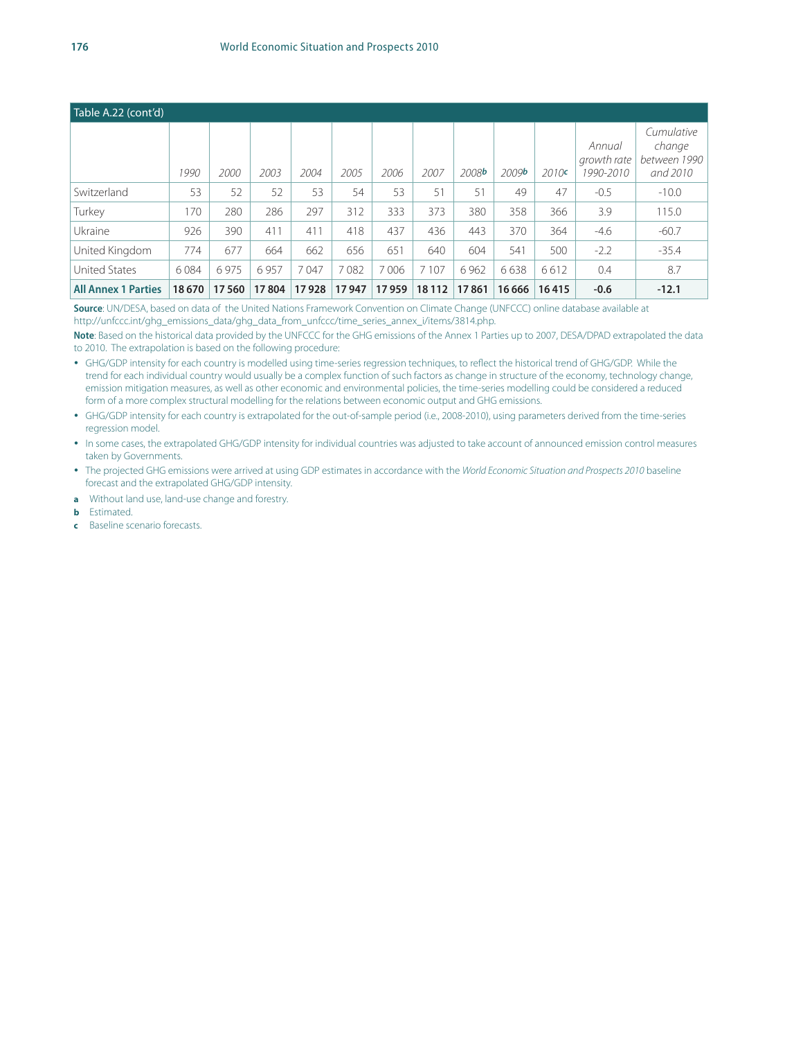Table A.22 (cont'd)

| | 1990 | 2000 | 2003 | 2004 | 2005 | 2006 | 2007 | 2008[b] | 2009[b] | 2010[c] | Annual growth rate 1990-2010 | Cumulative change between 1990 and 2010 |
|---|---|---|---|---|---|---|---|---|---|---|---|---|
| Switzerland | 53 | 52 | 52 | 53 | 54 | 53 | 51 | 51 | 49 | 47 | -0.5 | -10.0 |
| Turkey | 170 | 280 | 286 | 297 | 312 | 333 | 373 | 380 | 358 | 366 | 3.9 | 115.0 |
| Ukraine | 926 | 390 | 411 | 411 | 418 | 437 | 436 | 443 | 370 | 364 | -4.6 | -60.7 |
| United Kingdom | 774 | 677 | 664 | 662 | 656 | 651 | 640 | 604 | 541 | 500 | -2.2 | -35.4 |
| United States | 6 084 | 6 975 | 6 957 | 7 047 | 7 082 | 7 006 | 7 107 | 6 962 | 6 638 | 6 612 | 0.4 | 8.7 |
| **All Annex 1 Parties** | **18 670** | **17 560** | **17 804** | **17 928** | **17 947** | **17 959** | **18 112** | **17 861** | **16 666** | **16 415** | **-0.6** | **-12.1** |

**Source**: UN/DESA, based on data of the United Nations Framework Convention on Climate Change (UNFCCC) online database available at http://unfccc.int/ghg_emissions_data/ghg_data_from_unfccc/time_series_annex_i/items/3814.php.

**Note**: Based on the historical data provided by the UNFCCC for the GHG emissions of the Annex 1 Parties up to 2007, DESA/DPAD extrapolated the data to 2010. The extrapolation is based on the following procedure:

- GHG/GDP intensity for each country is modelled using time-series regression techniques, to reflect the historical trend of GHG/GDP. While the trend for each individual country would usually be a complex function of such factors as change in structure of the economy, technology change, emission mitigation measures, as well as other economic and environmental policies, the time-series modelling could be considered a reduced form of a more complex structural modelling for the relations between economic output and GHG emissions.
- GHG/GDP intensity for each country is extrapolated for the out-of-sample period (i.e., 2008-2010), using parameters derived from the time-series regression model.
- In some cases, the extrapolated GHG/GDP intensity for individual countries was adjusted to take account of announced emission control measures taken by Governments.
- The projected GHG emissions were arrived at using GDP estimates in accordance with the *World Economic Situation and Prospects 2010* baseline forecast and the extrapolated GHG/GDP intensity.

**a** Without land use, land-use change and forestry.

**b** Estimated.

**c** Baseline scenario forecasts.